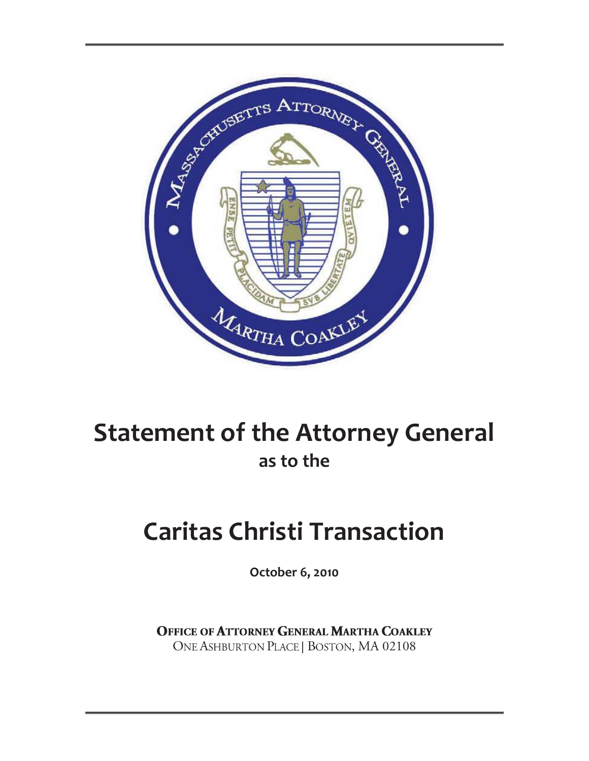# Statement of the Attorney General

## as to the

# Caritas Christi Transaction

**October 6, 2010**

**OFFICE OF ATTORNEY GENERAL MARTHA COAKLEY**
ONE ASHBURTON PLACE | BOSTON, MA 02108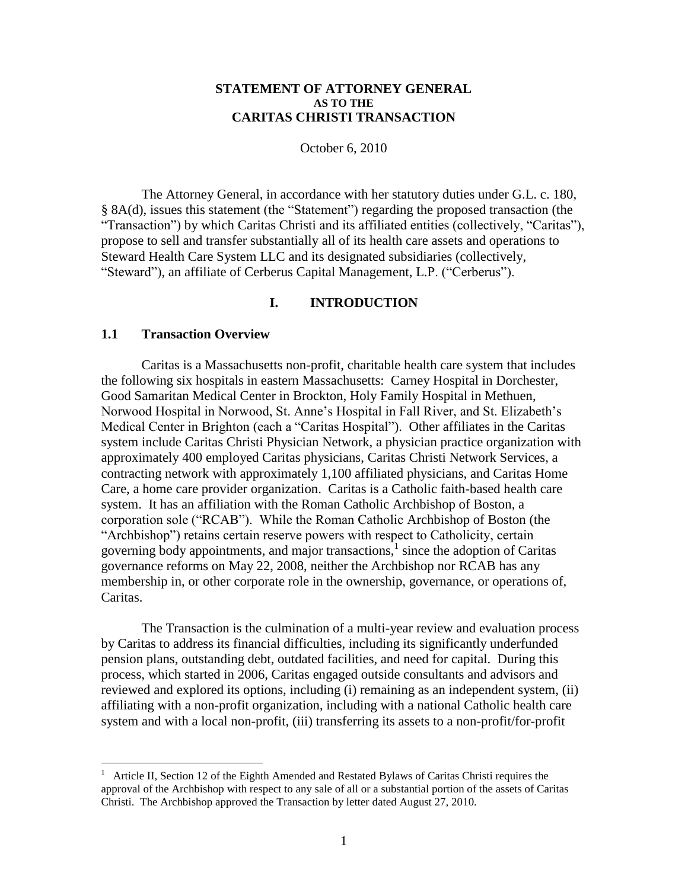# STATEMENT OF ATTORNEY GENERAL AS TO THE CARITAS CHRISTI TRANSACTION

October 6, 2010

The Attorney General, in accordance with her statutory duties under G.L. c. 180, § 8A(d), issues this statement (the "Statement") regarding the proposed transaction (the "Transaction") by which Caritas Christi and its affiliated entities (collectively, "Caritas"), propose to sell and transfer substantially all of its health care assets and operations to Steward Health Care System LLC and its designated subsidiaries (collectively, "Steward"), an affiliate of Cerberus Capital Management, L.P. ("Cerberus").

## I. INTRODUCTION

### 1.1 Transaction Overview

Caritas is a Massachusetts non-profit, charitable health care system that includes the following six hospitals in eastern Massachusetts: Carney Hospital in Dorchester, Good Samaritan Medical Center in Brockton, Holy Family Hospital in Methuen, Norwood Hospital in Norwood, St. Anne's Hospital in Fall River, and St. Elizabeth's Medical Center in Brighton (each a "Caritas Hospital"). Other affiliates in the Caritas system include Caritas Christi Physician Network, a physician practice organization with approximately 400 employed Caritas physicians, Caritas Christi Network Services, a contracting network with approximately 1,100 affiliated physicians, and Caritas Home Care, a home care provider organization. Caritas is a Catholic faith-based health care system. It has an affiliation with the Roman Catholic Archbishop of Boston, a corporation sole ("RCAB"). While the Roman Catholic Archbishop of Boston (the "Archbishop") retains certain reserve powers with respect to Catholicity, certain governing body appointments, and major transactions,[1] since the adoption of Caritas governance reforms on May 22, 2008, neither the Archbishop nor RCAB has any membership in, or other corporate role in the ownership, governance, or operations of, Caritas.

The Transaction is the culmination of a multi-year review and evaluation process by Caritas to address its financial difficulties, including its significantly underfunded pension plans, outstanding debt, outdated facilities, and need for capital. During this process, which started in 2006, Caritas engaged outside consultants and advisors and reviewed and explored its options, including (i) remaining as an independent system, (ii) affiliating with a non-profit organization, including with a national Catholic health care system and with a local non-profit, (iii) transferring its assets to a non-profit/for-profit

[1] Article II, Section 12 of the Eighth Amended and Restated Bylaws of Caritas Christi requires the approval of the Archbishop with respect to any sale of all or a substantial portion of the assets of Caritas Christi. The Archbishop approved the Transaction by letter dated August 27, 2010.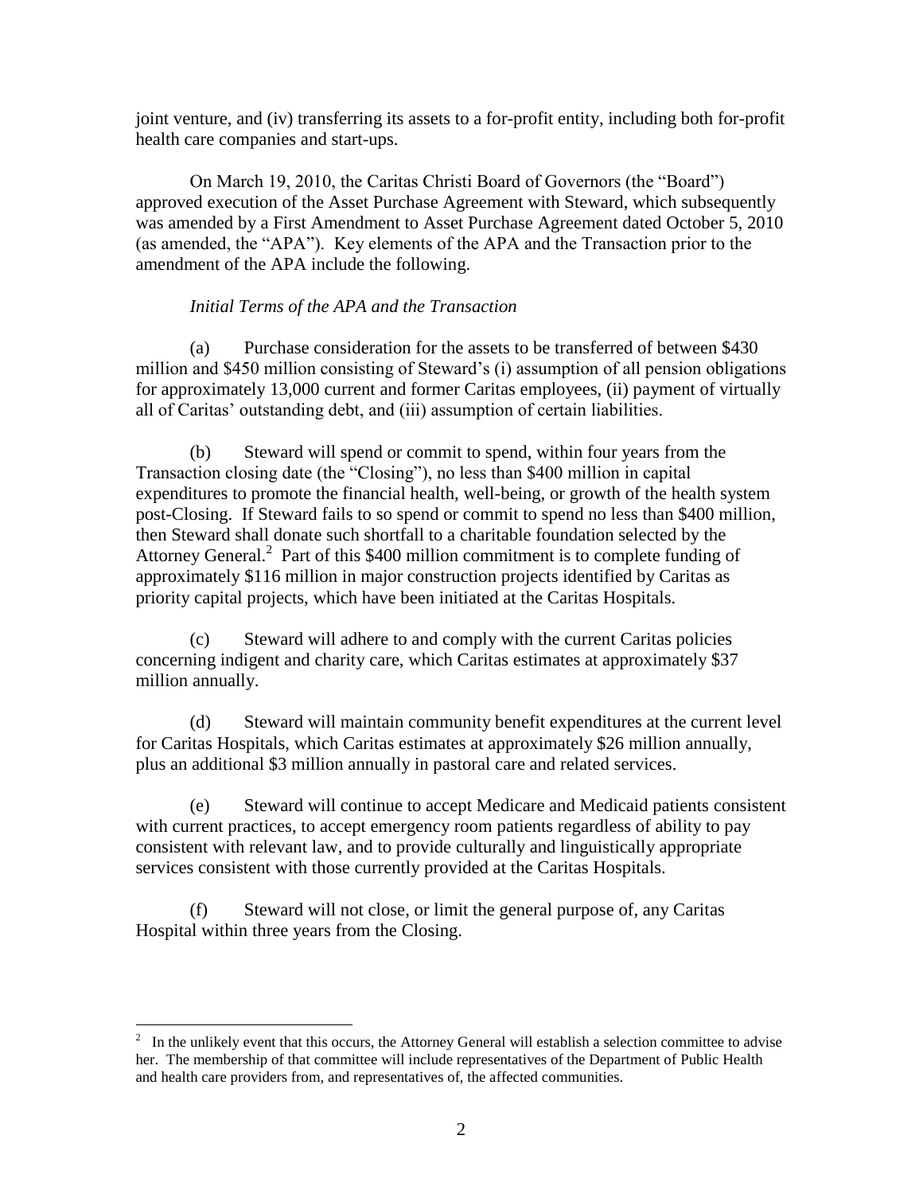joint venture, and (iv) transferring its assets to a for-profit entity, including both for-profit health care companies and start-ups.

On March 19, 2010, the Caritas Christi Board of Governors (the "Board") approved execution of the Asset Purchase Agreement with Steward, which subsequently was amended by a First Amendment to Asset Purchase Agreement dated October 5, 2010 (as amended, the "APA"). Key elements of the APA and the Transaction prior to the amendment of the APA include the following.

*Initial Terms of the APA and the Transaction*

(a) Purchase consideration for the assets to be transferred of between $430 million and $450 million consisting of Steward's (i) assumption of all pension obligations for approximately 13,000 current and former Caritas employees, (ii) payment of virtually all of Caritas' outstanding debt, and (iii) assumption of certain liabilities.

(b) Steward will spend or commit to spend, within four years from the Transaction closing date (the "Closing"), no less than $400 million in capital expenditures to promote the financial health, well-being, or growth of the health system post-Closing. If Steward fails to so spend or commit to spend no less than $400 million, then Steward shall donate such shortfall to a charitable foundation selected by the Attorney General.[2] Part of this $400 million commitment is to complete funding of approximately $116 million in major construction projects identified by Caritas as priority capital projects, which have been initiated at the Caritas Hospitals.

(c) Steward will adhere to and comply with the current Caritas policies concerning indigent and charity care, which Caritas estimates at approximately $37 million annually.

(d) Steward will maintain community benefit expenditures at the current level for Caritas Hospitals, which Caritas estimates at approximately $26 million annually, plus an additional $3 million annually in pastoral care and related services.

(e) Steward will continue to accept Medicare and Medicaid patients consistent with current practices, to accept emergency room patients regardless of ability to pay consistent with relevant law, and to provide culturally and linguistically appropriate services consistent with those currently provided at the Caritas Hospitals.

(f) Steward will not close, or limit the general purpose of, any Caritas Hospital within three years from the Closing.

---

[2] In the unlikely event that this occurs, the Attorney General will establish a selection committee to advise her. The membership of that committee will include representatives of the Department of Public Health and health care providers from, and representatives of, the affected communities.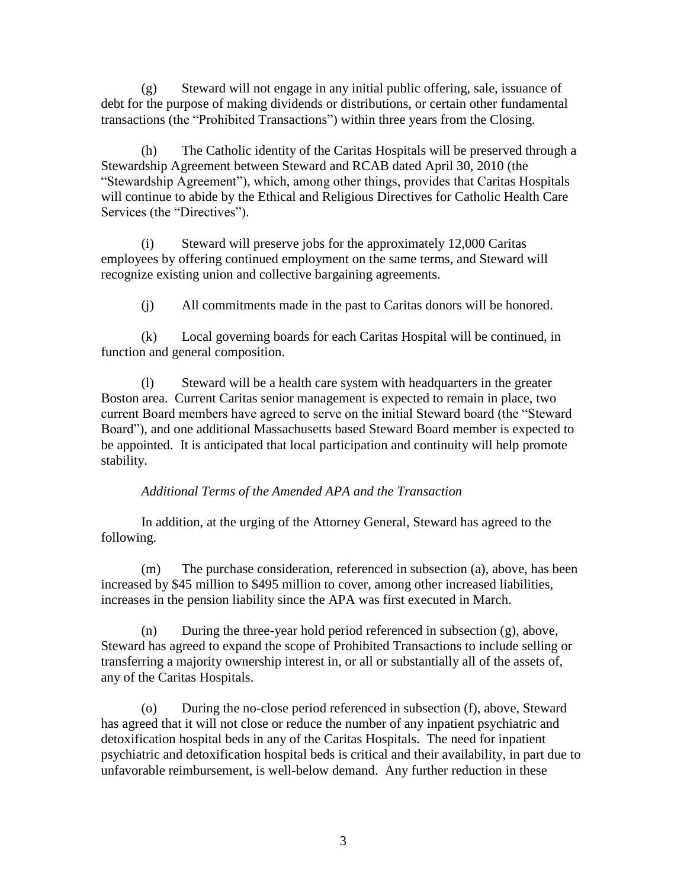(g) Steward will not engage in any initial public offering, sale, issuance of debt for the purpose of making dividends or distributions, or certain other fundamental transactions (the "Prohibited Transactions") within three years from the Closing.

(h) The Catholic identity of the Caritas Hospitals will be preserved through a Stewardship Agreement between Steward and RCAB dated April 30, 2010 (the "Stewardship Agreement"), which, among other things, provides that Caritas Hospitals will continue to abide by the Ethical and Religious Directives for Catholic Health Care Services (the "Directives").

(i) Steward will preserve jobs for the approximately 12,000 Caritas employees by offering continued employment on the same terms, and Steward will recognize existing union and collective bargaining agreements.

(j) All commitments made in the past to Caritas donors will be honored.

(k) Local governing boards for each Caritas Hospital will be continued, in function and general composition.

(l) Steward will be a health care system with headquarters in the greater Boston area. Current Caritas senior management is expected to remain in place, two current Board members have agreed to serve on the initial Steward board (the "Steward Board"), and one additional Massachusetts based Steward Board member is expected to be appointed. It is anticipated that local participation and continuity will help promote stability.

*Additional Terms of the Amended APA and the Transaction*

In addition, at the urging of the Attorney General, Steward has agreed to the following.

(m) The purchase consideration, referenced in subsection (a), above, has been increased by $45 million to $495 million to cover, among other increased liabilities, increases in the pension liability since the APA was first executed in March.

(n) During the three-year hold period referenced in subsection (g), above, Steward has agreed to expand the scope of Prohibited Transactions to include selling or transferring a majority ownership interest in, or all or substantially all of the assets of, any of the Caritas Hospitals.

(o) During the no-close period referenced in subsection (f), above, Steward has agreed that it will not close or reduce the number of any inpatient psychiatric and detoxification hospital beds in any of the Caritas Hospitals. The need for inpatient psychiatric and detoxification hospital beds is critical and their availability, in part due to unfavorable reimbursement, is well-below demand. Any further reduction in these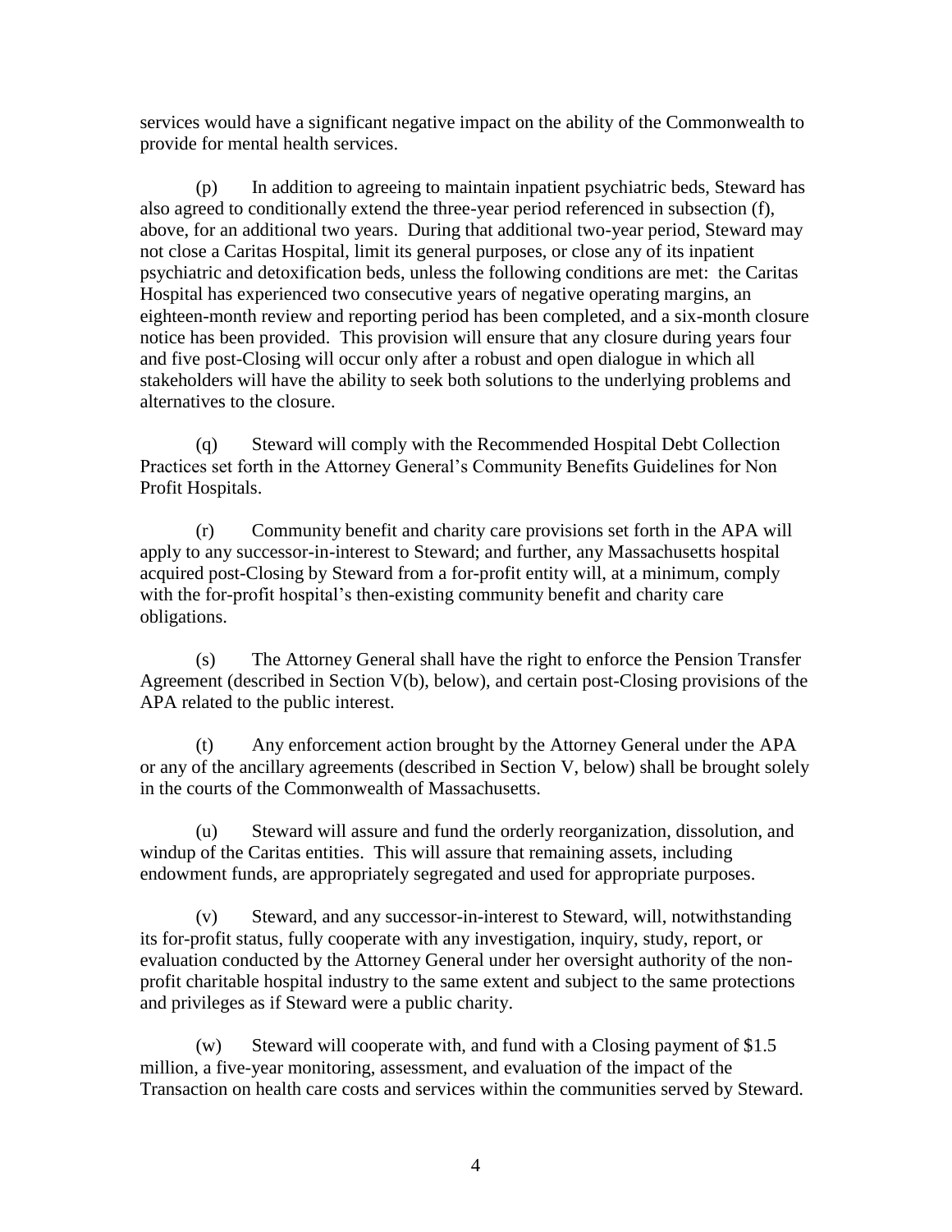services would have a significant negative impact on the ability of the Commonwealth to provide for mental health services.

(p) In addition to agreeing to maintain inpatient psychiatric beds, Steward has also agreed to conditionally extend the three-year period referenced in subsection (f), above, for an additional two years. During that additional two-year period, Steward may not close a Caritas Hospital, limit its general purposes, or close any of its inpatient psychiatric and detoxification beds, unless the following conditions are met: the Caritas Hospital has experienced two consecutive years of negative operating margins, an eighteen-month review and reporting period has been completed, and a six-month closure notice has been provided. This provision will ensure that any closure during years four and five post-Closing will occur only after a robust and open dialogue in which all stakeholders will have the ability to seek both solutions to the underlying problems and alternatives to the closure.

(q) Steward will comply with the Recommended Hospital Debt Collection Practices set forth in the Attorney General's Community Benefits Guidelines for Non Profit Hospitals.

(r) Community benefit and charity care provisions set forth in the APA will apply to any successor-in-interest to Steward; and further, any Massachusetts hospital acquired post-Closing by Steward from a for-profit entity will, at a minimum, comply with the for-profit hospital's then-existing community benefit and charity care obligations.

(s) The Attorney General shall have the right to enforce the Pension Transfer Agreement (described in Section V(b), below), and certain post-Closing provisions of the APA related to the public interest.

(t) Any enforcement action brought by the Attorney General under the APA or any of the ancillary agreements (described in Section V, below) shall be brought solely in the courts of the Commonwealth of Massachusetts.

(u) Steward will assure and fund the orderly reorganization, dissolution, and windup of the Caritas entities. This will assure that remaining assets, including endowment funds, are appropriately segregated and used for appropriate purposes.

(v) Steward, and any successor-in-interest to Steward, will, notwithstanding its for-profit status, fully cooperate with any investigation, inquiry, study, report, or evaluation conducted by the Attorney General under her oversight authority of the non-profit charitable hospital industry to the same extent and subject to the same protections and privileges as if Steward were a public charity.

(w) Steward will cooperate with, and fund with a Closing payment of $1.5 million, a five-year monitoring, assessment, and evaluation of the impact of the Transaction on health care costs and services within the communities served by Steward.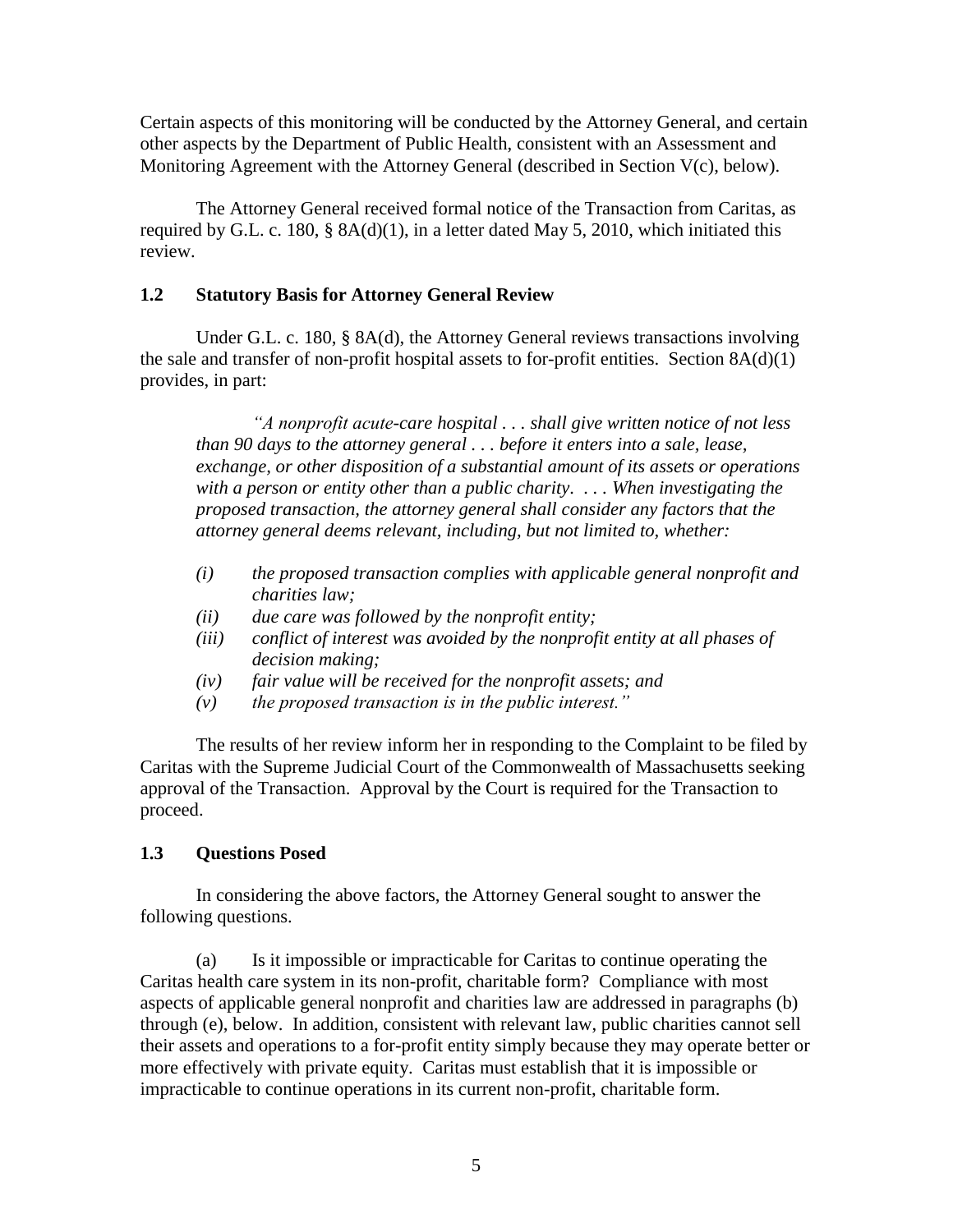Certain aspects of this monitoring will be conducted by the Attorney General, and certain other aspects by the Department of Public Health, consistent with an Assessment and Monitoring Agreement with the Attorney General (described in Section V(c), below).

The Attorney General received formal notice of the Transaction from Caritas, as required by G.L. c. 180, § 8A(d)(1), in a letter dated May 5, 2010, which initiated this review.

### 1.2 Statutory Basis for Attorney General Review

Under G.L. c. 180, § 8A(d), the Attorney General reviews transactions involving the sale and transfer of non-profit hospital assets to for-profit entities. Section 8A(d)(1) provides, in part:

> *"A nonprofit acute-care hospital . . . shall give written notice of not less than 90 days to the attorney general . . . before it enters into a sale, lease, exchange, or other disposition of a substantial amount of its assets or operations with a person or entity other than a public charity. . . . When investigating the proposed transaction, the attorney general shall consider any factors that the attorney general deems relevant, including, but not limited to, whether:*
>
> *(i) the proposed transaction complies with applicable general nonprofit and charities law;*
> *(ii) due care was followed by the nonprofit entity;*
> *(iii) conflict of interest was avoided by the nonprofit entity at all phases of decision making;*
> *(iv) fair value will be received for the nonprofit assets; and*
> *(v) the proposed transaction is in the public interest."*

The results of her review inform her in responding to the Complaint to be filed by Caritas with the Supreme Judicial Court of the Commonwealth of Massachusetts seeking approval of the Transaction. Approval by the Court is required for the Transaction to proceed.

### 1.3 Questions Posed

In considering the above factors, the Attorney General sought to answer the following questions.

(a) Is it impossible or impracticable for Caritas to continue operating the Caritas health care system in its non-profit, charitable form? Compliance with most aspects of applicable general nonprofit and charities law are addressed in paragraphs (b) through (e), below. In addition, consistent with relevant law, public charities cannot sell their assets and operations to a for-profit entity simply because they may operate better or more effectively with private equity. Caritas must establish that it is impossible or impracticable to continue operations in its current non-profit, charitable form.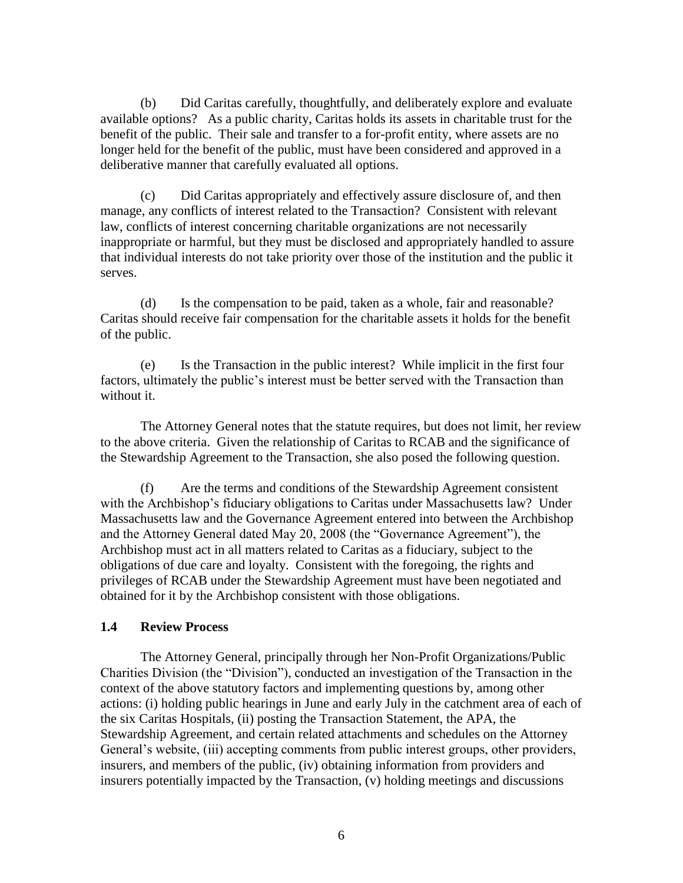(b) Did Caritas carefully, thoughtfully, and deliberately explore and evaluate available options? As a public charity, Caritas holds its assets in charitable trust for the benefit of the public. Their sale and transfer to a for-profit entity, where assets are no longer held for the benefit of the public, must have been considered and approved in a deliberative manner that carefully evaluated all options.

(c) Did Caritas appropriately and effectively assure disclosure of, and then manage, any conflicts of interest related to the Transaction? Consistent with relevant law, conflicts of interest concerning charitable organizations are not necessarily inappropriate or harmful, but they must be disclosed and appropriately handled to assure that individual interests do not take priority over those of the institution and the public it serves.

(d) Is the compensation to be paid, taken as a whole, fair and reasonable? Caritas should receive fair compensation for the charitable assets it holds for the benefit of the public.

(e) Is the Transaction in the public interest? While implicit in the first four factors, ultimately the public's interest must be better served with the Transaction than without it.

The Attorney General notes that the statute requires, but does not limit, her review to the above criteria. Given the relationship of Caritas to RCAB and the significance of the Stewardship Agreement to the Transaction, she also posed the following question.

(f) Are the terms and conditions of the Stewardship Agreement consistent with the Archbishop's fiduciary obligations to Caritas under Massachusetts law? Under Massachusetts law and the Governance Agreement entered into between the Archbishop and the Attorney General dated May 20, 2008 (the "Governance Agreement"), the Archbishop must act in all matters related to Caritas as a fiduciary, subject to the obligations of due care and loyalty. Consistent with the foregoing, the rights and privileges of RCAB under the Stewardship Agreement must have been negotiated and obtained for it by the Archbishop consistent with those obligations.

### 1.4 Review Process

The Attorney General, principally through her Non-Profit Organizations/Public Charities Division (the "Division"), conducted an investigation of the Transaction in the context of the above statutory factors and implementing questions by, among other actions: (i) holding public hearings in June and early July in the catchment area of each of the six Caritas Hospitals, (ii) posting the Transaction Statement, the APA, the Stewardship Agreement, and certain related attachments and schedules on the Attorney General's website, (iii) accepting comments from public interest groups, other providers, insurers, and members of the public, (iv) obtaining information from providers and insurers potentially impacted by the Transaction, (v) holding meetings and discussions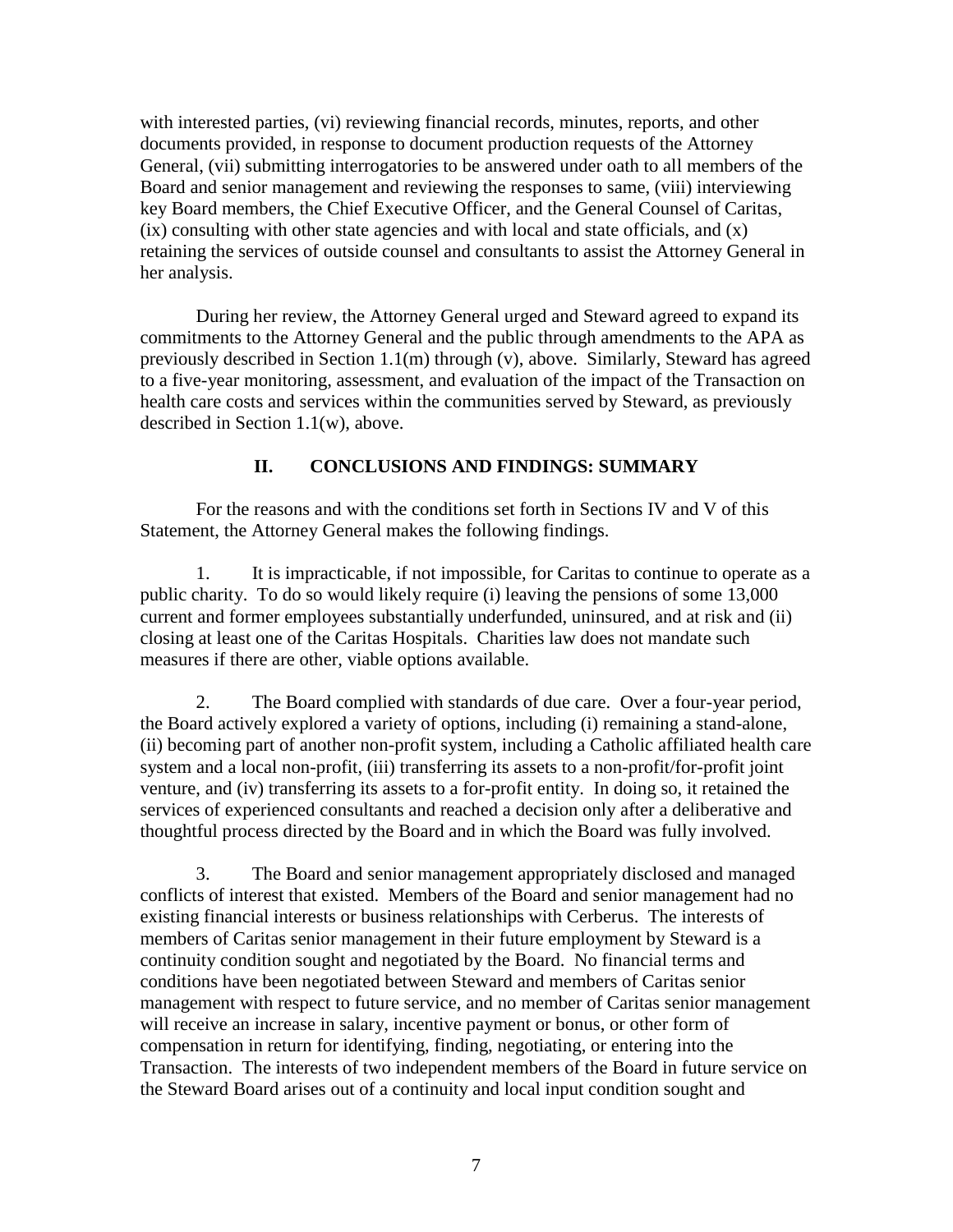with interested parties, (vi) reviewing financial records, minutes, reports, and other documents provided, in response to document production requests of the Attorney General, (vii) submitting interrogatories to be answered under oath to all members of the Board and senior management and reviewing the responses to same, (viii) interviewing key Board members, the Chief Executive Officer, and the General Counsel of Caritas, (ix) consulting with other state agencies and with local and state officials, and (x) retaining the services of outside counsel and consultants to assist the Attorney General in her analysis.

During her review, the Attorney General urged and Steward agreed to expand its commitments to the Attorney General and the public through amendments to the APA as previously described in Section 1.1(m) through (v), above. Similarly, Steward has agreed to a five-year monitoring, assessment, and evaluation of the impact of the Transaction on health care costs and services within the communities served by Steward, as previously described in Section 1.1(w), above.

## II. CONCLUSIONS AND FINDINGS: SUMMARY

For the reasons and with the conditions set forth in Sections IV and V of this Statement, the Attorney General makes the following findings.

1. It is impracticable, if not impossible, for Caritas to continue to operate as a public charity. To do so would likely require (i) leaving the pensions of some 13,000 current and former employees substantially underfunded, uninsured, and at risk and (ii) closing at least one of the Caritas Hospitals. Charities law does not mandate such measures if there are other, viable options available.

2. The Board complied with standards of due care. Over a four-year period, the Board actively explored a variety of options, including (i) remaining a stand-alone, (ii) becoming part of another non-profit system, including a Catholic affiliated health care system and a local non-profit, (iii) transferring its assets to a non-profit/for-profit joint venture, and (iv) transferring its assets to a for-profit entity. In doing so, it retained the services of experienced consultants and reached a decision only after a deliberative and thoughtful process directed by the Board and in which the Board was fully involved.

3. The Board and senior management appropriately disclosed and managed conflicts of interest that existed. Members of the Board and senior management had no existing financial interests or business relationships with Cerberus. The interests of members of Caritas senior management in their future employment by Steward is a continuity condition sought and negotiated by the Board. No financial terms and conditions have been negotiated between Steward and members of Caritas senior management with respect to future service, and no member of Caritas senior management will receive an increase in salary, incentive payment or bonus, or other form of compensation in return for identifying, finding, negotiating, or entering into the Transaction. The interests of two independent members of the Board in future service on the Steward Board arises out of a continuity and local input condition sought and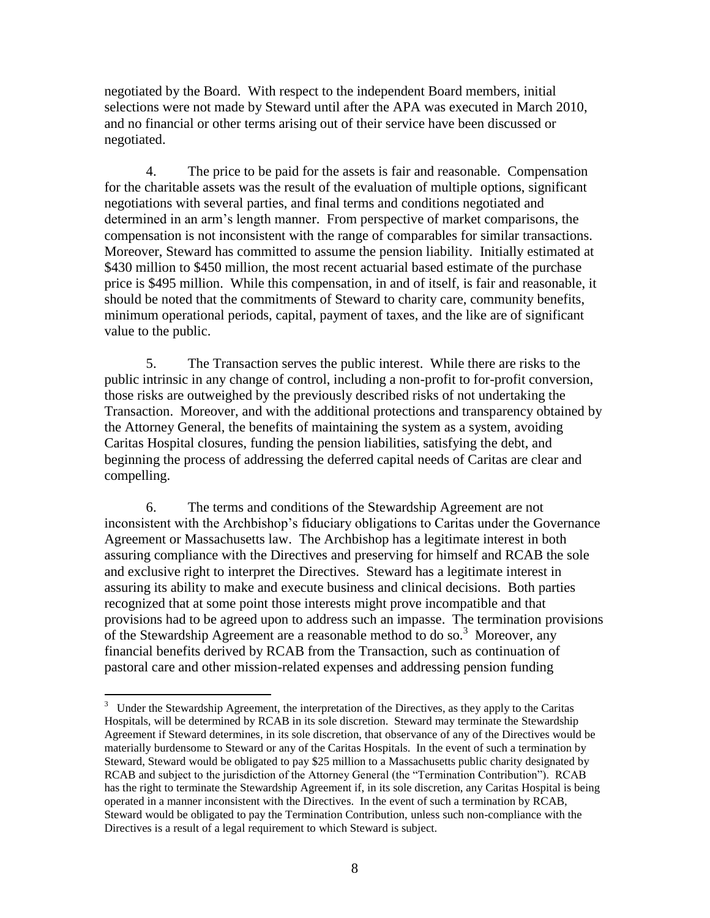negotiated by the Board. With respect to the independent Board members, initial selections were not made by Steward until after the APA was executed in March 2010, and no financial or other terms arising out of their service have been discussed or negotiated.

4. The price to be paid for the assets is fair and reasonable. Compensation for the charitable assets was the result of the evaluation of multiple options, significant negotiations with several parties, and final terms and conditions negotiated and determined in an arm's length manner. From perspective of market comparisons, the compensation is not inconsistent with the range of comparables for similar transactions. Moreover, Steward has committed to assume the pension liability. Initially estimated at \$430 million to \$450 million, the most recent actuarial based estimate of the purchase price is \$495 million. While this compensation, in and of itself, is fair and reasonable, it should be noted that the commitments of Steward to charity care, community benefits, minimum operational periods, capital, payment of taxes, and the like are of significant value to the public.

5. The Transaction serves the public interest. While there are risks to the public intrinsic in any change of control, including a non-profit to for-profit conversion, those risks are outweighed by the previously described risks of not undertaking the Transaction. Moreover, and with the additional protections and transparency obtained by the Attorney General, the benefits of maintaining the system as a system, avoiding Caritas Hospital closures, funding the pension liabilities, satisfying the debt, and beginning the process of addressing the deferred capital needs of Caritas are clear and compelling.

6. The terms and conditions of the Stewardship Agreement are not inconsistent with the Archbishop's fiduciary obligations to Caritas under the Governance Agreement or Massachusetts law. The Archbishop has a legitimate interest in both assuring compliance with the Directives and preserving for himself and RCAB the sole and exclusive right to interpret the Directives. Steward has a legitimate interest in assuring its ability to make and execute business and clinical decisions. Both parties recognized that at some point those interests might prove incompatible and that provisions had to be agreed upon to address such an impasse. The termination provisions of the Stewardship Agreement are a reasonable method to do so.[3] Moreover, any financial benefits derived by RCAB from the Transaction, such as continuation of pastoral care and other mission-related expenses and addressing pension funding

---

[3] Under the Stewardship Agreement, the interpretation of the Directives, as they apply to the Caritas Hospitals, will be determined by RCAB in its sole discretion. Steward may terminate the Stewardship Agreement if Steward determines, in its sole discretion, that observance of any of the Directives would be materially burdensome to Steward or any of the Caritas Hospitals. In the event of such a termination by Steward, Steward would be obligated to pay \$25 million to a Massachusetts public charity designated by RCAB and subject to the jurisdiction of the Attorney General (the "Termination Contribution"). RCAB has the right to terminate the Stewardship Agreement if, in its sole discretion, any Caritas Hospital is being operated in a manner inconsistent with the Directives. In the event of such a termination by RCAB, Steward would be obligated to pay the Termination Contribution, unless such non-compliance with the Directives is a result of a legal requirement to which Steward is subject.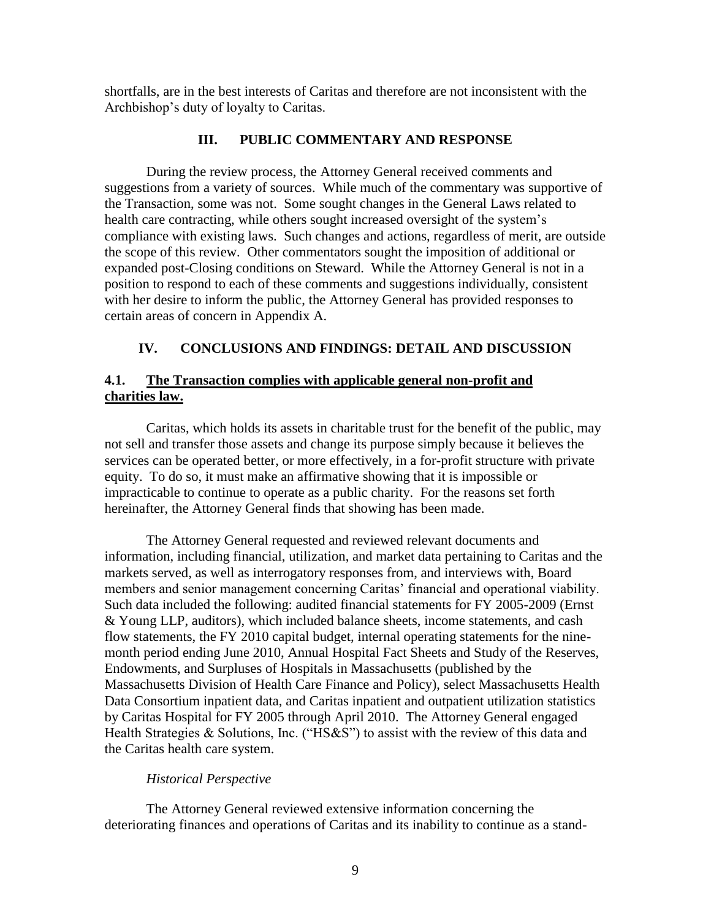shortfalls, are in the best interests of Caritas and therefore are not inconsistent with the Archbishop's duty of loyalty to Caritas.

## III. PUBLIC COMMENTARY AND RESPONSE

During the review process, the Attorney General received comments and suggestions from a variety of sources. While much of the commentary was supportive of the Transaction, some was not. Some sought changes in the General Laws related to health care contracting, while others sought increased oversight of the system's compliance with existing laws. Such changes and actions, regardless of merit, are outside the scope of this review. Other commentators sought the imposition of additional or expanded post-Closing conditions on Steward. While the Attorney General is not in a position to respond to each of these comments and suggestions individually, consistent with her desire to inform the public, the Attorney General has provided responses to certain areas of concern in Appendix A.

## IV. CONCLUSIONS AND FINDINGS: DETAIL AND DISCUSSION

### 4.1. <u>The Transaction complies with applicable general non-profit and charities law.</u>

Caritas, which holds its assets in charitable trust for the benefit of the public, may not sell and transfer those assets and change its purpose simply because it believes the services can be operated better, or more effectively, in a for-profit structure with private equity. To do so, it must make an affirmative showing that it is impossible or impracticable to continue to operate as a public charity. For the reasons set forth hereinafter, the Attorney General finds that showing has been made.

The Attorney General requested and reviewed relevant documents and information, including financial, utilization, and market data pertaining to Caritas and the markets served, as well as interrogatory responses from, and interviews with, Board members and senior management concerning Caritas' financial and operational viability. Such data included the following: audited financial statements for FY 2005-2009 (Ernst & Young LLP, auditors), which included balance sheets, income statements, and cash flow statements, the FY 2010 capital budget, internal operating statements for the nine-month period ending June 2010, Annual Hospital Fact Sheets and Study of the Reserves, Endowments, and Surpluses of Hospitals in Massachusetts (published by the Massachusetts Division of Health Care Finance and Policy), select Massachusetts Health Data Consortium inpatient data, and Caritas inpatient and outpatient utilization statistics by Caritas Hospital for FY 2005 through April 2010. The Attorney General engaged Health Strategies & Solutions, Inc. ("HS&S") to assist with the review of this data and the Caritas health care system.

*Historical Perspective*

The Attorney General reviewed extensive information concerning the deteriorating finances and operations of Caritas and its inability to continue as a stand-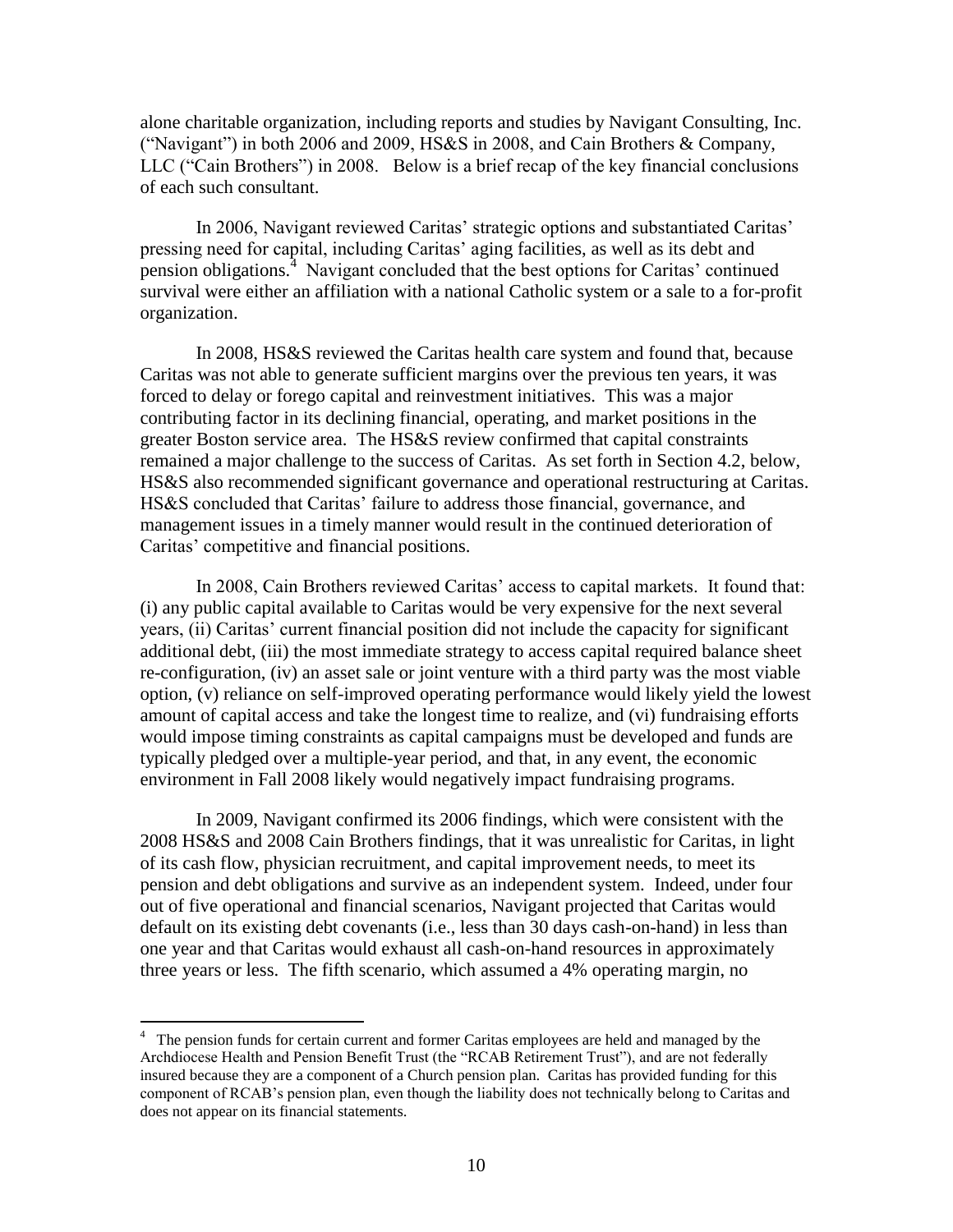alone charitable organization, including reports and studies by Navigant Consulting, Inc. ("Navigant") in both 2006 and 2009, HS&S in 2008, and Cain Brothers & Company, LLC ("Cain Brothers") in 2008. Below is a brief recap of the key financial conclusions of each such consultant.

In 2006, Navigant reviewed Caritas' strategic options and substantiated Caritas' pressing need for capital, including Caritas' aging facilities, as well as its debt and pension obligations.[4] Navigant concluded that the best options for Caritas' continued survival were either an affiliation with a national Catholic system or a sale to a for-profit organization.

In 2008, HS&S reviewed the Caritas health care system and found that, because Caritas was not able to generate sufficient margins over the previous ten years, it was forced to delay or forego capital and reinvestment initiatives. This was a major contributing factor in its declining financial, operating, and market positions in the greater Boston service area. The HS&S review confirmed that capital constraints remained a major challenge to the success of Caritas. As set forth in Section 4.2, below, HS&S also recommended significant governance and operational restructuring at Caritas. HS&S concluded that Caritas' failure to address those financial, governance, and management issues in a timely manner would result in the continued deterioration of Caritas' competitive and financial positions.

In 2008, Cain Brothers reviewed Caritas' access to capital markets. It found that: (i) any public capital available to Caritas would be very expensive for the next several years, (ii) Caritas' current financial position did not include the capacity for significant additional debt, (iii) the most immediate strategy to access capital required balance sheet re-configuration, (iv) an asset sale or joint venture with a third party was the most viable option, (v) reliance on self-improved operating performance would likely yield the lowest amount of capital access and take the longest time to realize, and (vi) fundraising efforts would impose timing constraints as capital campaigns must be developed and funds are typically pledged over a multiple-year period, and that, in any event, the economic environment in Fall 2008 likely would negatively impact fundraising programs.

In 2009, Navigant confirmed its 2006 findings, which were consistent with the 2008 HS&S and 2008 Cain Brothers findings, that it was unrealistic for Caritas, in light of its cash flow, physician recruitment, and capital improvement needs, to meet its pension and debt obligations and survive as an independent system. Indeed, under four out of five operational and financial scenarios, Navigant projected that Caritas would default on its existing debt covenants (i.e., less than 30 days cash-on-hand) in less than one year and that Caritas would exhaust all cash-on-hand resources in approximately three years or less. The fifth scenario, which assumed a 4% operating margin, no

[4] The pension funds for certain current and former Caritas employees are held and managed by the Archdiocese Health and Pension Benefit Trust (the "RCAB Retirement Trust"), and are not federally insured because they are a component of a Church pension plan. Caritas has provided funding for this component of RCAB's pension plan, even though the liability does not technically belong to Caritas and does not appear on its financial statements.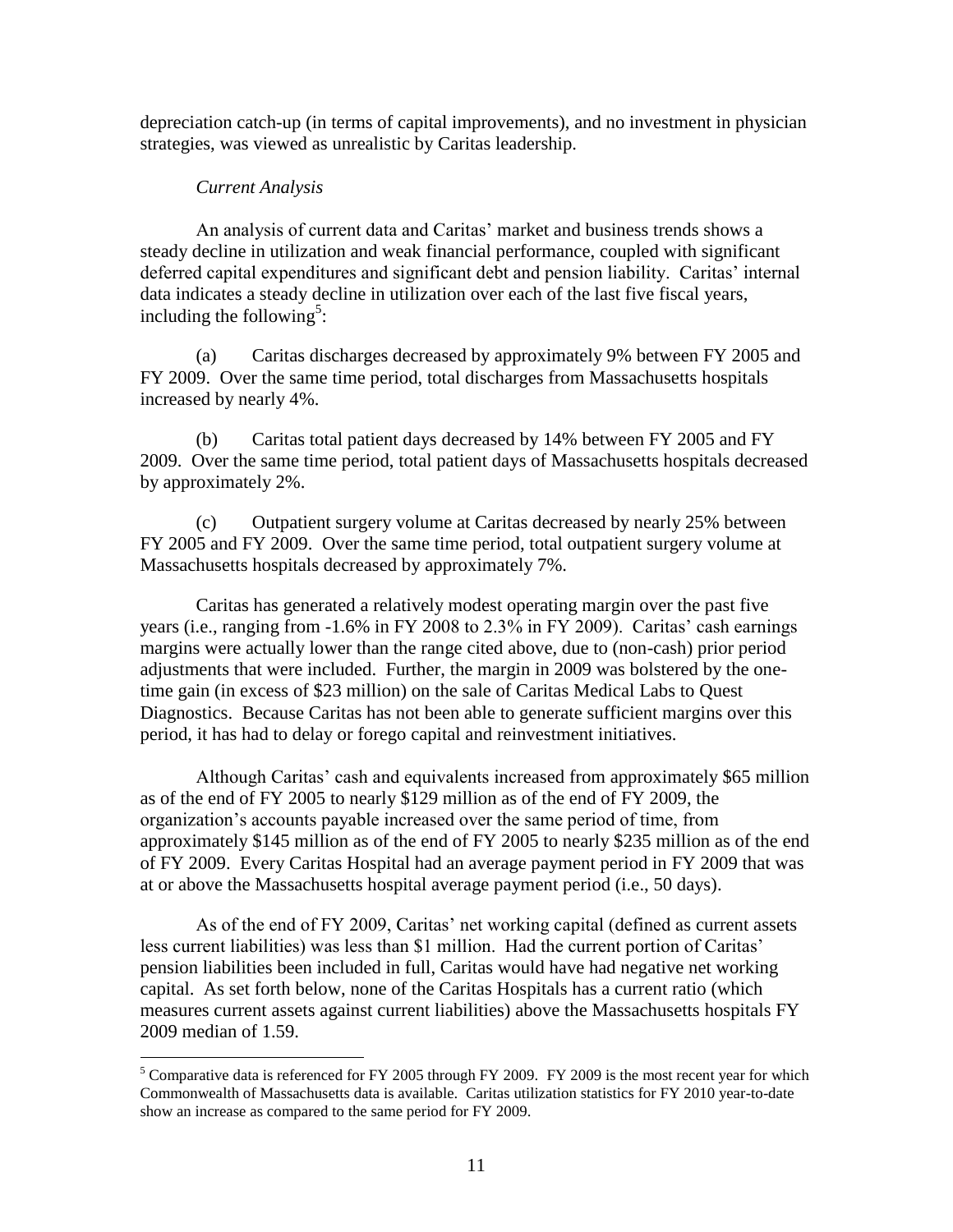depreciation catch-up (in terms of capital improvements), and no investment in physician strategies, was viewed as unrealistic by Caritas leadership.

*Current Analysis*

An analysis of current data and Caritas' market and business trends shows a steady decline in utilization and weak financial performance, coupled with significant deferred capital expenditures and significant debt and pension liability. Caritas' internal data indicates a steady decline in utilization over each of the last five fiscal years, including the following[5]:

(a) Caritas discharges decreased by approximately 9% between FY 2005 and FY 2009. Over the same time period, total discharges from Massachusetts hospitals increased by nearly 4%.

(b) Caritas total patient days decreased by 14% between FY 2005 and FY 2009. Over the same time period, total patient days of Massachusetts hospitals decreased by approximately 2%.

(c) Outpatient surgery volume at Caritas decreased by nearly 25% between FY 2005 and FY 2009. Over the same time period, total outpatient surgery volume at Massachusetts hospitals decreased by approximately 7%.

Caritas has generated a relatively modest operating margin over the past five years (i.e., ranging from -1.6% in FY 2008 to 2.3% in FY 2009). Caritas' cash earnings margins were actually lower than the range cited above, due to (non-cash) prior period adjustments that were included. Further, the margin in 2009 was bolstered by the one-time gain (in excess of $23 million) on the sale of Caritas Medical Labs to Quest Diagnostics. Because Caritas has not been able to generate sufficient margins over this period, it has had to delay or forego capital and reinvestment initiatives.

Although Caritas' cash and equivalents increased from approximately $65 million as of the end of FY 2005 to nearly $129 million as of the end of FY 2009, the organization's accounts payable increased over the same period of time, from approximately $145 million as of the end of FY 2005 to nearly $235 million as of the end of FY 2009. Every Caritas Hospital had an average payment period in FY 2009 that was at or above the Massachusetts hospital average payment period (i.e., 50 days).

As of the end of FY 2009, Caritas' net working capital (defined as current assets less current liabilities) was less than $1 million. Had the current portion of Caritas' pension liabilities been included in full, Caritas would have had negative net working capital. As set forth below, none of the Caritas Hospitals has a current ratio (which measures current assets against current liabilities) above the Massachusetts hospitals FY 2009 median of 1.59.

---

[5] Comparative data is referenced for FY 2005 through FY 2009. FY 2009 is the most recent year for which Commonwealth of Massachusetts data is available. Caritas utilization statistics for FY 2010 year-to-date show an increase as compared to the same period for FY 2009.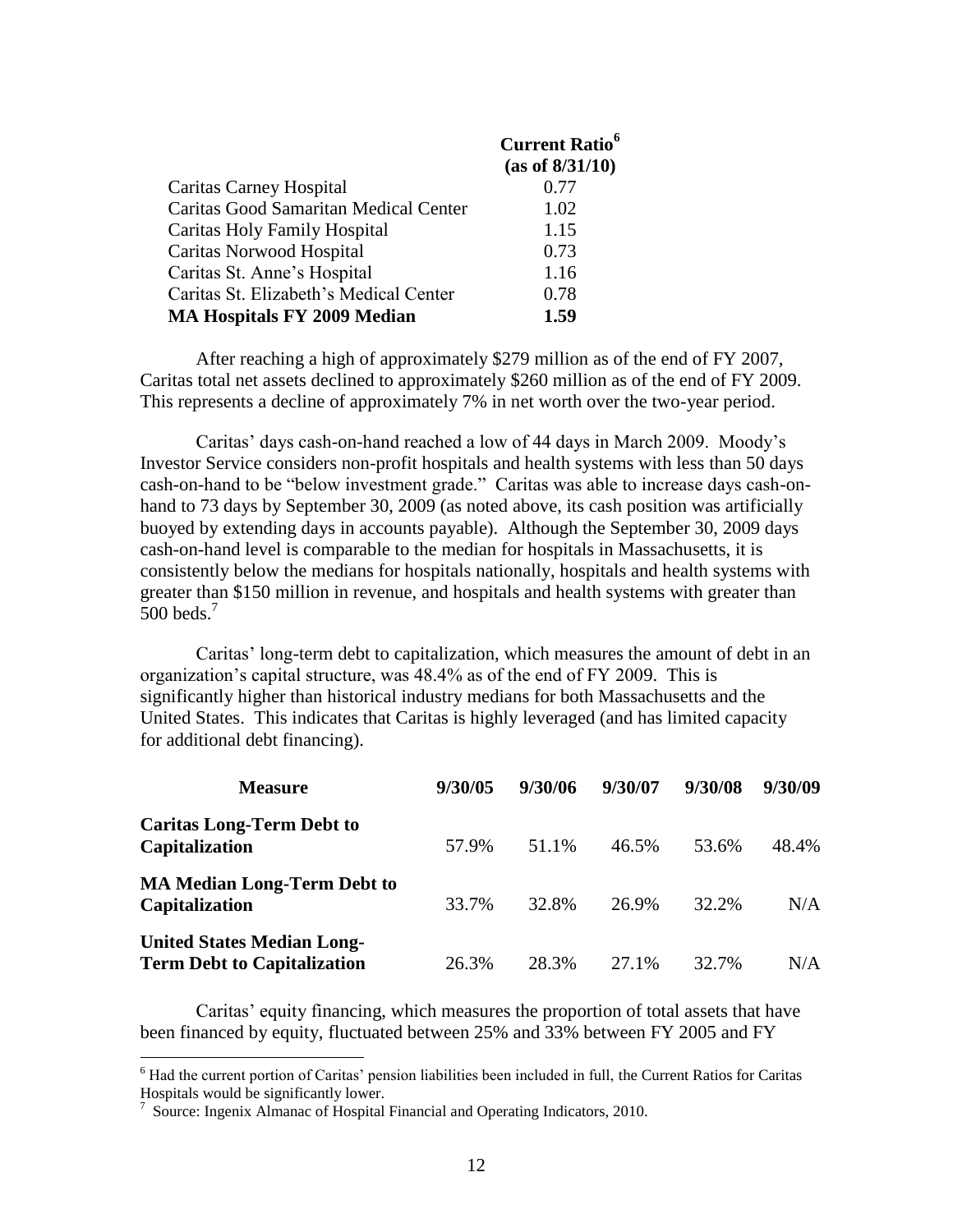| | **Current Ratio[6] (as of 8/31/10)** |
|---|---|
| Caritas Carney Hospital | 0.77 |
| Caritas Good Samaritan Medical Center | 1.02 |
| Caritas Holy Family Hospital | 1.15 |
| Caritas Norwood Hospital | 0.73 |
| Caritas St. Anne's Hospital | 1.16 |
| Caritas St. Elizabeth's Medical Center | 0.78 |
| **MA Hospitals FY 2009 Median** | **1.59** |

After reaching a high of approximately $279 million as of the end of FY 2007, Caritas total net assets declined to approximately $260 million as of the end of FY 2009. This represents a decline of approximately 7% in net worth over the two-year period.

Caritas' days cash-on-hand reached a low of 44 days in March 2009. Moody's Investor Service considers non-profit hospitals and health systems with less than 50 days cash-on-hand to be "below investment grade." Caritas was able to increase days cash-on-hand to 73 days by September 30, 2009 (as noted above, its cash position was artificially buoyed by extending days in accounts payable). Although the September 30, 2009 days cash-on-hand level is comparable to the median for hospitals in Massachusetts, it is consistently below the medians for hospitals nationally, hospitals and health systems with greater than $150 million in revenue, and hospitals and health systems with greater than 500 beds.[7]

Caritas' long-term debt to capitalization, which measures the amount of debt in an organization's capital structure, was 48.4% as of the end of FY 2009. This is significantly higher than historical industry medians for both Massachusetts and the United States. This indicates that Caritas is highly leveraged (and has limited capacity for additional debt financing).

| **Measure** | **9/30/05** | **9/30/06** | **9/30/07** | **9/30/08** | **9/30/09** |
|---|---|---|---|---|---|
| **Caritas Long-Term Debt to Capitalization** | 57.9% | 51.1% | 46.5% | 53.6% | 48.4% |
| **MA Median Long-Term Debt to Capitalization** | 33.7% | 32.8% | 26.9% | 32.2% | N/A |
| **United States Median Long-Term Debt to Capitalization** | 26.3% | 28.3% | 27.1% | 32.7% | N/A |

Caritas' equity financing, which measures the proportion of total assets that have been financed by equity, fluctuated between 25% and 33% between FY 2005 and FY

[6] Had the current portion of Caritas' pension liabilities been included in full, the Current Ratios for Caritas Hospitals would be significantly lower.

[7] Source: Ingenix Almanac of Hospital Financial and Operating Indicators, 2010.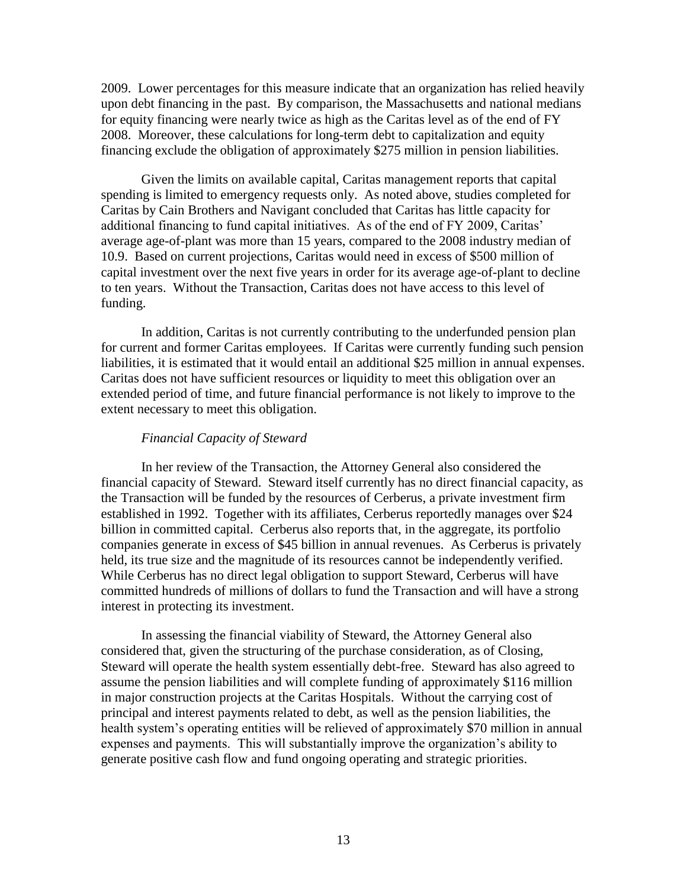2009. Lower percentages for this measure indicate that an organization has relied heavily upon debt financing in the past. By comparison, the Massachusetts and national medians for equity financing were nearly twice as high as the Caritas level as of the end of FY 2008. Moreover, these calculations for long-term debt to capitalization and equity financing exclude the obligation of approximately $275 million in pension liabilities.

Given the limits on available capital, Caritas management reports that capital spending is limited to emergency requests only. As noted above, studies completed for Caritas by Cain Brothers and Navigant concluded that Caritas has little capacity for additional financing to fund capital initiatives. As of the end of FY 2009, Caritas' average age-of-plant was more than 15 years, compared to the 2008 industry median of 10.9. Based on current projections, Caritas would need in excess of $500 million of capital investment over the next five years in order for its average age-of-plant to decline to ten years. Without the Transaction, Caritas does not have access to this level of funding.

In addition, Caritas is not currently contributing to the underfunded pension plan for current and former Caritas employees. If Caritas were currently funding such pension liabilities, it is estimated that it would entail an additional $25 million in annual expenses. Caritas does not have sufficient resources or liquidity to meet this obligation over an extended period of time, and future financial performance is not likely to improve to the extent necessary to meet this obligation.

*Financial Capacity of Steward*

In her review of the Transaction, the Attorney General also considered the financial capacity of Steward. Steward itself currently has no direct financial capacity, as the Transaction will be funded by the resources of Cerberus, a private investment firm established in 1992. Together with its affiliates, Cerberus reportedly manages over $24 billion in committed capital. Cerberus also reports that, in the aggregate, its portfolio companies generate in excess of $45 billion in annual revenues. As Cerberus is privately held, its true size and the magnitude of its resources cannot be independently verified. While Cerberus has no direct legal obligation to support Steward, Cerberus will have committed hundreds of millions of dollars to fund the Transaction and will have a strong interest in protecting its investment.

In assessing the financial viability of Steward, the Attorney General also considered that, given the structuring of the purchase consideration, as of Closing, Steward will operate the health system essentially debt-free. Steward has also agreed to assume the pension liabilities and will complete funding of approximately $116 million in major construction projects at the Caritas Hospitals. Without the carrying cost of principal and interest payments related to debt, as well as the pension liabilities, the health system's operating entities will be relieved of approximately $70 million in annual expenses and payments. This will substantially improve the organization's ability to generate positive cash flow and fund ongoing operating and strategic priorities.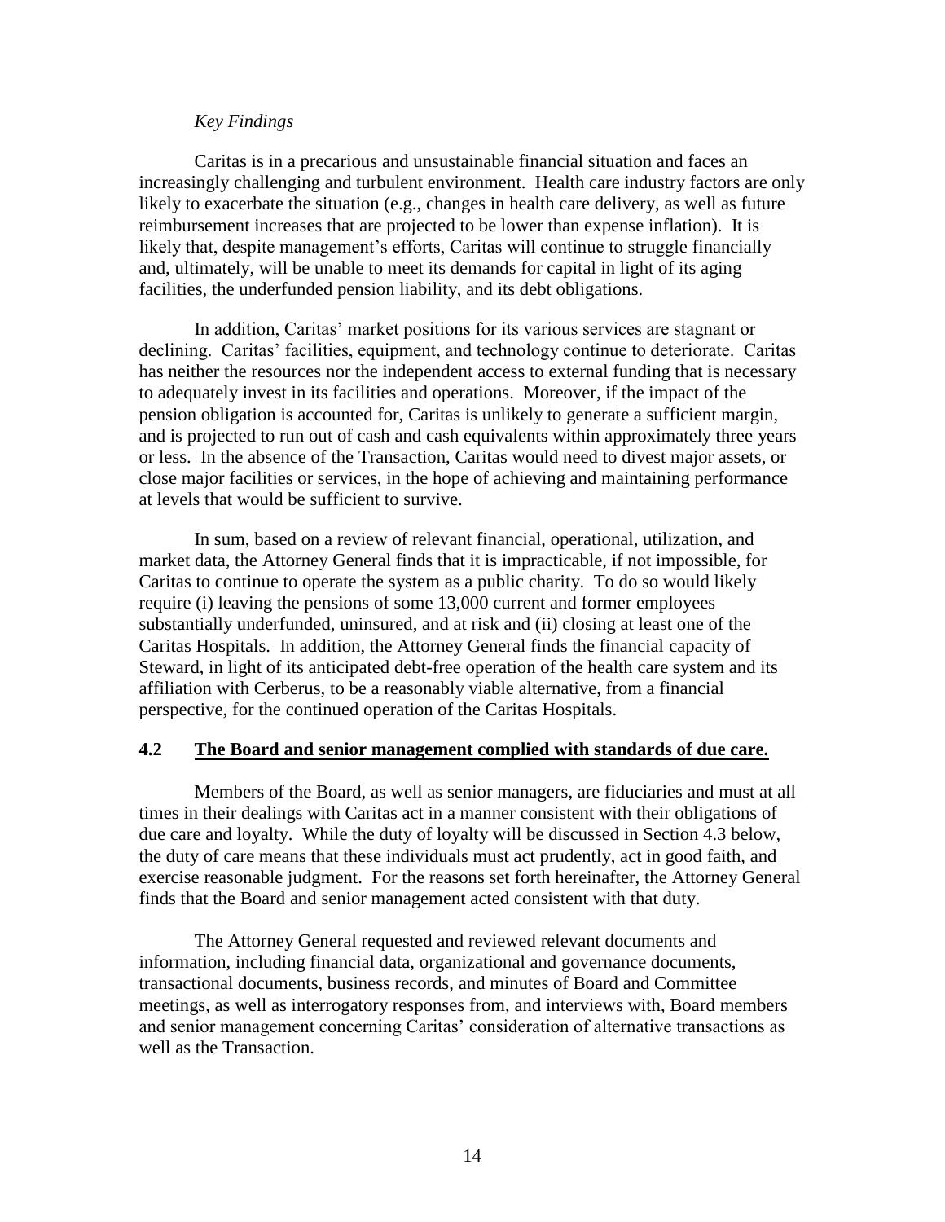*Key Findings*

Caritas is in a precarious and unsustainable financial situation and faces an increasingly challenging and turbulent environment. Health care industry factors are only likely to exacerbate the situation (e.g., changes in health care delivery, as well as future reimbursement increases that are projected to be lower than expense inflation). It is likely that, despite management's efforts, Caritas will continue to struggle financially and, ultimately, will be unable to meet its demands for capital in light of its aging facilities, the underfunded pension liability, and its debt obligations.

In addition, Caritas' market positions for its various services are stagnant or declining. Caritas' facilities, equipment, and technology continue to deteriorate. Caritas has neither the resources nor the independent access to external funding that is necessary to adequately invest in its facilities and operations. Moreover, if the impact of the pension obligation is accounted for, Caritas is unlikely to generate a sufficient margin, and is projected to run out of cash and cash equivalents within approximately three years or less. In the absence of the Transaction, Caritas would need to divest major assets, or close major facilities or services, in the hope of achieving and maintaining performance at levels that would be sufficient to survive.

In sum, based on a review of relevant financial, operational, utilization, and market data, the Attorney General finds that it is impracticable, if not impossible, for Caritas to continue to operate the system as a public charity. To do so would likely require (i) leaving the pensions of some 13,000 current and former employees substantially underfunded, uninsured, and at risk and (ii) closing at least one of the Caritas Hospitals. In addition, the Attorney General finds the financial capacity of Steward, in light of its anticipated debt-free operation of the health care system and its affiliation with Cerberus, to be a reasonably viable alternative, from a financial perspective, for the continued operation of the Caritas Hospitals.

## 4.2 The Board and senior management complied with standards of due care.

Members of the Board, as well as senior managers, are fiduciaries and must at all times in their dealings with Caritas act in a manner consistent with their obligations of due care and loyalty. While the duty of loyalty will be discussed in Section 4.3 below, the duty of care means that these individuals must act prudently, act in good faith, and exercise reasonable judgment. For the reasons set forth hereinafter, the Attorney General finds that the Board and senior management acted consistent with that duty.

The Attorney General requested and reviewed relevant documents and information, including financial data, organizational and governance documents, transactional documents, business records, and minutes of Board and Committee meetings, as well as interrogatory responses from, and interviews with, Board members and senior management concerning Caritas' consideration of alternative transactions as well as the Transaction.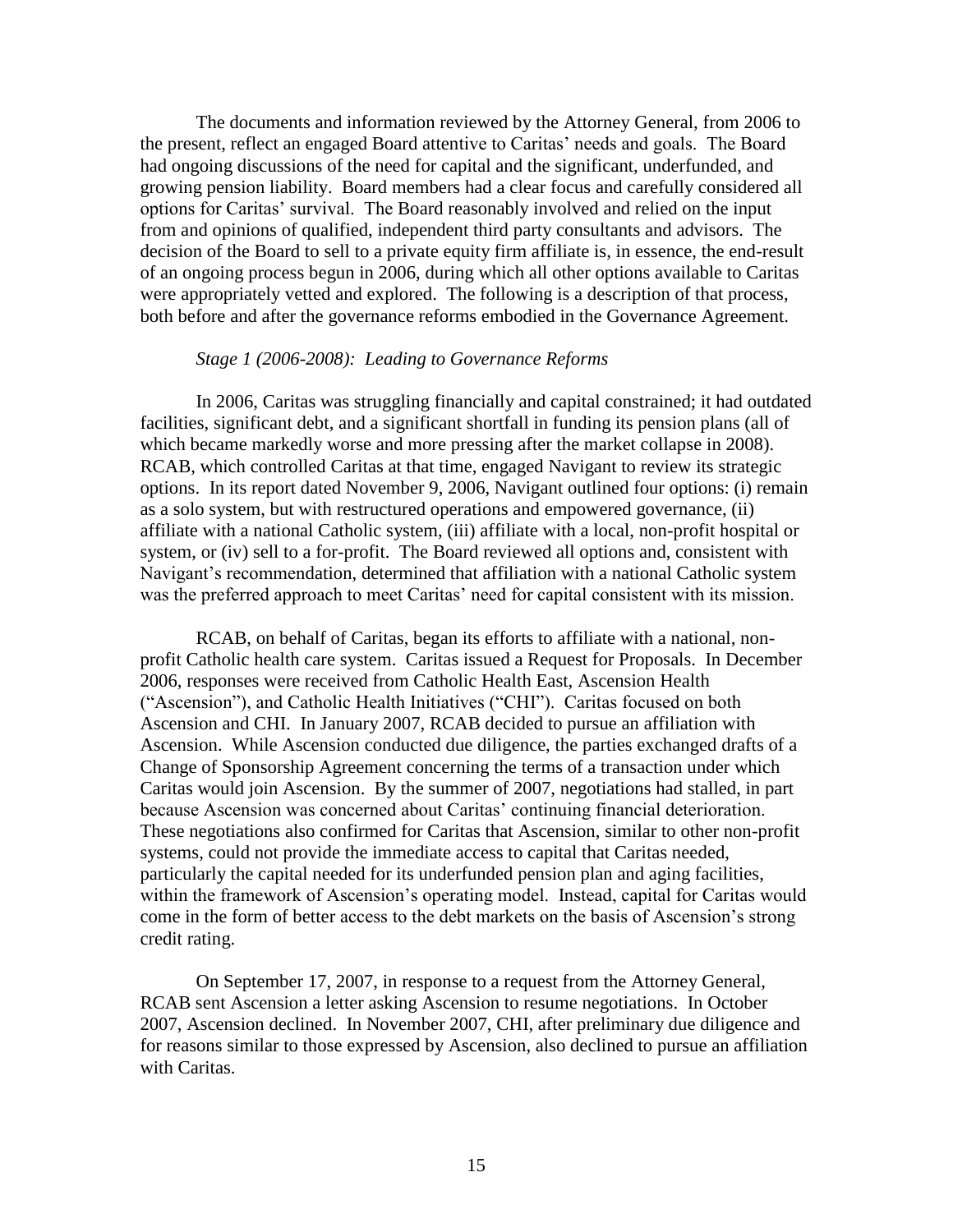The documents and information reviewed by the Attorney General, from 2006 to the present, reflect an engaged Board attentive to Caritas' needs and goals. The Board had ongoing discussions of the need for capital and the significant, underfunded, and growing pension liability. Board members had a clear focus and carefully considered all options for Caritas' survival. The Board reasonably involved and relied on the input from and opinions of qualified, independent third party consultants and advisors. The decision of the Board to sell to a private equity firm affiliate is, in essence, the end-result of an ongoing process begun in 2006, during which all other options available to Caritas were appropriately vetted and explored. The following is a description of that process, both before and after the governance reforms embodied in the Governance Agreement.

*Stage 1 (2006-2008): Leading to Governance Reforms*

In 2006, Caritas was struggling financially and capital constrained; it had outdated facilities, significant debt, and a significant shortfall in funding its pension plans (all of which became markedly worse and more pressing after the market collapse in 2008). RCAB, which controlled Caritas at that time, engaged Navigant to review its strategic options. In its report dated November 9, 2006, Navigant outlined four options: (i) remain as a solo system, but with restructured operations and empowered governance, (ii) affiliate with a national Catholic system, (iii) affiliate with a local, non-profit hospital or system, or (iv) sell to a for-profit. The Board reviewed all options and, consistent with Navigant's recommendation, determined that affiliation with a national Catholic system was the preferred approach to meet Caritas' need for capital consistent with its mission.

RCAB, on behalf of Caritas, began its efforts to affiliate with a national, non-profit Catholic health care system. Caritas issued a Request for Proposals. In December 2006, responses were received from Catholic Health East, Ascension Health ("Ascension"), and Catholic Health Initiatives ("CHI"). Caritas focused on both Ascension and CHI. In January 2007, RCAB decided to pursue an affiliation with Ascension. While Ascension conducted due diligence, the parties exchanged drafts of a Change of Sponsorship Agreement concerning the terms of a transaction under which Caritas would join Ascension. By the summer of 2007, negotiations had stalled, in part because Ascension was concerned about Caritas' continuing financial deterioration. These negotiations also confirmed for Caritas that Ascension, similar to other non-profit systems, could not provide the immediate access to capital that Caritas needed, particularly the capital needed for its underfunded pension plan and aging facilities, within the framework of Ascension's operating model. Instead, capital for Caritas would come in the form of better access to the debt markets on the basis of Ascension's strong credit rating.

On September 17, 2007, in response to a request from the Attorney General, RCAB sent Ascension a letter asking Ascension to resume negotiations. In October 2007, Ascension declined. In November 2007, CHI, after preliminary due diligence and for reasons similar to those expressed by Ascension, also declined to pursue an affiliation with Caritas.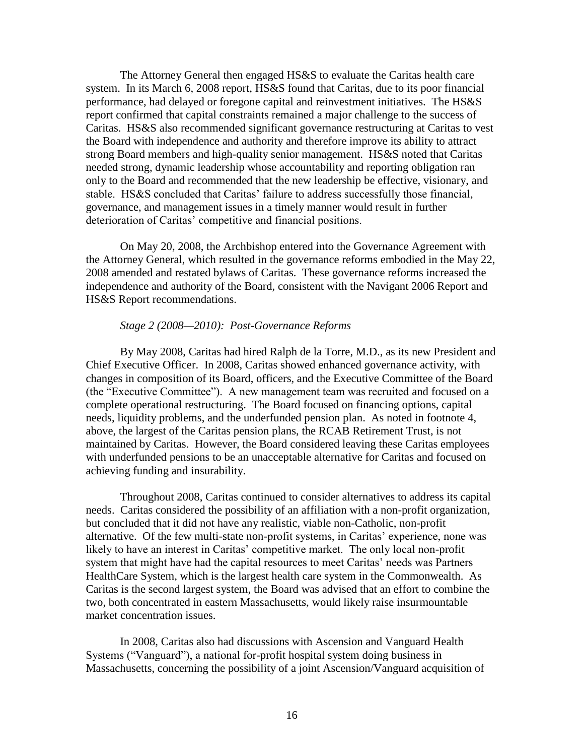The Attorney General then engaged HS&S to evaluate the Caritas health care system. In its March 6, 2008 report, HS&S found that Caritas, due to its poor financial performance, had delayed or foregone capital and reinvestment initiatives. The HS&S report confirmed that capital constraints remained a major challenge to the success of Caritas. HS&S also recommended significant governance restructuring at Caritas to vest the Board with independence and authority and therefore improve its ability to attract strong Board members and high-quality senior management. HS&S noted that Caritas needed strong, dynamic leadership whose accountability and reporting obligation ran only to the Board and recommended that the new leadership be effective, visionary, and stable. HS&S concluded that Caritas' failure to address successfully those financial, governance, and management issues in a timely manner would result in further deterioration of Caritas' competitive and financial positions.

On May 20, 2008, the Archbishop entered into the Governance Agreement with the Attorney General, which resulted in the governance reforms embodied in the May 22, 2008 amended and restated bylaws of Caritas. These governance reforms increased the independence and authority of the Board, consistent with the Navigant 2006 Report and HS&S Report recommendations.

*Stage 2 (2008—2010): Post-Governance Reforms*

By May 2008, Caritas had hired Ralph de la Torre, M.D., as its new President and Chief Executive Officer. In 2008, Caritas showed enhanced governance activity, with changes in composition of its Board, officers, and the Executive Committee of the Board (the "Executive Committee"). A new management team was recruited and focused on a complete operational restructuring. The Board focused on financing options, capital needs, liquidity problems, and the underfunded pension plan. As noted in footnote 4, above, the largest of the Caritas pension plans, the RCAB Retirement Trust, is not maintained by Caritas. However, the Board considered leaving these Caritas employees with underfunded pensions to be an unacceptable alternative for Caritas and focused on achieving funding and insurability.

Throughout 2008, Caritas continued to consider alternatives to address its capital needs. Caritas considered the possibility of an affiliation with a non-profit organization, but concluded that it did not have any realistic, viable non-Catholic, non-profit alternative. Of the few multi-state non-profit systems, in Caritas' experience, none was likely to have an interest in Caritas' competitive market. The only local non-profit system that might have had the capital resources to meet Caritas' needs was Partners HealthCare System, which is the largest health care system in the Commonwealth. As Caritas is the second largest system, the Board was advised that an effort to combine the two, both concentrated in eastern Massachusetts, would likely raise insurmountable market concentration issues.

In 2008, Caritas also had discussions with Ascension and Vanguard Health Systems ("Vanguard"), a national for-profit hospital system doing business in Massachusetts, concerning the possibility of a joint Ascension/Vanguard acquisition of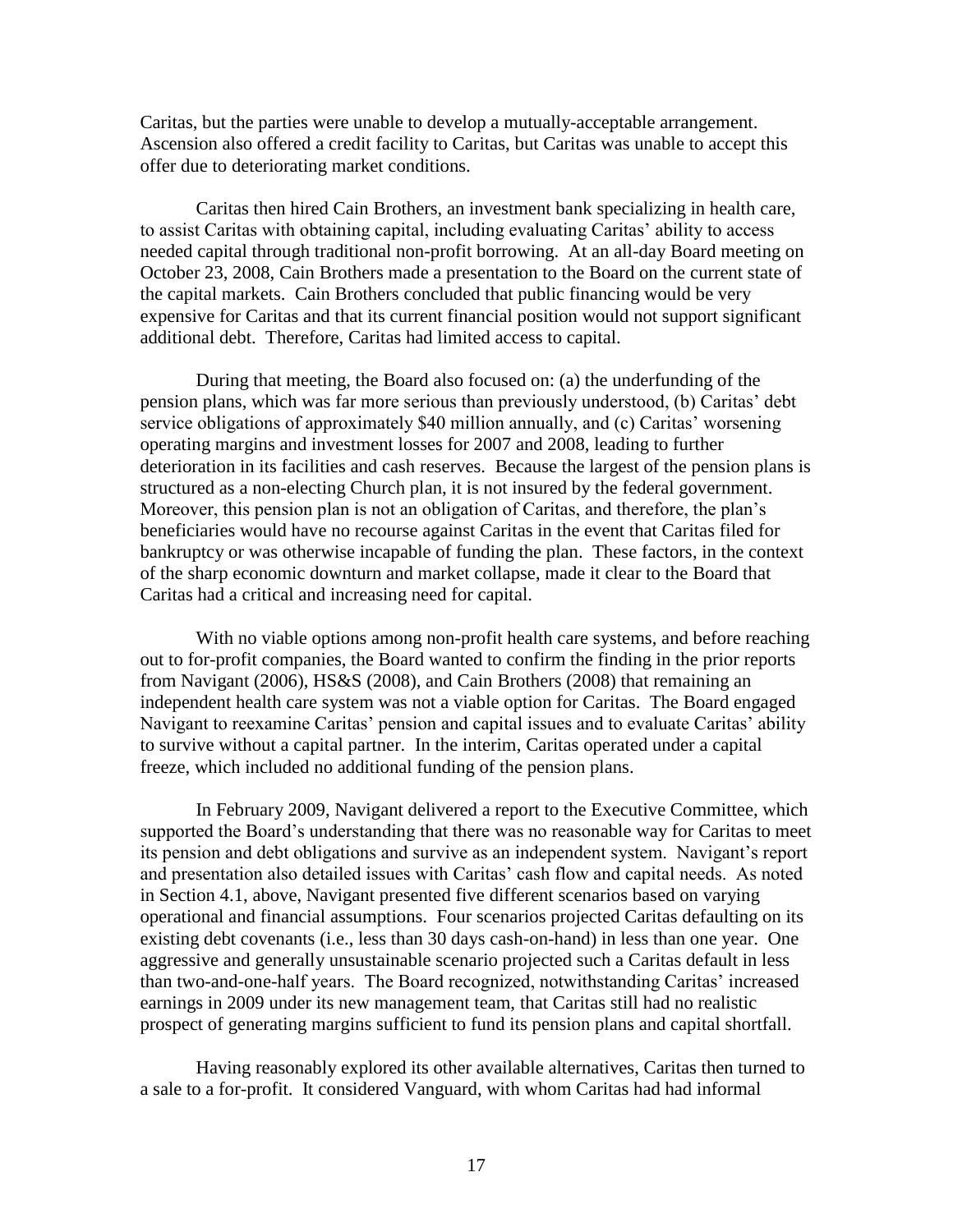Caritas, but the parties were unable to develop a mutually-acceptable arrangement. Ascension also offered a credit facility to Caritas, but Caritas was unable to accept this offer due to deteriorating market conditions.

Caritas then hired Cain Brothers, an investment bank specializing in health care, to assist Caritas with obtaining capital, including evaluating Caritas' ability to access needed capital through traditional non-profit borrowing. At an all-day Board meeting on October 23, 2008, Cain Brothers made a presentation to the Board on the current state of the capital markets. Cain Brothers concluded that public financing would be very expensive for Caritas and that its current financial position would not support significant additional debt. Therefore, Caritas had limited access to capital.

During that meeting, the Board also focused on: (a) the underfunding of the pension plans, which was far more serious than previously understood, (b) Caritas' debt service obligations of approximately $40 million annually, and (c) Caritas' worsening operating margins and investment losses for 2007 and 2008, leading to further deterioration in its facilities and cash reserves. Because the largest of the pension plans is structured as a non-electing Church plan, it is not insured by the federal government. Moreover, this pension plan is not an obligation of Caritas, and therefore, the plan's beneficiaries would have no recourse against Caritas in the event that Caritas filed for bankruptcy or was otherwise incapable of funding the plan. These factors, in the context of the sharp economic downturn and market collapse, made it clear to the Board that Caritas had a critical and increasing need for capital.

With no viable options among non-profit health care systems, and before reaching out to for-profit companies, the Board wanted to confirm the finding in the prior reports from Navigant (2006), HS&S (2008), and Cain Brothers (2008) that remaining an independent health care system was not a viable option for Caritas. The Board engaged Navigant to reexamine Caritas' pension and capital issues and to evaluate Caritas' ability to survive without a capital partner. In the interim, Caritas operated under a capital freeze, which included no additional funding of the pension plans.

In February 2009, Navigant delivered a report to the Executive Committee, which supported the Board's understanding that there was no reasonable way for Caritas to meet its pension and debt obligations and survive as an independent system. Navigant's report and presentation also detailed issues with Caritas' cash flow and capital needs. As noted in Section 4.1, above, Navigant presented five different scenarios based on varying operational and financial assumptions. Four scenarios projected Caritas defaulting on its existing debt covenants (i.e., less than 30 days cash-on-hand) in less than one year. One aggressive and generally unsustainable scenario projected such a Caritas default in less than two-and-one-half years. The Board recognized, notwithstanding Caritas' increased earnings in 2009 under its new management team, that Caritas still had no realistic prospect of generating margins sufficient to fund its pension plans and capital shortfall.

Having reasonably explored its other available alternatives, Caritas then turned to a sale to a for-profit. It considered Vanguard, with whom Caritas had had informal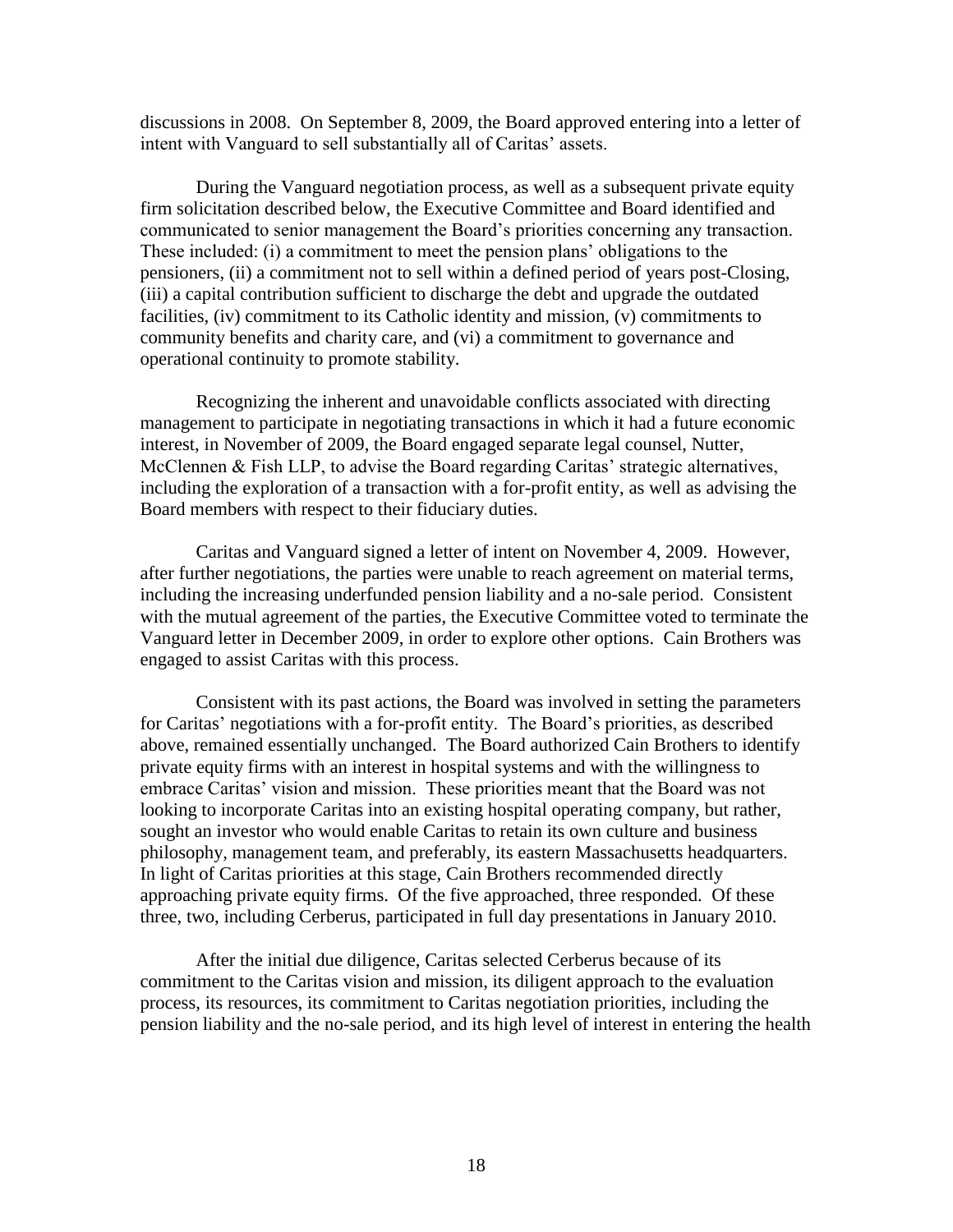discussions in 2008. On September 8, 2009, the Board approved entering into a letter of intent with Vanguard to sell substantially all of Caritas' assets.

During the Vanguard negotiation process, as well as a subsequent private equity firm solicitation described below, the Executive Committee and Board identified and communicated to senior management the Board's priorities concerning any transaction. These included: (i) a commitment to meet the pension plans' obligations to the pensioners, (ii) a commitment not to sell within a defined period of years post-Closing, (iii) a capital contribution sufficient to discharge the debt and upgrade the outdated facilities, (iv) commitment to its Catholic identity and mission, (v) commitments to community benefits and charity care, and (vi) a commitment to governance and operational continuity to promote stability.

Recognizing the inherent and unavoidable conflicts associated with directing management to participate in negotiating transactions in which it had a future economic interest, in November of 2009, the Board engaged separate legal counsel, Nutter, McClennen & Fish LLP, to advise the Board regarding Caritas' strategic alternatives, including the exploration of a transaction with a for-profit entity, as well as advising the Board members with respect to their fiduciary duties.

Caritas and Vanguard signed a letter of intent on November 4, 2009. However, after further negotiations, the parties were unable to reach agreement on material terms, including the increasing underfunded pension liability and a no-sale period. Consistent with the mutual agreement of the parties, the Executive Committee voted to terminate the Vanguard letter in December 2009, in order to explore other options. Cain Brothers was engaged to assist Caritas with this process.

Consistent with its past actions, the Board was involved in setting the parameters for Caritas' negotiations with a for-profit entity. The Board's priorities, as described above, remained essentially unchanged. The Board authorized Cain Brothers to identify private equity firms with an interest in hospital systems and with the willingness to embrace Caritas' vision and mission. These priorities meant that the Board was not looking to incorporate Caritas into an existing hospital operating company, but rather, sought an investor who would enable Caritas to retain its own culture and business philosophy, management team, and preferably, its eastern Massachusetts headquarters. In light of Caritas priorities at this stage, Cain Brothers recommended directly approaching private equity firms. Of the five approached, three responded. Of these three, two, including Cerberus, participated in full day presentations in January 2010.

After the initial due diligence, Caritas selected Cerberus because of its commitment to the Caritas vision and mission, its diligent approach to the evaluation process, its resources, its commitment to Caritas negotiation priorities, including the pension liability and the no-sale period, and its high level of interest in entering the health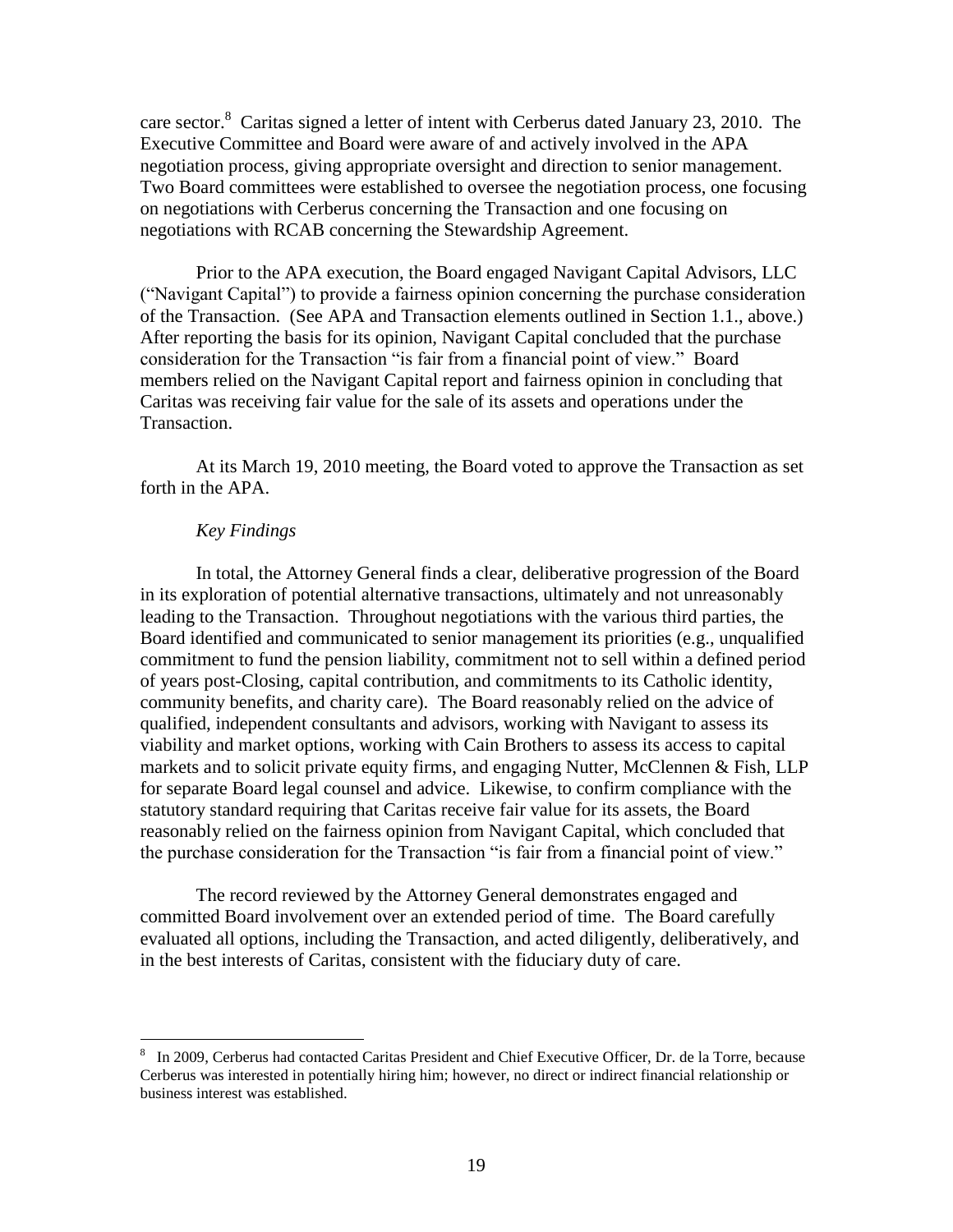care sector.[8] Caritas signed a letter of intent with Cerberus dated January 23, 2010. The Executive Committee and Board were aware of and actively involved in the APA negotiation process, giving appropriate oversight and direction to senior management. Two Board committees were established to oversee the negotiation process, one focusing on negotiations with Cerberus concerning the Transaction and one focusing on negotiations with RCAB concerning the Stewardship Agreement.

Prior to the APA execution, the Board engaged Navigant Capital Advisors, LLC ("Navigant Capital") to provide a fairness opinion concerning the purchase consideration of the Transaction. (See APA and Transaction elements outlined in Section 1.1., above.) After reporting the basis for its opinion, Navigant Capital concluded that the purchase consideration for the Transaction "is fair from a financial point of view." Board members relied on the Navigant Capital report and fairness opinion in concluding that Caritas was receiving fair value for the sale of its assets and operations under the Transaction.

At its March 19, 2010 meeting, the Board voted to approve the Transaction as set forth in the APA.

*Key Findings*

In total, the Attorney General finds a clear, deliberative progression of the Board in its exploration of potential alternative transactions, ultimately and not unreasonably leading to the Transaction. Throughout negotiations with the various third parties, the Board identified and communicated to senior management its priorities (e.g., unqualified commitment to fund the pension liability, commitment not to sell within a defined period of years post-Closing, capital contribution, and commitments to its Catholic identity, community benefits, and charity care). The Board reasonably relied on the advice of qualified, independent consultants and advisors, working with Navigant to assess its viability and market options, working with Cain Brothers to assess its access to capital markets and to solicit private equity firms, and engaging Nutter, McClennen & Fish, LLP for separate Board legal counsel and advice. Likewise, to confirm compliance with the statutory standard requiring that Caritas receive fair value for its assets, the Board reasonably relied on the fairness opinion from Navigant Capital, which concluded that the purchase consideration for the Transaction "is fair from a financial point of view."

The record reviewed by the Attorney General demonstrates engaged and committed Board involvement over an extended period of time. The Board carefully evaluated all options, including the Transaction, and acted diligently, deliberatively, and in the best interests of Caritas, consistent with the fiduciary duty of care.

[8] In 2009, Cerberus had contacted Caritas President and Chief Executive Officer, Dr. de la Torre, because Cerberus was interested in potentially hiring him; however, no direct or indirect financial relationship or business interest was established.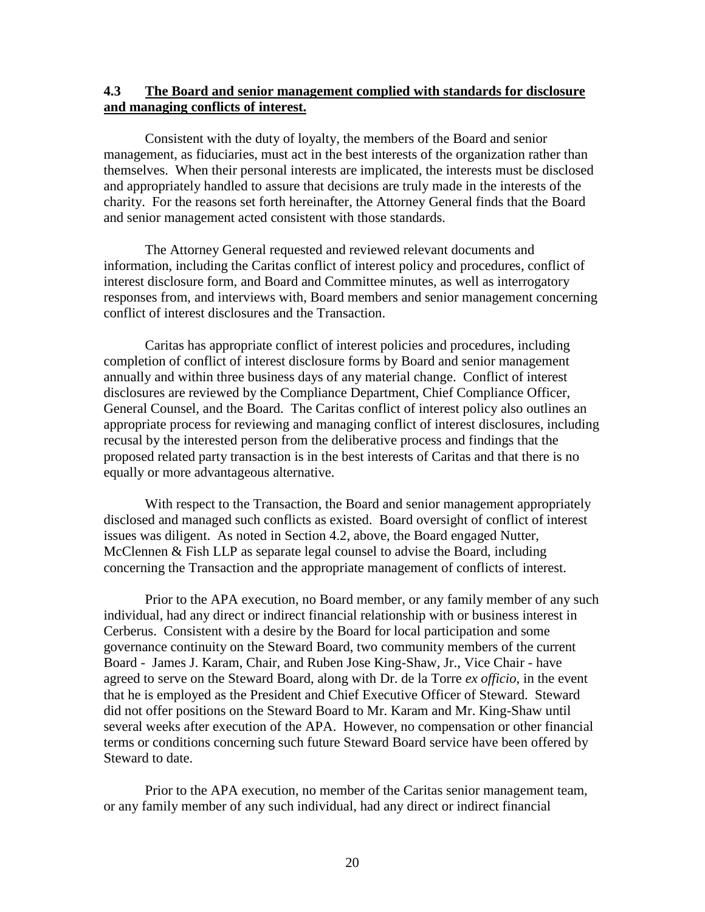## 4.3 The Board and senior management complied with standards for disclosure and managing conflicts of interest.

Consistent with the duty of loyalty, the members of the Board and senior management, as fiduciaries, must act in the best interests of the organization rather than themselves. When their personal interests are implicated, the interests must be disclosed and appropriately handled to assure that decisions are truly made in the interests of the charity. For the reasons set forth hereinafter, the Attorney General finds that the Board and senior management acted consistent with those standards.

The Attorney General requested and reviewed relevant documents and information, including the Caritas conflict of interest policy and procedures, conflict of interest disclosure form, and Board and Committee minutes, as well as interrogatory responses from, and interviews with, Board members and senior management concerning conflict of interest disclosures and the Transaction.

Caritas has appropriate conflict of interest policies and procedures, including completion of conflict of interest disclosure forms by Board and senior management annually and within three business days of any material change. Conflict of interest disclosures are reviewed by the Compliance Department, Chief Compliance Officer, General Counsel, and the Board. The Caritas conflict of interest policy also outlines an appropriate process for reviewing and managing conflict of interest disclosures, including recusal by the interested person from the deliberative process and findings that the proposed related party transaction is in the best interests of Caritas and that there is no equally or more advantageous alternative.

With respect to the Transaction, the Board and senior management appropriately disclosed and managed such conflicts as existed. Board oversight of conflict of interest issues was diligent. As noted in Section 4.2, above, the Board engaged Nutter, McClennen & Fish LLP as separate legal counsel to advise the Board, including concerning the Transaction and the appropriate management of conflicts of interest.

Prior to the APA execution, no Board member, or any family member of any such individual, had any direct or indirect financial relationship with or business interest in Cerberus. Consistent with a desire by the Board for local participation and some governance continuity on the Steward Board, two community members of the current Board - James J. Karam, Chair, and Ruben Jose King-Shaw, Jr., Vice Chair - have agreed to serve on the Steward Board, along with Dr. de la Torre *ex officio*, in the event that he is employed as the President and Chief Executive Officer of Steward. Steward did not offer positions on the Steward Board to Mr. Karam and Mr. King-Shaw until several weeks after execution of the APA. However, no compensation or other financial terms or conditions concerning such future Steward Board service have been offered by Steward to date.

Prior to the APA execution, no member of the Caritas senior management team, or any family member of any such individual, had any direct or indirect financial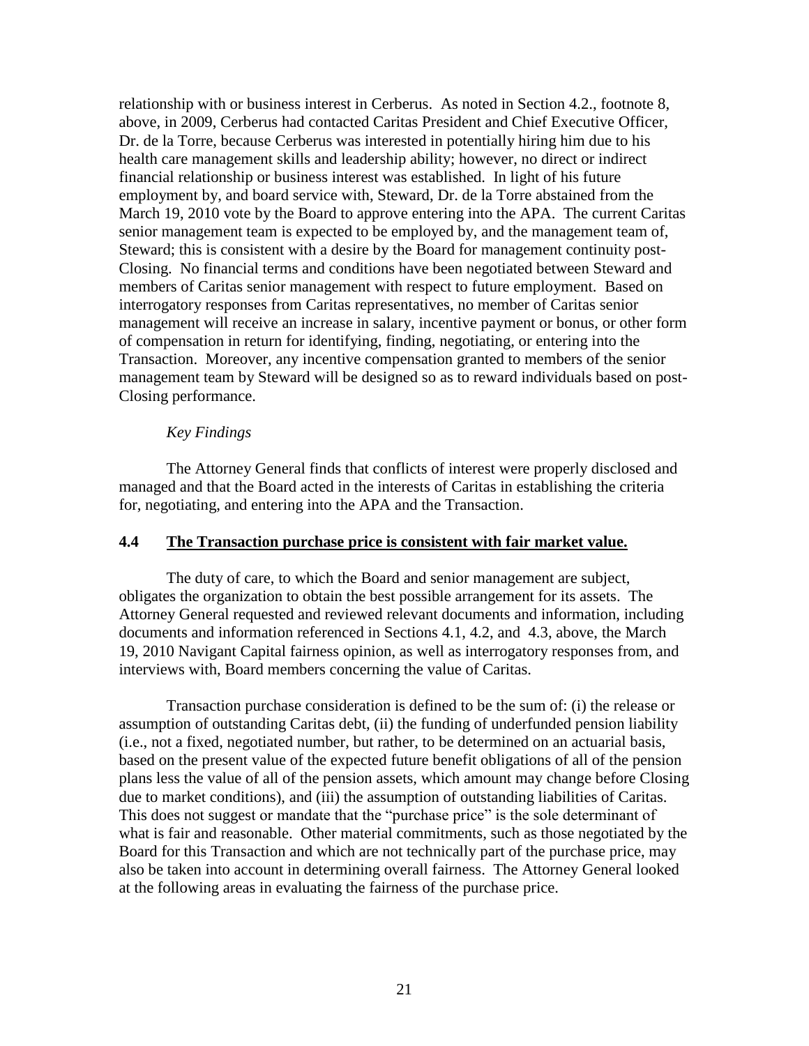relationship with or business interest in Cerberus. As noted in Section 4.2., footnote 8, above, in 2009, Cerberus had contacted Caritas President and Chief Executive Officer, Dr. de la Torre, because Cerberus was interested in potentially hiring him due to his health care management skills and leadership ability; however, no direct or indirect financial relationship or business interest was established. In light of his future employment by, and board service with, Steward, Dr. de la Torre abstained from the March 19, 2010 vote by the Board to approve entering into the APA. The current Caritas senior management team is expected to be employed by, and the management team of, Steward; this is consistent with a desire by the Board for management continuity post-Closing. No financial terms and conditions have been negotiated between Steward and members of Caritas senior management with respect to future employment. Based on interrogatory responses from Caritas representatives, no member of Caritas senior management will receive an increase in salary, incentive payment or bonus, or other form of compensation in return for identifying, finding, negotiating, or entering into the Transaction. Moreover, any incentive compensation granted to members of the senior management team by Steward will be designed so as to reward individuals based on post-Closing performance.

*Key Findings*

The Attorney General finds that conflicts of interest were properly disclosed and managed and that the Board acted in the interests of Caritas in establishing the criteria for, negotiating, and entering into the APA and the Transaction.

### 4.4 <u>The Transaction purchase price is consistent with fair market value.</u>

The duty of care, to which the Board and senior management are subject, obligates the organization to obtain the best possible arrangement for its assets. The Attorney General requested and reviewed relevant documents and information, including documents and information referenced in Sections 4.1, 4.2, and 4.3, above, the March 19, 2010 Navigant Capital fairness opinion, as well as interrogatory responses from, and interviews with, Board members concerning the value of Caritas.

Transaction purchase consideration is defined to be the sum of: (i) the release or assumption of outstanding Caritas debt, (ii) the funding of underfunded pension liability (i.e., not a fixed, negotiated number, but rather, to be determined on an actuarial basis, based on the present value of the expected future benefit obligations of all of the pension plans less the value of all of the pension assets, which amount may change before Closing due to market conditions), and (iii) the assumption of outstanding liabilities of Caritas. This does not suggest or mandate that the "purchase price" is the sole determinant of what is fair and reasonable. Other material commitments, such as those negotiated by the Board for this Transaction and which are not technically part of the purchase price, may also be taken into account in determining overall fairness. The Attorney General looked at the following areas in evaluating the fairness of the purchase price.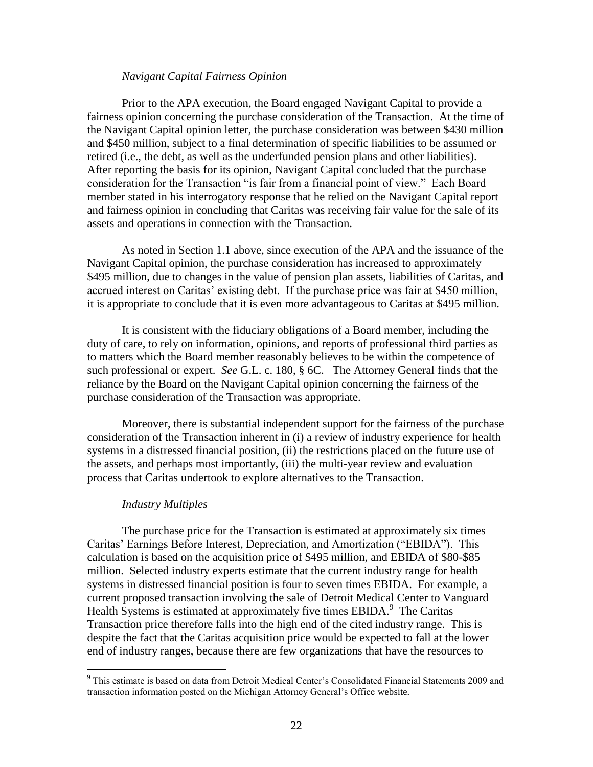*Navigant Capital Fairness Opinion*

Prior to the APA execution, the Board engaged Navigant Capital to provide a fairness opinion concerning the purchase consideration of the Transaction. At the time of the Navigant Capital opinion letter, the purchase consideration was between $430 million and $450 million, subject to a final determination of specific liabilities to be assumed or retired (i.e., the debt, as well as the underfunded pension plans and other liabilities). After reporting the basis for its opinion, Navigant Capital concluded that the purchase consideration for the Transaction "is fair from a financial point of view." Each Board member stated in his interrogatory response that he relied on the Navigant Capital report and fairness opinion in concluding that Caritas was receiving fair value for the sale of its assets and operations in connection with the Transaction.

As noted in Section 1.1 above, since execution of the APA and the issuance of the Navigant Capital opinion, the purchase consideration has increased to approximately $495 million, due to changes in the value of pension plan assets, liabilities of Caritas, and accrued interest on Caritas' existing debt. If the purchase price was fair at $450 million, it is appropriate to conclude that it is even more advantageous to Caritas at $495 million.

It is consistent with the fiduciary obligations of a Board member, including the duty of care, to rely on information, opinions, and reports of professional third parties as to matters which the Board member reasonably believes to be within the competence of such professional or expert. *See* G.L. c. 180, § 6C. The Attorney General finds that the reliance by the Board on the Navigant Capital opinion concerning the fairness of the purchase consideration of the Transaction was appropriate.

Moreover, there is substantial independent support for the fairness of the purchase consideration of the Transaction inherent in (i) a review of industry experience for health systems in a distressed financial position, (ii) the restrictions placed on the future use of the assets, and perhaps most importantly, (iii) the multi-year review and evaluation process that Caritas undertook to explore alternatives to the Transaction.

*Industry Multiples*

The purchase price for the Transaction is estimated at approximately six times Caritas' Earnings Before Interest, Depreciation, and Amortization ("EBIDA"). This calculation is based on the acquisition price of $495 million, and EBIDA of $80-$85 million. Selected industry experts estimate that the current industry range for health systems in distressed financial position is four to seven times EBIDA. For example, a current proposed transaction involving the sale of Detroit Medical Center to Vanguard Health Systems is estimated at approximately five times EBIDA.[9] The Caritas Transaction price therefore falls into the high end of the cited industry range. This is despite the fact that the Caritas acquisition price would be expected to fall at the lower end of industry ranges, because there are few organizations that have the resources to

[9] This estimate is based on data from Detroit Medical Center's Consolidated Financial Statements 2009 and transaction information posted on the Michigan Attorney General's Office website.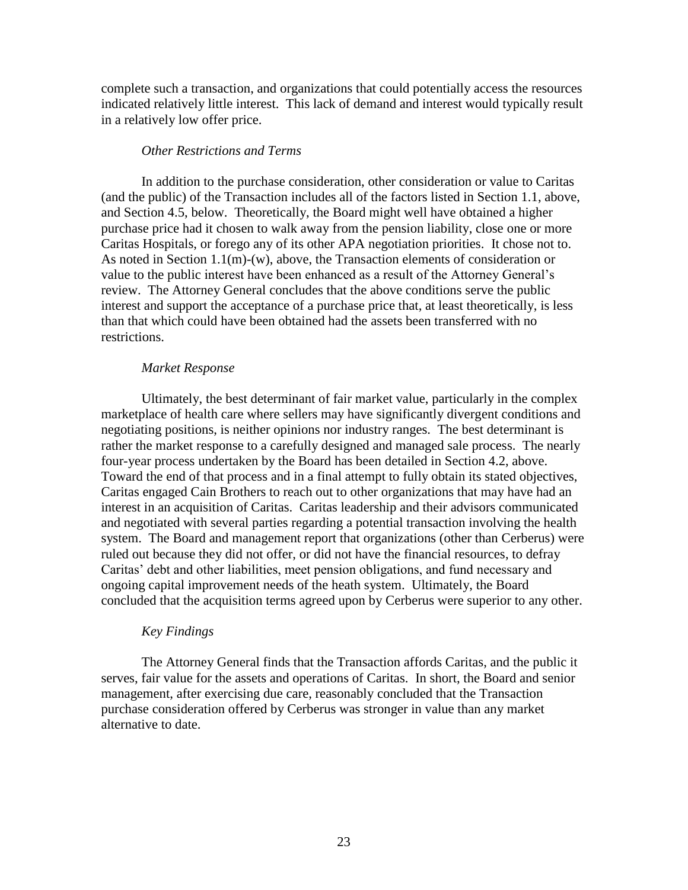complete such a transaction, and organizations that could potentially access the resources indicated relatively little interest. This lack of demand and interest would typically result in a relatively low offer price.

*Other Restrictions and Terms*

In addition to the purchase consideration, other consideration or value to Caritas (and the public) of the Transaction includes all of the factors listed in Section 1.1, above, and Section 4.5, below. Theoretically, the Board might well have obtained a higher purchase price had it chosen to walk away from the pension liability, close one or more Caritas Hospitals, or forego any of its other APA negotiation priorities. It chose not to. As noted in Section 1.1(m)-(w), above, the Transaction elements of consideration or value to the public interest have been enhanced as a result of the Attorney General's review. The Attorney General concludes that the above conditions serve the public interest and support the acceptance of a purchase price that, at least theoretically, is less than that which could have been obtained had the assets been transferred with no restrictions.

*Market Response*

Ultimately, the best determinant of fair market value, particularly in the complex marketplace of health care where sellers may have significantly divergent conditions and negotiating positions, is neither opinions nor industry ranges. The best determinant is rather the market response to a carefully designed and managed sale process. The nearly four-year process undertaken by the Board has been detailed in Section 4.2, above. Toward the end of that process and in a final attempt to fully obtain its stated objectives, Caritas engaged Cain Brothers to reach out to other organizations that may have had an interest in an acquisition of Caritas. Caritas leadership and their advisors communicated and negotiated with several parties regarding a potential transaction involving the health system. The Board and management report that organizations (other than Cerberus) were ruled out because they did not offer, or did not have the financial resources, to defray Caritas' debt and other liabilities, meet pension obligations, and fund necessary and ongoing capital improvement needs of the heath system. Ultimately, the Board concluded that the acquisition terms agreed upon by Cerberus were superior to any other.

*Key Findings*

The Attorney General finds that the Transaction affords Caritas, and the public it serves, fair value for the assets and operations of Caritas. In short, the Board and senior management, after exercising due care, reasonably concluded that the Transaction purchase consideration offered by Cerberus was stronger in value than any market alternative to date.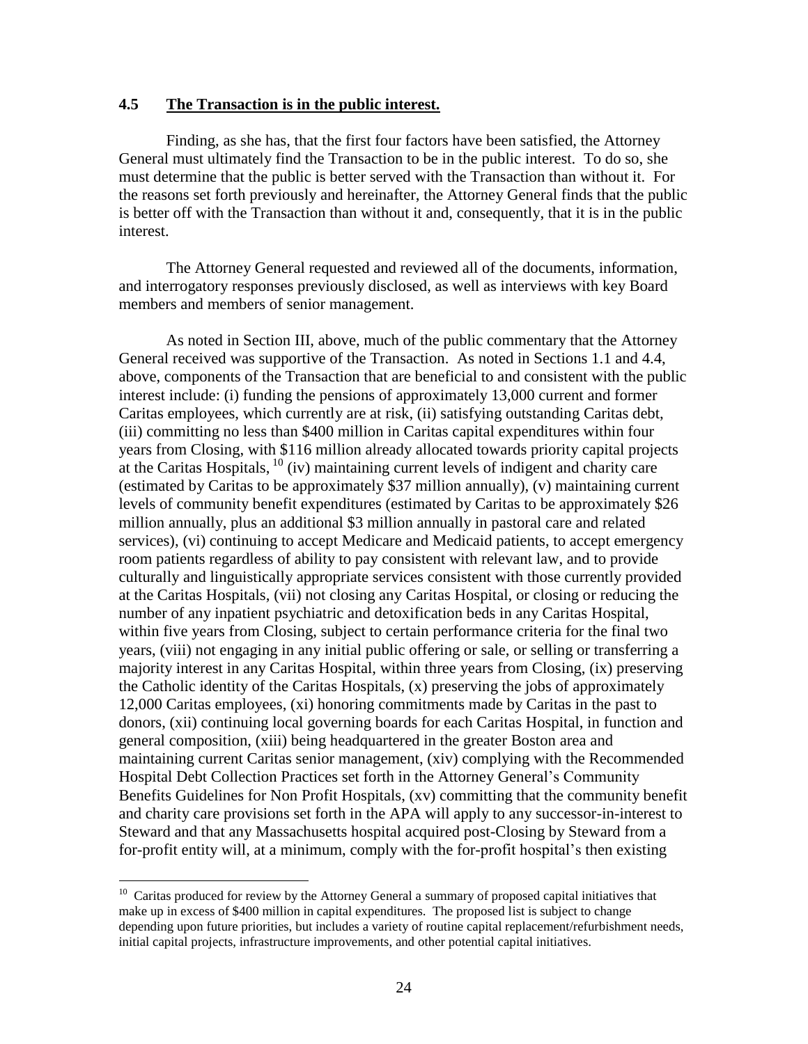## 4.5 <u>The Transaction is in the public interest.</u>

Finding, as she has, that the first four factors have been satisfied, the Attorney General must ultimately find the Transaction to be in the public interest. To do so, she must determine that the public is better served with the Transaction than without it. For the reasons set forth previously and hereinafter, the Attorney General finds that the public is better off with the Transaction than without it and, consequently, that it is in the public interest.

The Attorney General requested and reviewed all of the documents, information, and interrogatory responses previously disclosed, as well as interviews with key Board members and members of senior management.

As noted in Section III, above, much of the public commentary that the Attorney General received was supportive of the Transaction. As noted in Sections 1.1 and 4.4, above, components of the Transaction that are beneficial to and consistent with the public interest include: (i) funding the pensions of approximately 13,000 current and former Caritas employees, which currently are at risk, (ii) satisfying outstanding Caritas debt, (iii) committing no less than $400 million in Caritas capital expenditures within four years from Closing, with $116 million already allocated towards priority capital projects at the Caritas Hospitals, [10] (iv) maintaining current levels of indigent and charity care (estimated by Caritas to be approximately $37 million annually), (v) maintaining current levels of community benefit expenditures (estimated by Caritas to be approximately $26 million annually, plus an additional $3 million annually in pastoral care and related services), (vi) continuing to accept Medicare and Medicaid patients, to accept emergency room patients regardless of ability to pay consistent with relevant law, and to provide culturally and linguistically appropriate services consistent with those currently provided at the Caritas Hospitals, (vii) not closing any Caritas Hospital, or closing or reducing the number of any inpatient psychiatric and detoxification beds in any Caritas Hospital, within five years from Closing, subject to certain performance criteria for the final two years, (viii) not engaging in any initial public offering or sale, or selling or transferring a majority interest in any Caritas Hospital, within three years from Closing, (ix) preserving the Catholic identity of the Caritas Hospitals, (x) preserving the jobs of approximately 12,000 Caritas employees, (xi) honoring commitments made by Caritas in the past to donors, (xii) continuing local governing boards for each Caritas Hospital, in function and general composition, (xiii) being headquartered in the greater Boston area and maintaining current Caritas senior management, (xiv) complying with the Recommended Hospital Debt Collection Practices set forth in the Attorney General's Community Benefits Guidelines for Non Profit Hospitals, (xv) committing that the community benefit and charity care provisions set forth in the APA will apply to any successor-in-interest to Steward and that any Massachusetts hospital acquired post-Closing by Steward from a for-profit entity will, at a minimum, comply with the for-profit hospital's then existing

---

[10] Caritas produced for review by the Attorney General a summary of proposed capital initiatives that make up in excess of $400 million in capital expenditures. The proposed list is subject to change depending upon future priorities, but includes a variety of routine capital replacement/refurbishment needs, initial capital projects, infrastructure improvements, and other potential capital initiatives.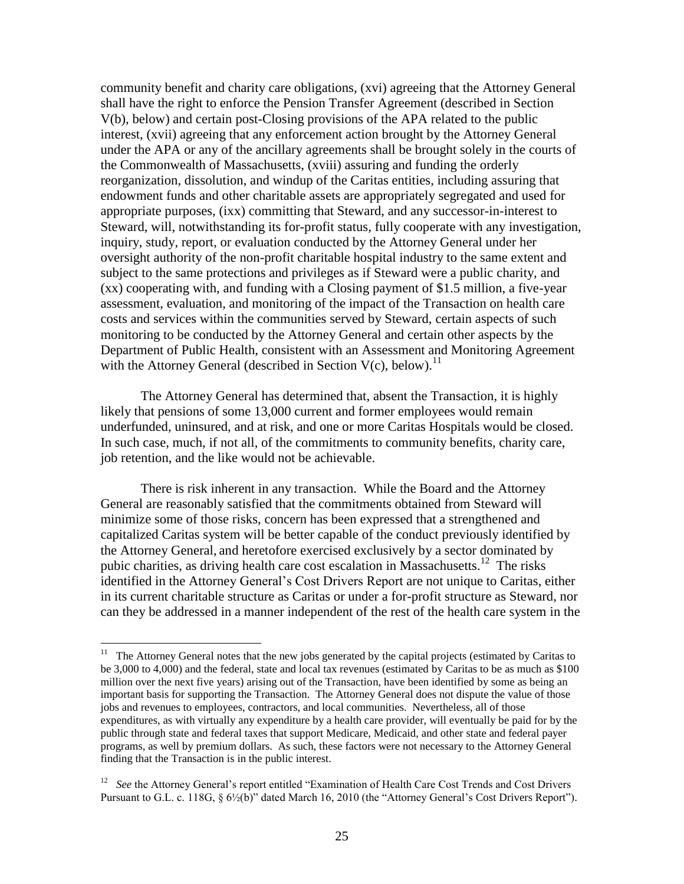community benefit and charity care obligations, (xvi) agreeing that the Attorney General shall have the right to enforce the Pension Transfer Agreement (described in Section V(b), below) and certain post-Closing provisions of the APA related to the public interest, (xvii) agreeing that any enforcement action brought by the Attorney General under the APA or any of the ancillary agreements shall be brought solely in the courts of the Commonwealth of Massachusetts, (xviii) assuring and funding the orderly reorganization, dissolution, and windup of the Caritas entities, including assuring that endowment funds and other charitable assets are appropriately segregated and used for appropriate purposes, (ixx) committing that Steward, and any successor-in-interest to Steward, will, notwithstanding its for-profit status, fully cooperate with any investigation, inquiry, study, report, or evaluation conducted by the Attorney General under her oversight authority of the non-profit charitable hospital industry to the same extent and subject to the same protections and privileges as if Steward were a public charity, and (xx) cooperating with, and funding with a Closing payment of $1.5 million, a five-year assessment, evaluation, and monitoring of the impact of the Transaction on health care costs and services within the communities served by Steward, certain aspects of such monitoring to be conducted by the Attorney General and certain other aspects by the Department of Public Health, consistent with an Assessment and Monitoring Agreement with the Attorney General (described in Section V(c), below).[11]

The Attorney General has determined that, absent the Transaction, it is highly likely that pensions of some 13,000 current and former employees would remain underfunded, uninsured, and at risk, and one or more Caritas Hospitals would be closed. In such case, much, if not all, of the commitments to community benefits, charity care, job retention, and the like would not be achievable.

There is risk inherent in any transaction. While the Board and the Attorney General are reasonably satisfied that the commitments obtained from Steward will minimize some of those risks, concern has been expressed that a strengthened and capitalized Caritas system will be better capable of the conduct previously identified by the Attorney General, and heretofore exercised exclusively by a sector dominated by pubic charities, as driving health care cost escalation in Massachusetts.[12] The risks identified in the Attorney General's Cost Drivers Report are not unique to Caritas, either in its current charitable structure as Caritas or under a for-profit structure as Steward, nor can they be addressed in a manner independent of the rest of the health care system in the

---

[11] The Attorney General notes that the new jobs generated by the capital projects (estimated by Caritas to be 3,000 to 4,000) and the federal, state and local tax revenues (estimated by Caritas to be as much as $100 million over the next five years) arising out of the Transaction, have been identified by some as being an important basis for supporting the Transaction. The Attorney General does not dispute the value of those jobs and revenues to employees, contractors, and local communities. Nevertheless, all of those expenditures, as with virtually any expenditure by a health care provider, will eventually be paid for by the public through state and federal taxes that support Medicare, Medicaid, and other state and federal payer programs, as well by premium dollars. As such, these factors were not necessary to the Attorney General finding that the Transaction is in the public interest.

[12] *See* the Attorney General's report entitled "Examination of Health Care Cost Trends and Cost Drivers Pursuant to G.L. c. 118G, § 6½(b)" dated March 16, 2010 (the "Attorney General's Cost Drivers Report").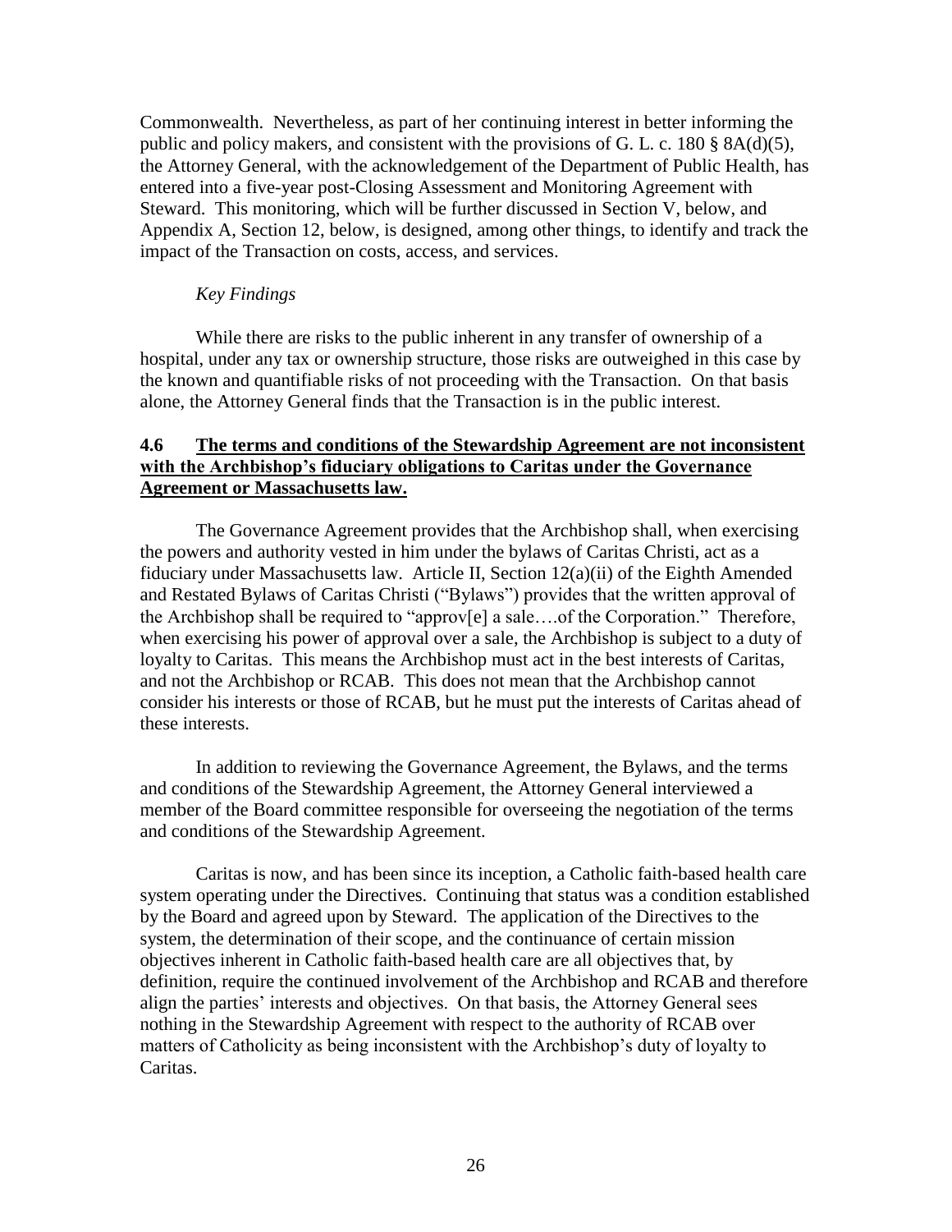Commonwealth. Nevertheless, as part of her continuing interest in better informing the public and policy makers, and consistent with the provisions of G. L. c. 180 § 8A(d)(5), the Attorney General, with the acknowledgement of the Department of Public Health, has entered into a five-year post-Closing Assessment and Monitoring Agreement with Steward. This monitoring, which will be further discussed in Section V, below, and Appendix A, Section 12, below, is designed, among other things, to identify and track the impact of the Transaction on costs, access, and services.

*Key Findings*

While there are risks to the public inherent in any transfer of ownership of a hospital, under any tax or ownership structure, those risks are outweighed in this case by the known and quantifiable risks of not proceeding with the Transaction. On that basis alone, the Attorney General finds that the Transaction is in the public interest.

### 4.6 <u>The terms and conditions of the Stewardship Agreement are not inconsistent with the Archbishop's fiduciary obligations to Caritas under the Governance Agreement or Massachusetts law.</u>

The Governance Agreement provides that the Archbishop shall, when exercising the powers and authority vested in him under the bylaws of Caritas Christi, act as a fiduciary under Massachusetts law. Article II, Section 12(a)(ii) of the Eighth Amended and Restated Bylaws of Caritas Christi ("Bylaws") provides that the written approval of the Archbishop shall be required to "approv[e] a sale….of the Corporation." Therefore, when exercising his power of approval over a sale, the Archbishop is subject to a duty of loyalty to Caritas. This means the Archbishop must act in the best interests of Caritas, and not the Archbishop or RCAB. This does not mean that the Archbishop cannot consider his interests or those of RCAB, but he must put the interests of Caritas ahead of these interests.

In addition to reviewing the Governance Agreement, the Bylaws, and the terms and conditions of the Stewardship Agreement, the Attorney General interviewed a member of the Board committee responsible for overseeing the negotiation of the terms and conditions of the Stewardship Agreement.

Caritas is now, and has been since its inception, a Catholic faith-based health care system operating under the Directives. Continuing that status was a condition established by the Board and agreed upon by Steward. The application of the Directives to the system, the determination of their scope, and the continuance of certain mission objectives inherent in Catholic faith-based health care are all objectives that, by definition, require the continued involvement of the Archbishop and RCAB and therefore align the parties' interests and objectives. On that basis, the Attorney General sees nothing in the Stewardship Agreement with respect to the authority of RCAB over matters of Catholicity as being inconsistent with the Archbishop's duty of loyalty to Caritas.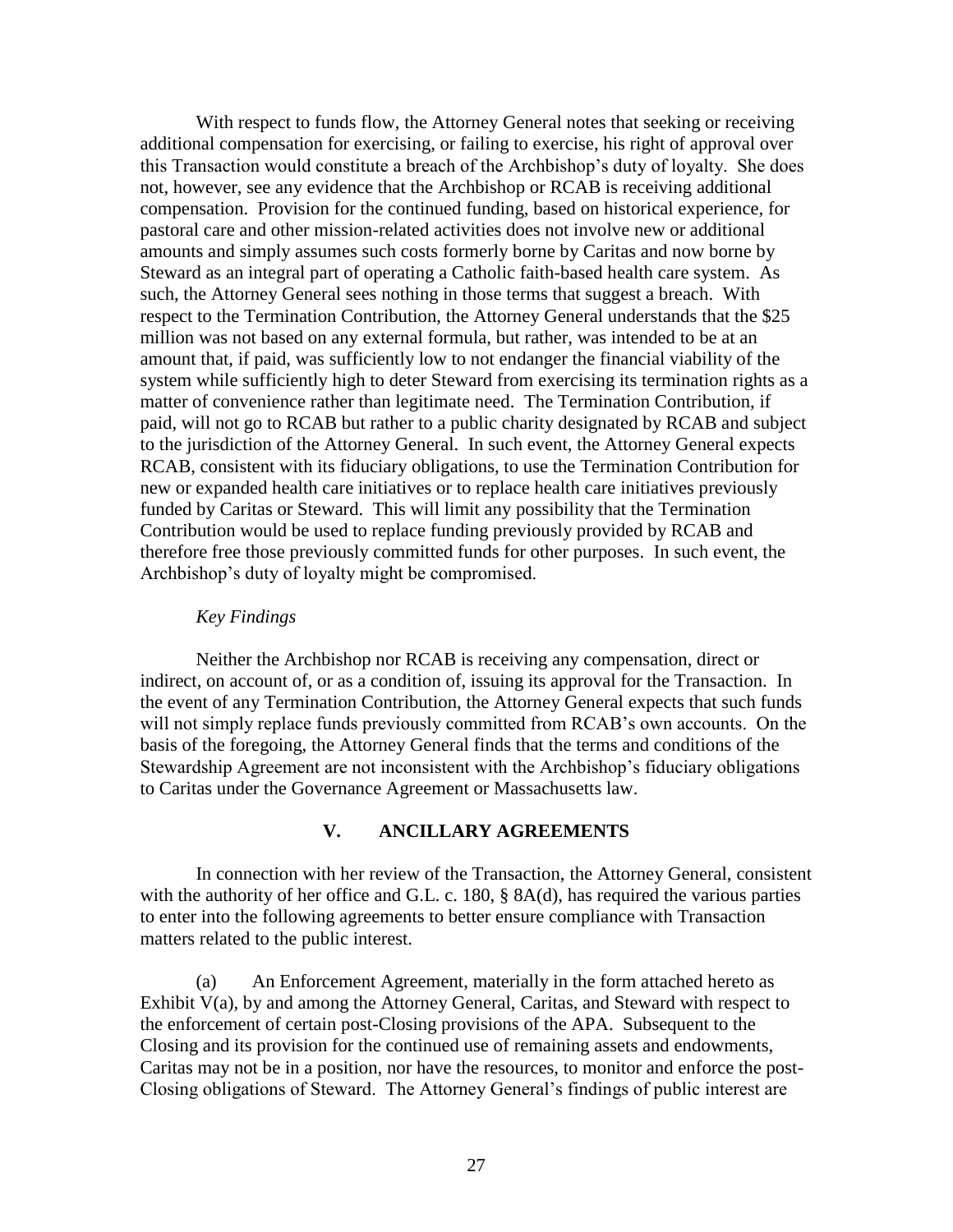With respect to funds flow, the Attorney General notes that seeking or receiving additional compensation for exercising, or failing to exercise, his right of approval over this Transaction would constitute a breach of the Archbishop's duty of loyalty. She does not, however, see any evidence that the Archbishop or RCAB is receiving additional compensation. Provision for the continued funding, based on historical experience, for pastoral care and other mission-related activities does not involve new or additional amounts and simply assumes such costs formerly borne by Caritas and now borne by Steward as an integral part of operating a Catholic faith-based health care system. As such, the Attorney General sees nothing in those terms that suggest a breach. With respect to the Termination Contribution, the Attorney General understands that the $25 million was not based on any external formula, but rather, was intended to be at an amount that, if paid, was sufficiently low to not endanger the financial viability of the system while sufficiently high to deter Steward from exercising its termination rights as a matter of convenience rather than legitimate need. The Termination Contribution, if paid, will not go to RCAB but rather to a public charity designated by RCAB and subject to the jurisdiction of the Attorney General. In such event, the Attorney General expects RCAB, consistent with its fiduciary obligations, to use the Termination Contribution for new or expanded health care initiatives or to replace health care initiatives previously funded by Caritas or Steward. This will limit any possibility that the Termination Contribution would be used to replace funding previously provided by RCAB and therefore free those previously committed funds for other purposes. In such event, the Archbishop's duty of loyalty might be compromised.

*Key Findings*

Neither the Archbishop nor RCAB is receiving any compensation, direct or indirect, on account of, or as a condition of, issuing its approval for the Transaction. In the event of any Termination Contribution, the Attorney General expects that such funds will not simply replace funds previously committed from RCAB's own accounts. On the basis of the foregoing, the Attorney General finds that the terms and conditions of the Stewardship Agreement are not inconsistent with the Archbishop's fiduciary obligations to Caritas under the Governance Agreement or Massachusetts law.

## V. ANCILLARY AGREEMENTS

In connection with her review of the Transaction, the Attorney General, consistent with the authority of her office and G.L. c. 180, § 8A(d), has required the various parties to enter into the following agreements to better ensure compliance with Transaction matters related to the public interest.

(a) An Enforcement Agreement, materially in the form attached hereto as Exhibit V(a), by and among the Attorney General, Caritas, and Steward with respect to the enforcement of certain post-Closing provisions of the APA. Subsequent to the Closing and its provision for the continued use of remaining assets and endowments, Caritas may not be in a position, nor have the resources, to monitor and enforce the post-Closing obligations of Steward. The Attorney General's findings of public interest are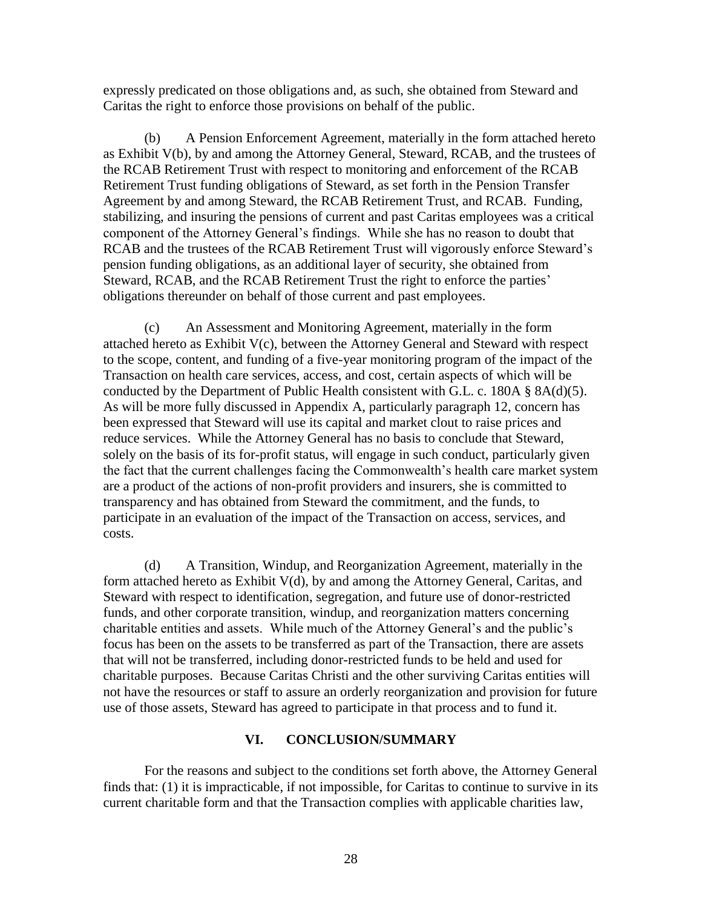expressly predicated on those obligations and, as such, she obtained from Steward and Caritas the right to enforce those provisions on behalf of the public.

(b) A Pension Enforcement Agreement, materially in the form attached hereto as Exhibit V(b), by and among the Attorney General, Steward, RCAB, and the trustees of the RCAB Retirement Trust with respect to monitoring and enforcement of the RCAB Retirement Trust funding obligations of Steward, as set forth in the Pension Transfer Agreement by and among Steward, the RCAB Retirement Trust, and RCAB. Funding, stabilizing, and insuring the pensions of current and past Caritas employees was a critical component of the Attorney General's findings. While she has no reason to doubt that RCAB and the trustees of the RCAB Retirement Trust will vigorously enforce Steward's pension funding obligations, as an additional layer of security, she obtained from Steward, RCAB, and the RCAB Retirement Trust the right to enforce the parties' obligations thereunder on behalf of those current and past employees.

(c) An Assessment and Monitoring Agreement, materially in the form attached hereto as Exhibit V(c), between the Attorney General and Steward with respect to the scope, content, and funding of a five-year monitoring program of the impact of the Transaction on health care services, access, and cost, certain aspects of which will be conducted by the Department of Public Health consistent with G.L. c. 180A § 8A(d)(5). As will be more fully discussed in Appendix A, particularly paragraph 12, concern has been expressed that Steward will use its capital and market clout to raise prices and reduce services. While the Attorney General has no basis to conclude that Steward, solely on the basis of its for-profit status, will engage in such conduct, particularly given the fact that the current challenges facing the Commonwealth's health care market system are a product of the actions of non-profit providers and insurers, she is committed to transparency and has obtained from Steward the commitment, and the funds, to participate in an evaluation of the impact of the Transaction on access, services, and costs.

(d) A Transition, Windup, and Reorganization Agreement, materially in the form attached hereto as Exhibit V(d), by and among the Attorney General, Caritas, and Steward with respect to identification, segregation, and future use of donor-restricted funds, and other corporate transition, windup, and reorganization matters concerning charitable entities and assets. While much of the Attorney General's and the public's focus has been on the assets to be transferred as part of the Transaction, there are assets that will not be transferred, including donor-restricted funds to be held and used for charitable purposes. Because Caritas Christi and the other surviving Caritas entities will not have the resources or staff to assure an orderly reorganization and provision for future use of those assets, Steward has agreed to participate in that process and to fund it.

## VI. CONCLUSION/SUMMARY

For the reasons and subject to the conditions set forth above, the Attorney General finds that: (1) it is impracticable, if not impossible, for Caritas to continue to survive in its current charitable form and that the Transaction complies with applicable charities law,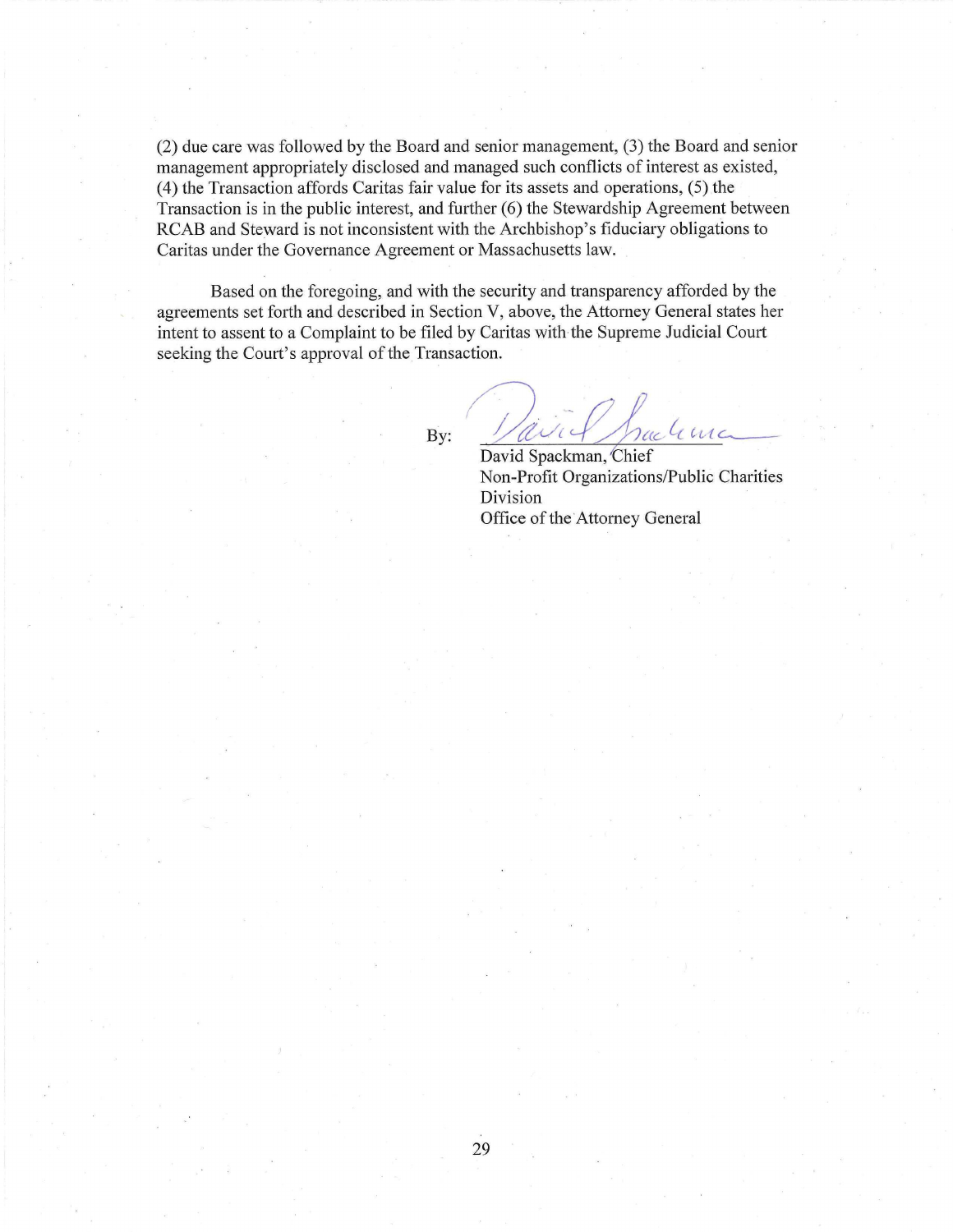(2) due care was followed by the Board and senior management, (3) the Board and senior management appropriately disclosed and managed such conflicts of interest as existed, (4) the Transaction affords Caritas fair value for its assets and operations, (5) the Transaction is in the public interest, and further (6) the Stewardship Agreement between RCAB and Steward is not inconsistent with the Archbishop's fiduciary obligations to Caritas under the Governance Agreement or Massachusetts law.

Based on the foregoing, and with the security and transparency afforded by the agreements set forth and described in Section V, above, the Attorney General states her intent to assent to a Complaint to be filed by Caritas with the Supreme Judicial Court seeking the Court's approval of the Transaction.

By: ______________________

David Spackman, Chief
Non-Profit Organizations/Public Charities Division
Office of the Attorney General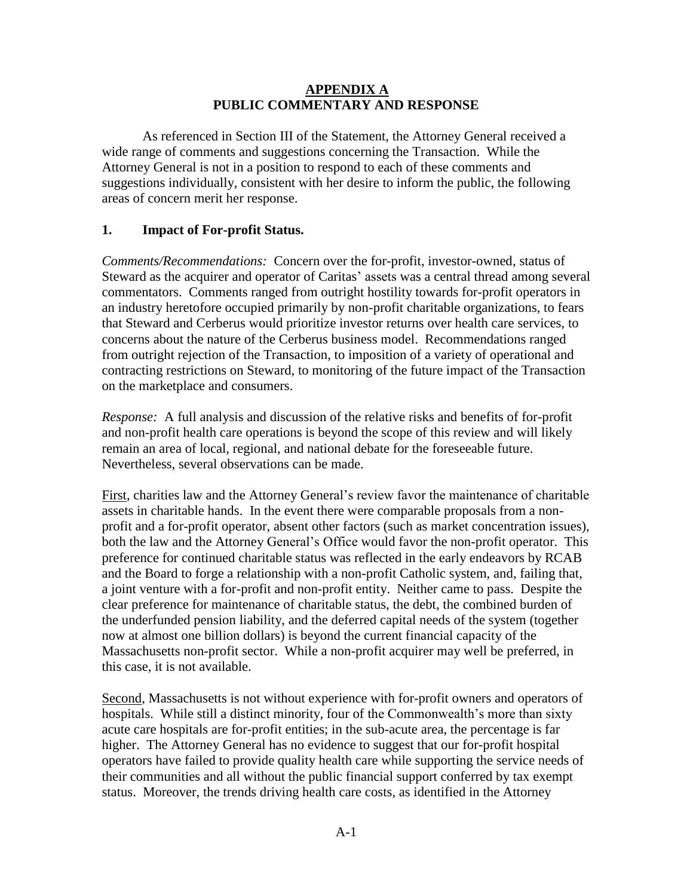## APPENDIX A
## PUBLIC COMMENTARY AND RESPONSE

As referenced in Section III of the Statement, the Attorney General received a wide range of comments and suggestions concerning the Transaction. While the Attorney General is not in a position to respond to each of these comments and suggestions individually, consistent with her desire to inform the public, the following areas of concern merit her response.

### 1. Impact of For-profit Status.

*Comments/Recommendations:* Concern over the for-profit, investor-owned, status of Steward as the acquirer and operator of Caritas' assets was a central thread among several commentators. Comments ranged from outright hostility towards for-profit operators in an industry heretofore occupied primarily by non-profit charitable organizations, to fears that Steward and Cerberus would prioritize investor returns over health care services, to concerns about the nature of the Cerberus business model. Recommendations ranged from outright rejection of the Transaction, to imposition of a variety of operational and contracting restrictions on Steward, to monitoring of the future impact of the Transaction on the marketplace and consumers.

*Response:* A full analysis and discussion of the relative risks and benefits of for-profit and non-profit health care operations is beyond the scope of this review and will likely remain an area of local, regional, and national debate for the foreseeable future. Nevertheless, several observations can be made.

First, charities law and the Attorney General's review favor the maintenance of charitable assets in charitable hands. In the event there were comparable proposals from a non-profit and a for-profit operator, absent other factors (such as market concentration issues), both the law and the Attorney General's Office would favor the non-profit operator. This preference for continued charitable status was reflected in the early endeavors by RCAB and the Board to forge a relationship with a non-profit Catholic system, and, failing that, a joint venture with a for-profit and non-profit entity. Neither came to pass. Despite the clear preference for maintenance of charitable status, the debt, the combined burden of the underfunded pension liability, and the deferred capital needs of the system (together now at almost one billion dollars) is beyond the current financial capacity of the Massachusetts non-profit sector. While a non-profit acquirer may well be preferred, in this case, it is not available.

Second, Massachusetts is not without experience with for-profit owners and operators of hospitals. While still a distinct minority, four of the Commonwealth's more than sixty acute care hospitals are for-profit entities; in the sub-acute area, the percentage is far higher. The Attorney General has no evidence to suggest that our for-profit hospital operators have failed to provide quality health care while supporting the service needs of their communities and all without the public financial support conferred by tax exempt status. Moreover, the trends driving health care costs, as identified in the Attorney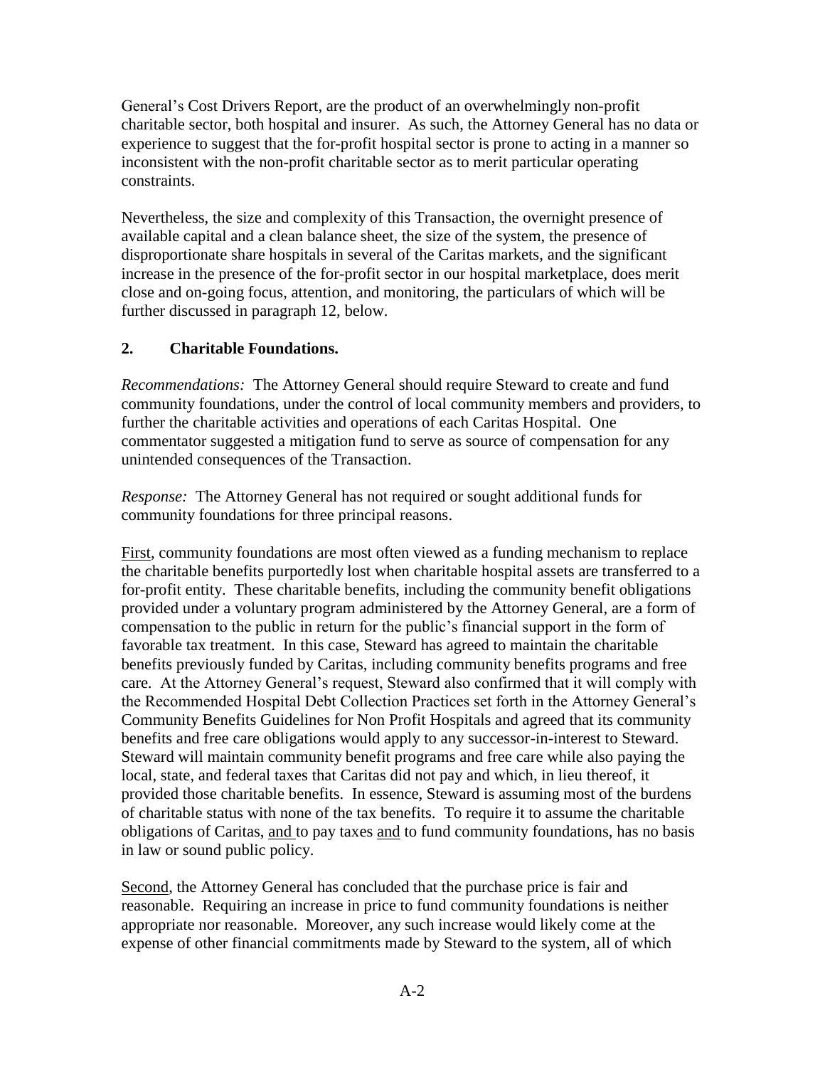General's Cost Drivers Report, are the product of an overwhelmingly non-profit charitable sector, both hospital and insurer. As such, the Attorney General has no data or experience to suggest that the for-profit hospital sector is prone to acting in a manner so inconsistent with the non-profit charitable sector as to merit particular operating constraints.

Nevertheless, the size and complexity of this Transaction, the overnight presence of available capital and a clean balance sheet, the size of the system, the presence of disproportionate share hospitals in several of the Caritas markets, and the significant increase in the presence of the for-profit sector in our hospital marketplace, does merit close and on-going focus, attention, and monitoring, the particulars of which will be further discussed in paragraph 12, below.

## 2. Charitable Foundations.

*Recommendations:* The Attorney General should require Steward to create and fund community foundations, under the control of local community members and providers, to further the charitable activities and operations of each Caritas Hospital. One commentator suggested a mitigation fund to serve as source of compensation for any unintended consequences of the Transaction.

*Response:* The Attorney General has not required or sought additional funds for community foundations for three principal reasons.

First, community foundations are most often viewed as a funding mechanism to replace the charitable benefits purportedly lost when charitable hospital assets are transferred to a for-profit entity. These charitable benefits, including the community benefit obligations provided under a voluntary program administered by the Attorney General, are a form of compensation to the public in return for the public's financial support in the form of favorable tax treatment. In this case, Steward has agreed to maintain the charitable benefits previously funded by Caritas, including community benefits programs and free care. At the Attorney General's request, Steward also confirmed that it will comply with the Recommended Hospital Debt Collection Practices set forth in the Attorney General's Community Benefits Guidelines for Non Profit Hospitals and agreed that its community benefits and free care obligations would apply to any successor-in-interest to Steward. Steward will maintain community benefit programs and free care while also paying the local, state, and federal taxes that Caritas did not pay and which, in lieu thereof, it provided those charitable benefits. In essence, Steward is assuming most of the burdens of charitable status with none of the tax benefits. To require it to assume the charitable obligations of Caritas, and to pay taxes and to fund community foundations, has no basis in law or sound public policy.

Second, the Attorney General has concluded that the purchase price is fair and reasonable. Requiring an increase in price to fund community foundations is neither appropriate nor reasonable. Moreover, any such increase would likely come at the expense of other financial commitments made by Steward to the system, all of which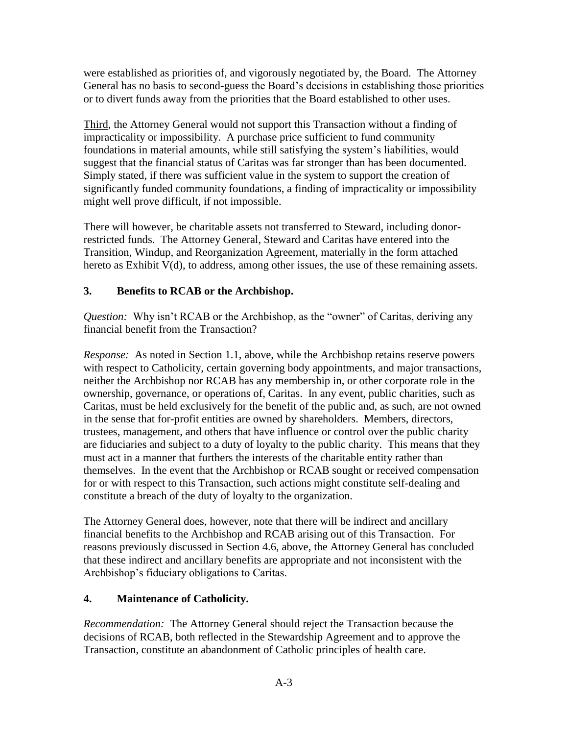were established as priorities of, and vigorously negotiated by, the Board. The Attorney General has no basis to second-guess the Board's decisions in establishing those priorities or to divert funds away from the priorities that the Board established to other uses.

Third, the Attorney General would not support this Transaction without a finding of impracticality or impossibility. A purchase price sufficient to fund community foundations in material amounts, while still satisfying the system's liabilities, would suggest that the financial status of Caritas was far stronger than has been documented. Simply stated, if there was sufficient value in the system to support the creation of significantly funded community foundations, a finding of impracticality or impossibility might well prove difficult, if not impossible.

There will however, be charitable assets not transferred to Steward, including donor-restricted funds. The Attorney General, Steward and Caritas have entered into the Transition, Windup, and Reorganization Agreement, materially in the form attached hereto as Exhibit V(d), to address, among other issues, the use of these remaining assets.

### 3. Benefits to RCAB or the Archbishop.

*Question:* Why isn't RCAB or the Archbishop, as the "owner" of Caritas, deriving any financial benefit from the Transaction?

*Response:* As noted in Section 1.1, above, while the Archbishop retains reserve powers with respect to Catholicity, certain governing body appointments, and major transactions, neither the Archbishop nor RCAB has any membership in, or other corporate role in the ownership, governance, or operations of, Caritas. In any event, public charities, such as Caritas, must be held exclusively for the benefit of the public and, as such, are not owned in the sense that for-profit entities are owned by shareholders. Members, directors, trustees, management, and others that have influence or control over the public charity are fiduciaries and subject to a duty of loyalty to the public charity. This means that they must act in a manner that furthers the interests of the charitable entity rather than themselves. In the event that the Archbishop or RCAB sought or received compensation for or with respect to this Transaction, such actions might constitute self-dealing and constitute a breach of the duty of loyalty to the organization.

The Attorney General does, however, note that there will be indirect and ancillary financial benefits to the Archbishop and RCAB arising out of this Transaction. For reasons previously discussed in Section 4.6, above, the Attorney General has concluded that these indirect and ancillary benefits are appropriate and not inconsistent with the Archbishop's fiduciary obligations to Caritas.

### 4. Maintenance of Catholicity.

*Recommendation:* The Attorney General should reject the Transaction because the decisions of RCAB, both reflected in the Stewardship Agreement and to approve the Transaction, constitute an abandonment of Catholic principles of health care.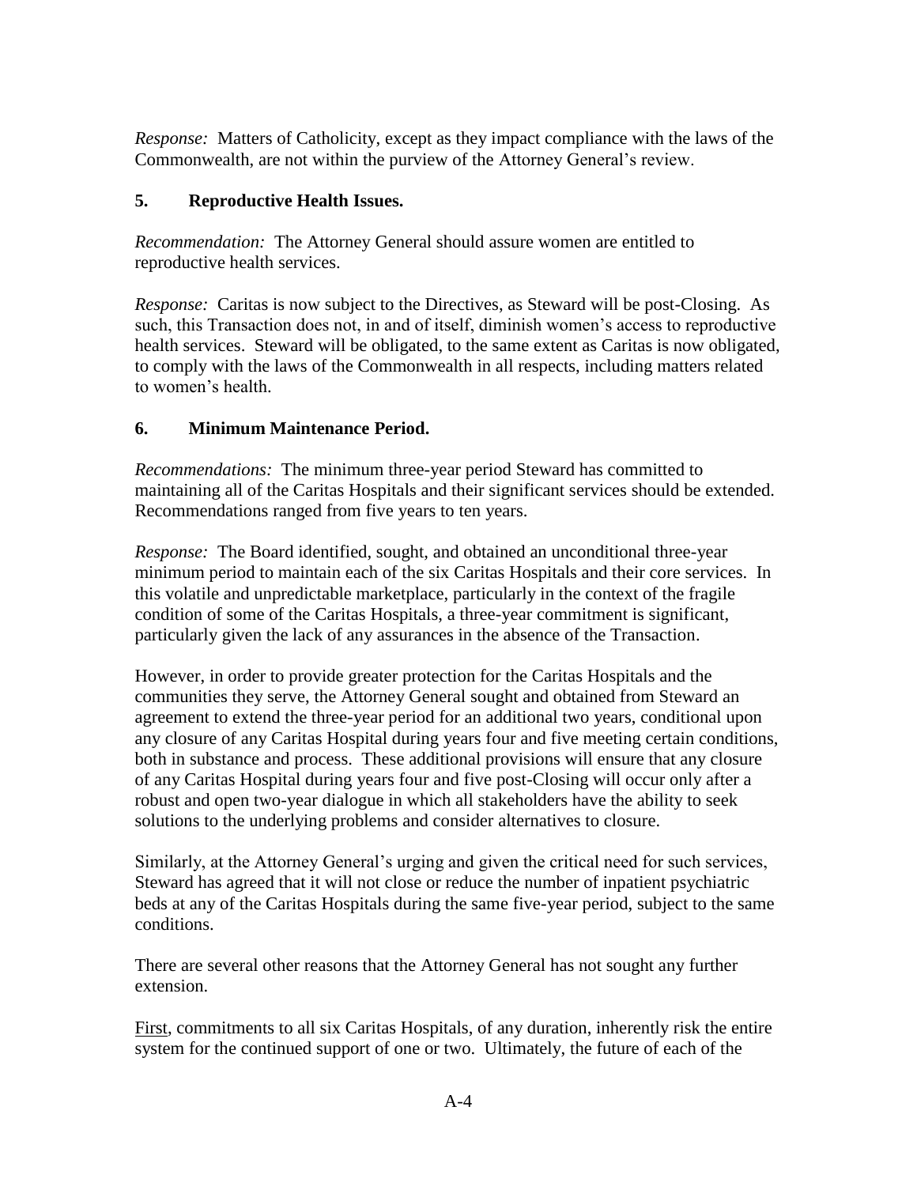*Response:* Matters of Catholicity, except as they impact compliance with the laws of the Commonwealth, are not within the purview of the Attorney General's review.

### 5. Reproductive Health Issues.

*Recommendation:* The Attorney General should assure women are entitled to reproductive health services.

*Response:* Caritas is now subject to the Directives, as Steward will be post-Closing. As such, this Transaction does not, in and of itself, diminish women's access to reproductive health services. Steward will be obligated, to the same extent as Caritas is now obligated, to comply with the laws of the Commonwealth in all respects, including matters related to women's health.

### 6. Minimum Maintenance Period.

*Recommendations:* The minimum three-year period Steward has committed to maintaining all of the Caritas Hospitals and their significant services should be extended. Recommendations ranged from five years to ten years.

*Response:* The Board identified, sought, and obtained an unconditional three-year minimum period to maintain each of the six Caritas Hospitals and their core services. In this volatile and unpredictable marketplace, particularly in the context of the fragile condition of some of the Caritas Hospitals, a three-year commitment is significant, particularly given the lack of any assurances in the absence of the Transaction.

However, in order to provide greater protection for the Caritas Hospitals and the communities they serve, the Attorney General sought and obtained from Steward an agreement to extend the three-year period for an additional two years, conditional upon any closure of any Caritas Hospital during years four and five meeting certain conditions, both in substance and process. These additional provisions will ensure that any closure of any Caritas Hospital during years four and five post-Closing will occur only after a robust and open two-year dialogue in which all stakeholders have the ability to seek solutions to the underlying problems and consider alternatives to closure.

Similarly, at the Attorney General's urging and given the critical need for such services, Steward has agreed that it will not close or reduce the number of inpatient psychiatric beds at any of the Caritas Hospitals during the same five-year period, subject to the same conditions.

There are several other reasons that the Attorney General has not sought any further extension.

First, commitments to all six Caritas Hospitals, of any duration, inherently risk the entire system for the continued support of one or two. Ultimately, the future of each of the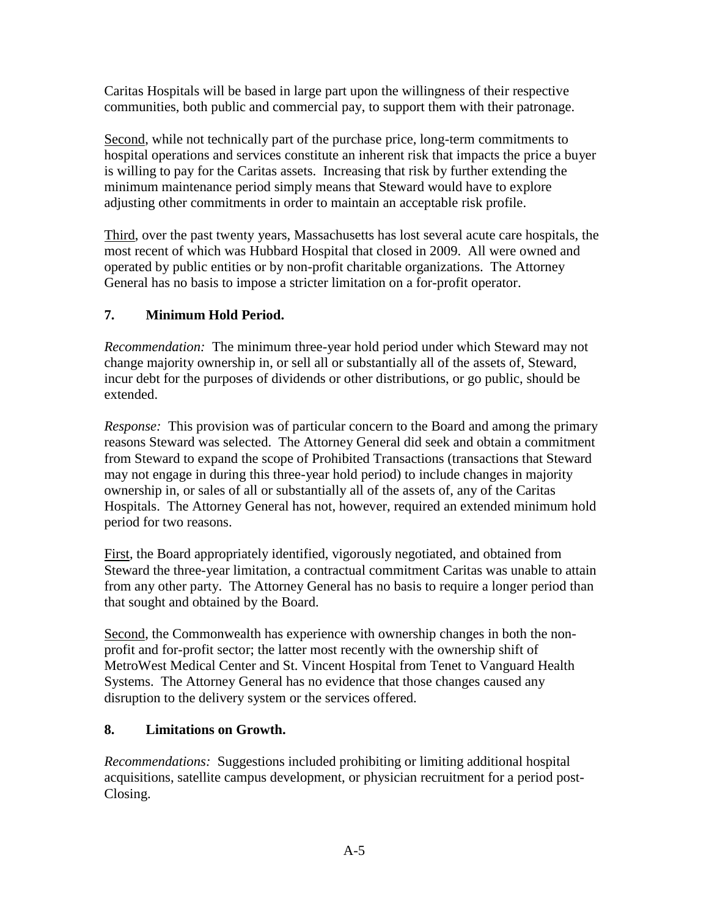Caritas Hospitals will be based in large part upon the willingness of their respective communities, both public and commercial pay, to support them with their patronage.

Second, while not technically part of the purchase price, long-term commitments to hospital operations and services constitute an inherent risk that impacts the price a buyer is willing to pay for the Caritas assets. Increasing that risk by further extending the minimum maintenance period simply means that Steward would have to explore adjusting other commitments in order to maintain an acceptable risk profile.

Third, over the past twenty years, Massachusetts has lost several acute care hospitals, the most recent of which was Hubbard Hospital that closed in 2009. All were owned and operated by public entities or by non-profit charitable organizations. The Attorney General has no basis to impose a stricter limitation on a for-profit operator.

## 7. Minimum Hold Period.

*Recommendation:* The minimum three-year hold period under which Steward may not change majority ownership in, or sell all or substantially all of the assets of, Steward, incur debt for the purposes of dividends or other distributions, or go public, should be extended.

*Response:* This provision was of particular concern to the Board and among the primary reasons Steward was selected. The Attorney General did seek and obtain a commitment from Steward to expand the scope of Prohibited Transactions (transactions that Steward may not engage in during this three-year hold period) to include changes in majority ownership in, or sales of all or substantially all of the assets of, any of the Caritas Hospitals. The Attorney General has not, however, required an extended minimum hold period for two reasons.

First, the Board appropriately identified, vigorously negotiated, and obtained from Steward the three-year limitation, a contractual commitment Caritas was unable to attain from any other party. The Attorney General has no basis to require a longer period than that sought and obtained by the Board.

Second, the Commonwealth has experience with ownership changes in both the non-profit and for-profit sector; the latter most recently with the ownership shift of MetroWest Medical Center and St. Vincent Hospital from Tenet to Vanguard Health Systems. The Attorney General has no evidence that those changes caused any disruption to the delivery system or the services offered.

## 8. Limitations on Growth.

*Recommendations:* Suggestions included prohibiting or limiting additional hospital acquisitions, satellite campus development, or physician recruitment for a period post-Closing.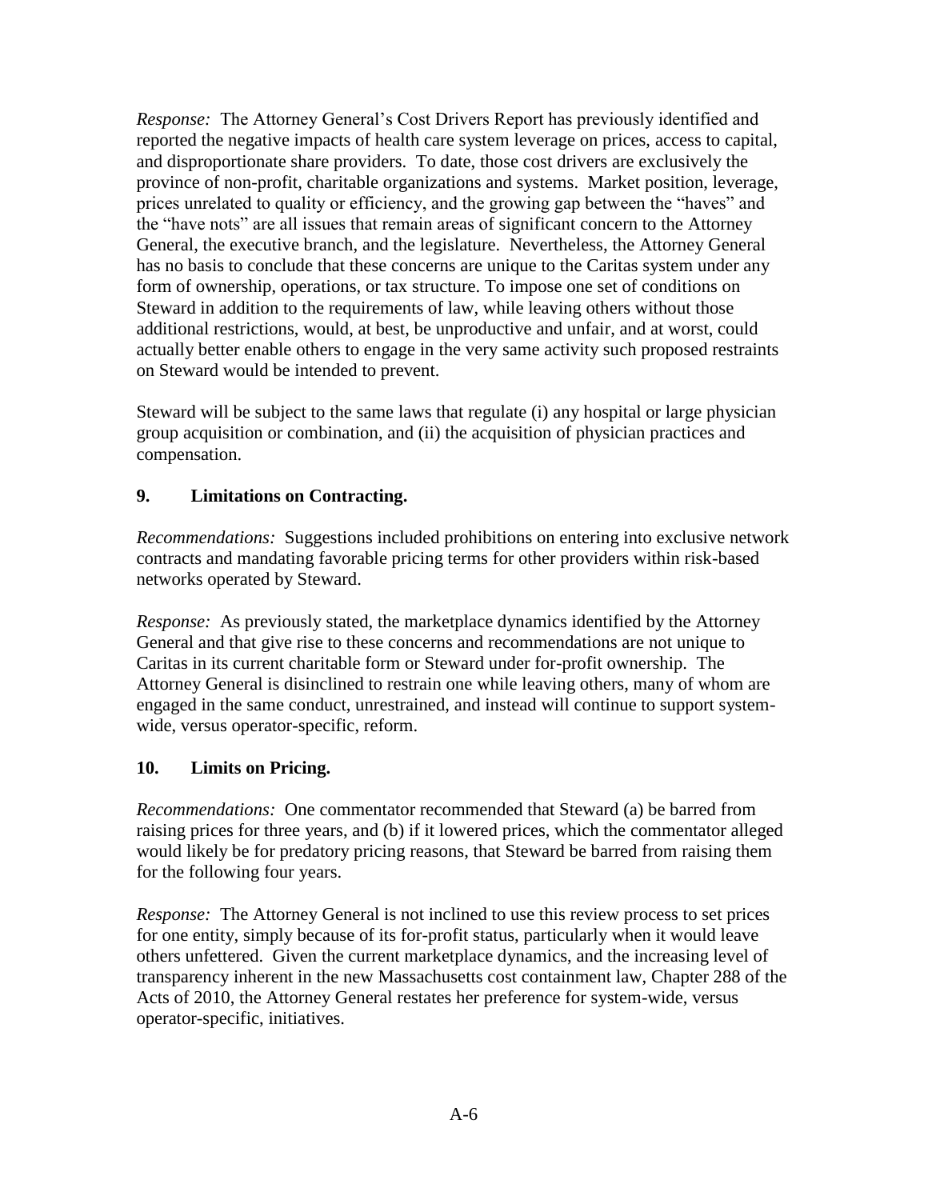*Response:* The Attorney General's Cost Drivers Report has previously identified and reported the negative impacts of health care system leverage on prices, access to capital, and disproportionate share providers. To date, those cost drivers are exclusively the province of non-profit, charitable organizations and systems. Market position, leverage, prices unrelated to quality or efficiency, and the growing gap between the "haves" and the "have nots" are all issues that remain areas of significant concern to the Attorney General, the executive branch, and the legislature. Nevertheless, the Attorney General has no basis to conclude that these concerns are unique to the Caritas system under any form of ownership, operations, or tax structure. To impose one set of conditions on Steward in addition to the requirements of law, while leaving others without those additional restrictions, would, at best, be unproductive and unfair, and at worst, could actually better enable others to engage in the very same activity such proposed restraints on Steward would be intended to prevent.

Steward will be subject to the same laws that regulate (i) any hospital or large physician group acquisition or combination, and (ii) the acquisition of physician practices and compensation.

**9. Limitations on Contracting.**

*Recommendations:* Suggestions included prohibitions on entering into exclusive network contracts and mandating favorable pricing terms for other providers within risk-based networks operated by Steward.

*Response:* As previously stated, the marketplace dynamics identified by the Attorney General and that give rise to these concerns and recommendations are not unique to Caritas in its current charitable form or Steward under for-profit ownership. The Attorney General is disinclined to restrain one while leaving others, many of whom are engaged in the same conduct, unrestrained, and instead will continue to support system-wide, versus operator-specific, reform.

**10. Limits on Pricing.**

*Recommendations:* One commentator recommended that Steward (a) be barred from raising prices for three years, and (b) if it lowered prices, which the commentator alleged would likely be for predatory pricing reasons, that Steward be barred from raising them for the following four years.

*Response:* The Attorney General is not inclined to use this review process to set prices for one entity, simply because of its for-profit status, particularly when it would leave others unfettered. Given the current marketplace dynamics, and the increasing level of transparency inherent in the new Massachusetts cost containment law, Chapter 288 of the Acts of 2010, the Attorney General restates her preference for system-wide, versus operator-specific, initiatives.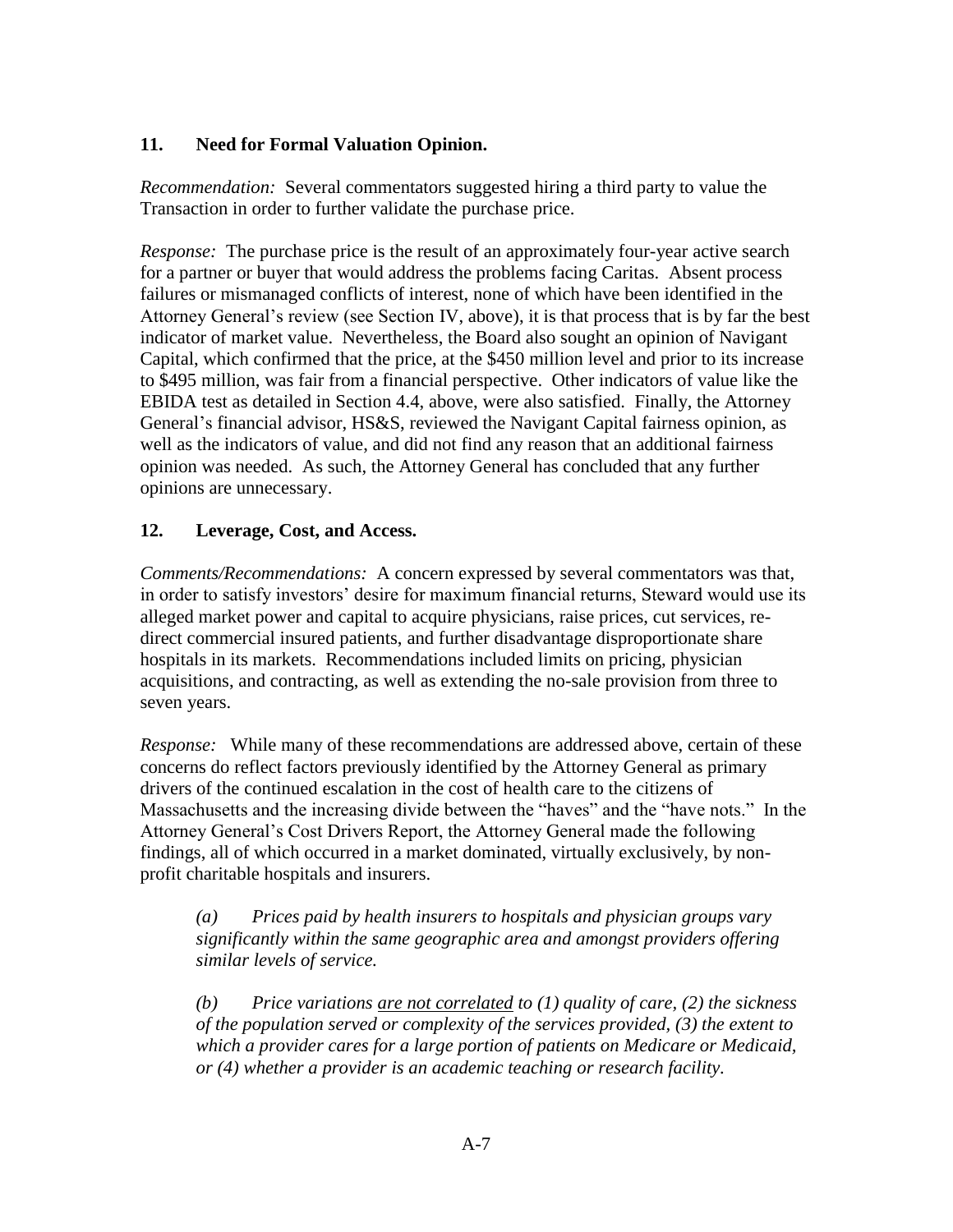### 11. Need for Formal Valuation Opinion.

*Recommendation:* Several commentators suggested hiring a third party to value the Transaction in order to further validate the purchase price.

*Response:* The purchase price is the result of an approximately four-year active search for a partner or buyer that would address the problems facing Caritas. Absent process failures or mismanaged conflicts of interest, none of which have been identified in the Attorney General's review (see Section IV, above), it is that process that is by far the best indicator of market value. Nevertheless, the Board also sought an opinion of Navigant Capital, which confirmed that the price, at the $450 million level and prior to its increase to $495 million, was fair from a financial perspective. Other indicators of value like the EBIDA test as detailed in Section 4.4, above, were also satisfied. Finally, the Attorney General's financial advisor, HS&S, reviewed the Navigant Capital fairness opinion, as well as the indicators of value, and did not find any reason that an additional fairness opinion was needed. As such, the Attorney General has concluded that any further opinions are unnecessary.

### 12. Leverage, Cost, and Access.

*Comments/Recommendations:* A concern expressed by several commentators was that, in order to satisfy investors' desire for maximum financial returns, Steward would use its alleged market power and capital to acquire physicians, raise prices, cut services, re-direct commercial insured patients, and further disadvantage disproportionate share hospitals in its markets. Recommendations included limits on pricing, physician acquisitions, and contracting, as well as extending the no-sale provision from three to seven years.

*Response:* While many of these recommendations are addressed above, certain of these concerns do reflect factors previously identified by the Attorney General as primary drivers of the continued escalation in the cost of health care to the citizens of Massachusetts and the increasing divide between the "haves" and the "have nots." In the Attorney General's Cost Drivers Report, the Attorney General made the following findings, all of which occurred in a market dominated, virtually exclusively, by non-profit charitable hospitals and insurers.

> *(a) Prices paid by health insurers to hospitals and physician groups vary significantly within the same geographic area and amongst providers offering similar levels of service.*
>
> *(b) Price variations <u>are not correlated</u> to (1) quality of care, (2) the sickness of the population served or complexity of the services provided, (3) the extent to which a provider cares for a large portion of patients on Medicare or Medicaid, or (4) whether a provider is an academic teaching or research facility.*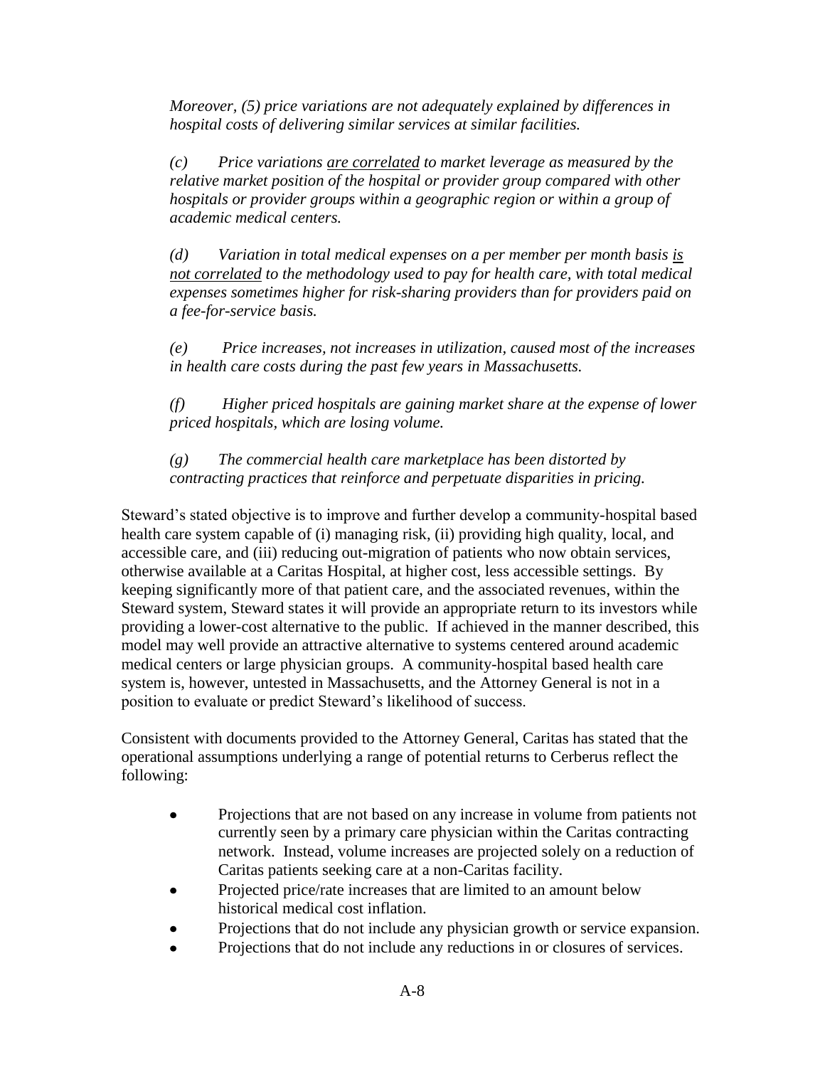*Moreover, (5) price variations are not adequately explained by differences in hospital costs of delivering similar services at similar facilities.*

*(c) Price variations <u>are correlated</u> to market leverage as measured by the relative market position of the hospital or provider group compared with other hospitals or provider groups within a geographic region or within a group of academic medical centers.*

*(d) Variation in total medical expenses on a per member per month basis <u>is not correlated</u> to the methodology used to pay for health care, with total medical expenses sometimes higher for risk-sharing providers than for providers paid on a fee-for-service basis.*

*(e) Price increases, not increases in utilization, caused most of the increases in health care costs during the past few years in Massachusetts.*

*(f) Higher priced hospitals are gaining market share at the expense of lower priced hospitals, which are losing volume.*

*(g) The commercial health care marketplace has been distorted by contracting practices that reinforce and perpetuate disparities in pricing.*

Steward's stated objective is to improve and further develop a community-hospital based health care system capable of (i) managing risk, (ii) providing high quality, local, and accessible care, and (iii) reducing out-migration of patients who now obtain services, otherwise available at a Caritas Hospital, at higher cost, less accessible settings. By keeping significantly more of that patient care, and the associated revenues, within the Steward system, Steward states it will provide an appropriate return to its investors while providing a lower-cost alternative to the public. If achieved in the manner described, this model may well provide an attractive alternative to systems centered around academic medical centers or large physician groups. A community-hospital based health care system is, however, untested in Massachusetts, and the Attorney General is not in a position to evaluate or predict Steward's likelihood of success.

Consistent with documents provided to the Attorney General, Caritas has stated that the operational assumptions underlying a range of potential returns to Cerberus reflect the following:

- Projections that are not based on any increase in volume from patients not currently seen by a primary care physician within the Caritas contracting network. Instead, volume increases are projected solely on a reduction of Caritas patients seeking care at a non-Caritas facility.
- Projected price/rate increases that are limited to an amount below historical medical cost inflation.
- Projections that do not include any physician growth or service expansion.
- Projections that do not include any reductions in or closures of services.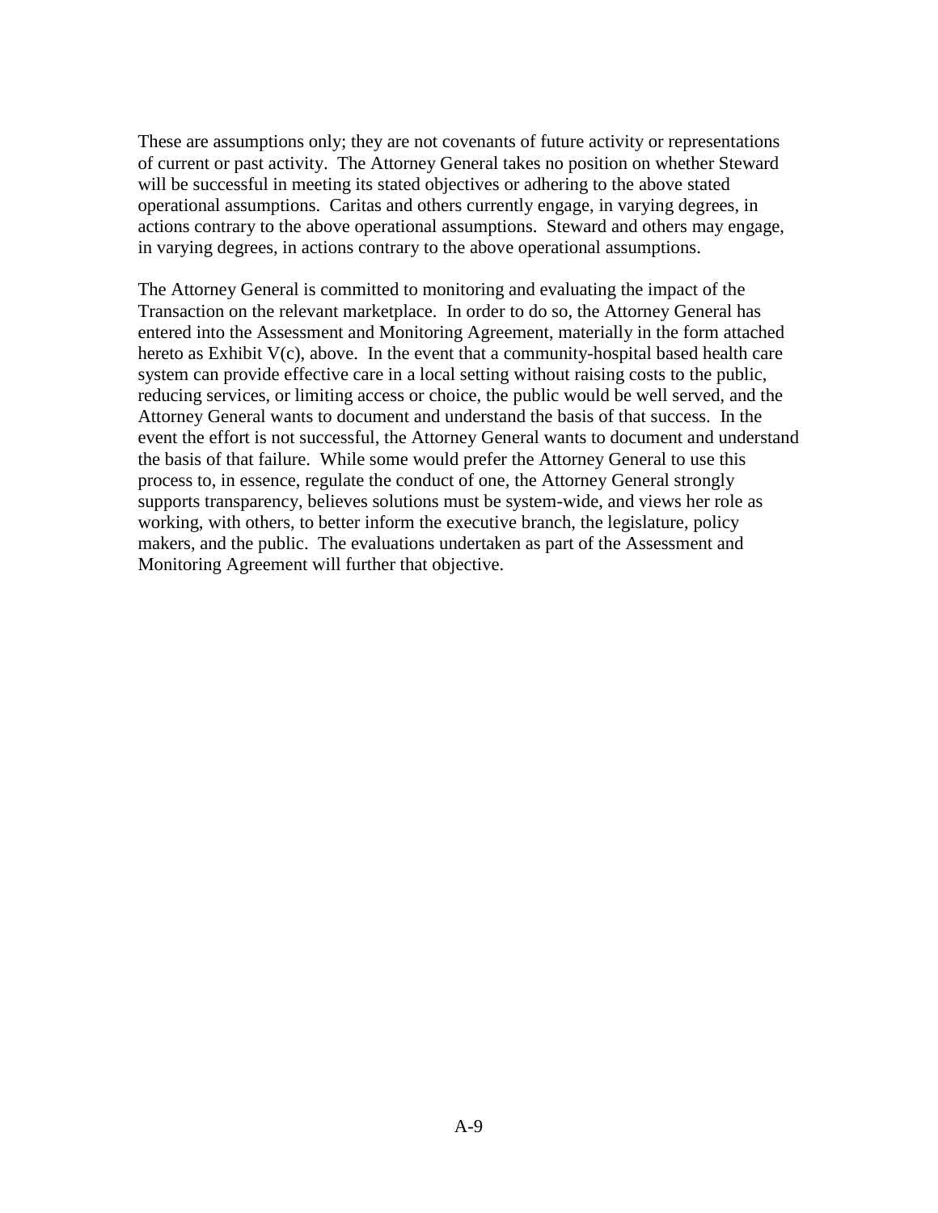These are assumptions only; they are not covenants of future activity or representations of current or past activity. The Attorney General takes no position on whether Steward will be successful in meeting its stated objectives or adhering to the above stated operational assumptions. Caritas and others currently engage, in varying degrees, in actions contrary to the above operational assumptions. Steward and others may engage, in varying degrees, in actions contrary to the above operational assumptions.

The Attorney General is committed to monitoring and evaluating the impact of the Transaction on the relevant marketplace. In order to do so, the Attorney General has entered into the Assessment and Monitoring Agreement, materially in the form attached hereto as Exhibit V(c), above. In the event that a community-hospital based health care system can provide effective care in a local setting without raising costs to the public, reducing services, or limiting access or choice, the public would be well served, and the Attorney General wants to document and understand the basis of that success. In the event the effort is not successful, the Attorney General wants to document and understand the basis of that failure. While some would prefer the Attorney General to use this process to, in essence, regulate the conduct of one, the Attorney General strongly supports transparency, believes solutions must be system-wide, and views her role as working, with others, to better inform the executive branch, the legislature, policy makers, and the public. The evaluations undertaken as part of the Assessment and Monitoring Agreement will further that objective.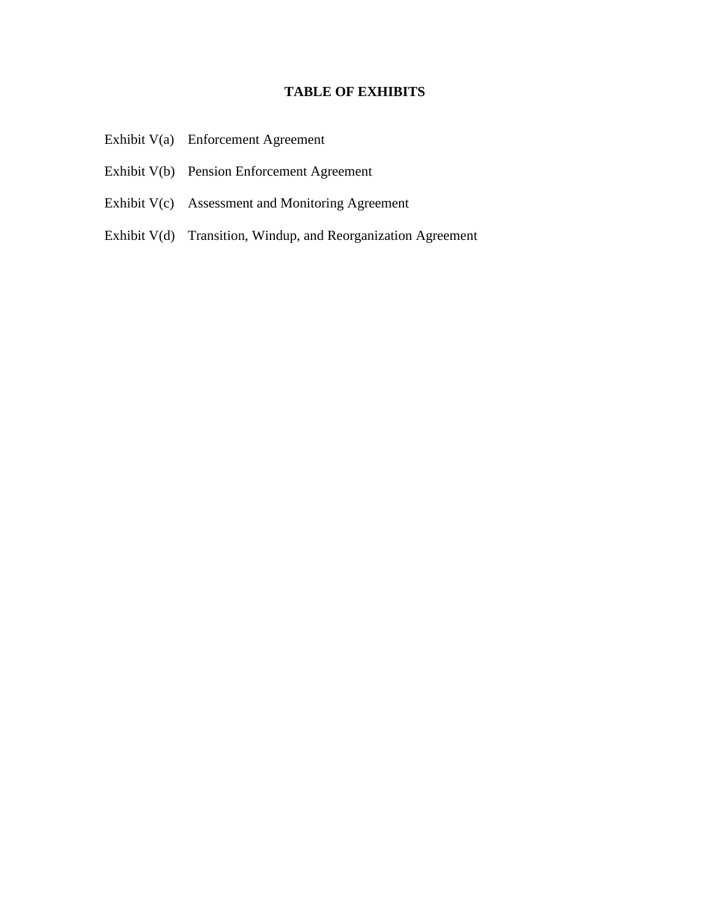# TABLE OF EXHIBITS

| | |
|---|---|
| Exhibit V(a) | Enforcement Agreement |
| Exhibit V(b) | Pension Enforcement Agreement |
| Exhibit V(c) | Assessment and Monitoring Agreement |
| Exhibit V(d) | Transition, Windup, and Reorganization Agreement |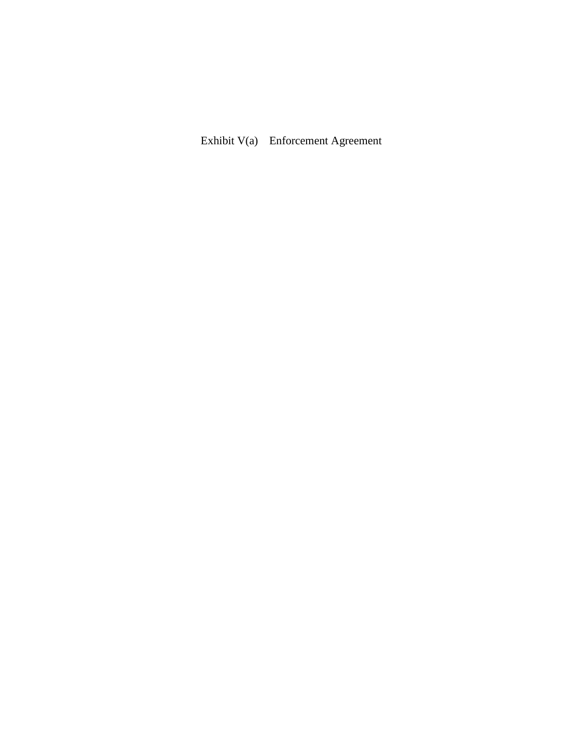Exhibit V(a) Enforcement Agreement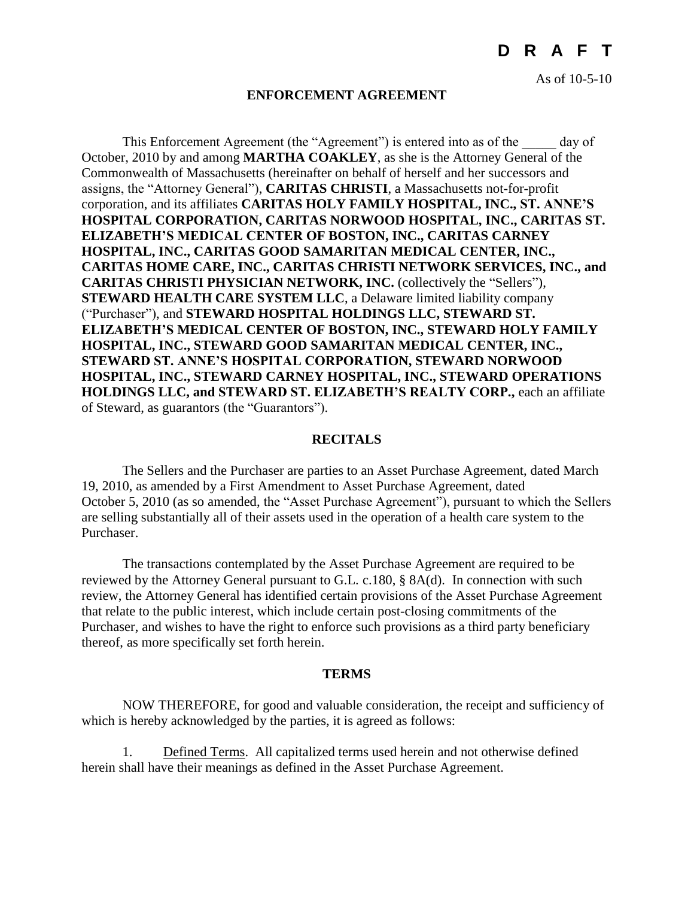**D R A F T**

As of 10-5-10

# ENFORCEMENT AGREEMENT

This Enforcement Agreement (the "Agreement") is entered into as of the _____ day of October, 2010 by and among **MARTHA COAKLEY**, as she is the Attorney General of the Commonwealth of Massachusetts (hereinafter on behalf of herself and her successors and assigns, the "Attorney General"), **CARITAS CHRISTI**, a Massachusetts not-for-profit corporation, and its affiliates **CARITAS HOLY FAMILY HOSPITAL, INC., ST. ANNE'S HOSPITAL CORPORATION, CARITAS NORWOOD HOSPITAL, INC., CARITAS ST. ELIZABETH'S MEDICAL CENTER OF BOSTON, INC., CARITAS CARNEY HOSPITAL, INC., CARITAS GOOD SAMARITAN MEDICAL CENTER, INC., CARITAS HOME CARE, INC., CARITAS CHRISTI NETWORK SERVICES, INC., and CARITAS CHRISTI PHYSICIAN NETWORK, INC.** (collectively the "Sellers"), **STEWARD HEALTH CARE SYSTEM LLC**, a Delaware limited liability company ("Purchaser"), and **STEWARD HOSPITAL HOLDINGS LLC, STEWARD ST. ELIZABETH'S MEDICAL CENTER OF BOSTON, INC., STEWARD HOLY FAMILY HOSPITAL, INC., STEWARD GOOD SAMARITAN MEDICAL CENTER, INC., STEWARD ST. ANNE'S HOSPITAL CORPORATION, STEWARD NORWOOD HOSPITAL, INC., STEWARD CARNEY HOSPITAL, INC., STEWARD OPERATIONS HOLDINGS LLC, and STEWARD ST. ELIZABETH'S REALTY CORP.,** each an affiliate of Steward, as guarantors (the "Guarantors").

## RECITALS

The Sellers and the Purchaser are parties to an Asset Purchase Agreement, dated March 19, 2010, as amended by a First Amendment to Asset Purchase Agreement, dated October 5, 2010 (as so amended, the "Asset Purchase Agreement"), pursuant to which the Sellers are selling substantially all of their assets used in the operation of a health care system to the Purchaser.

The transactions contemplated by the Asset Purchase Agreement are required to be reviewed by the Attorney General pursuant to G.L. c.180, § 8A(d). In connection with such review, the Attorney General has identified certain provisions of the Asset Purchase Agreement that relate to the public interest, which include certain post-closing commitments of the Purchaser, and wishes to have the right to enforce such provisions as a third party beneficiary thereof, as more specifically set forth herein.

## TERMS

NOW THEREFORE, for good and valuable consideration, the receipt and sufficiency of which is hereby acknowledged by the parties, it is agreed as follows:

1. Defined Terms. All capitalized terms used herein and not otherwise defined herein shall have their meanings as defined in the Asset Purchase Agreement.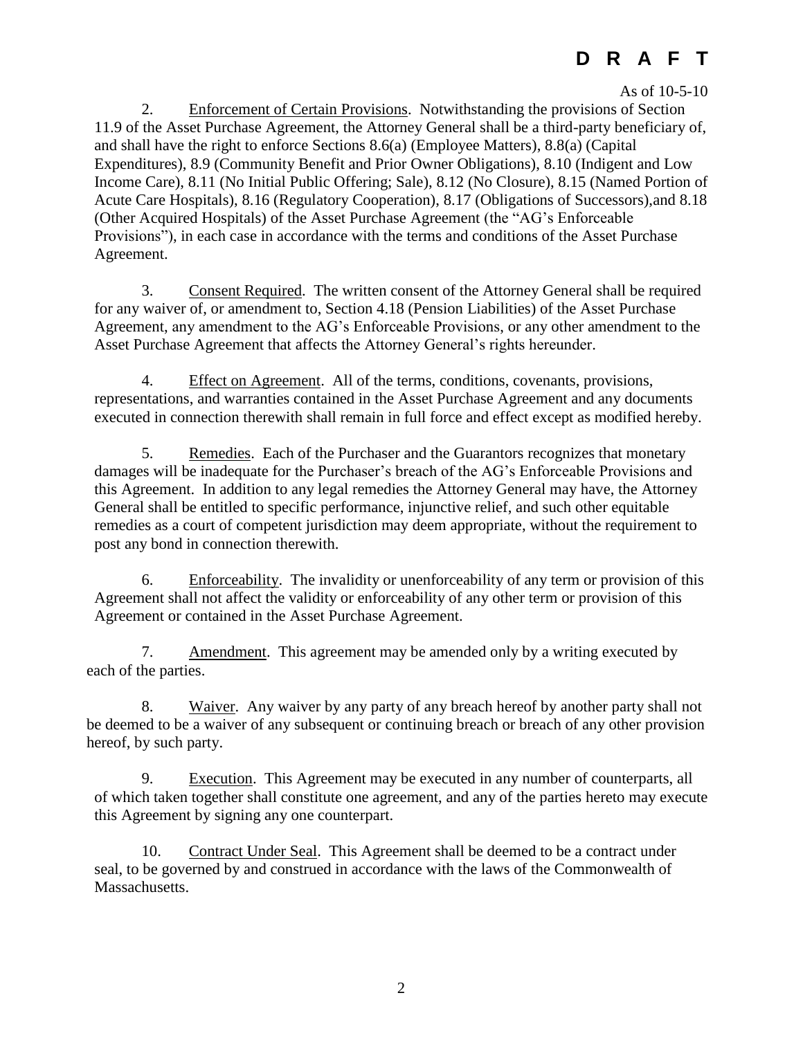**D R A F T**

As of 10-5-10

2. Enforcement of Certain Provisions. Notwithstanding the provisions of Section 11.9 of the Asset Purchase Agreement, the Attorney General shall be a third-party beneficiary of, and shall have the right to enforce Sections 8.6(a) (Employee Matters), 8.8(a) (Capital Expenditures), 8.9 (Community Benefit and Prior Owner Obligations), 8.10 (Indigent and Low Income Care), 8.11 (No Initial Public Offering; Sale), 8.12 (No Closure), 8.15 (Named Portion of Acute Care Hospitals), 8.16 (Regulatory Cooperation), 8.17 (Obligations of Successors),and 8.18 (Other Acquired Hospitals) of the Asset Purchase Agreement (the "AG's Enforceable Provisions"), in each case in accordance with the terms and conditions of the Asset Purchase Agreement.

3. Consent Required. The written consent of the Attorney General shall be required for any waiver of, or amendment to, Section 4.18 (Pension Liabilities) of the Asset Purchase Agreement, any amendment to the AG's Enforceable Provisions, or any other amendment to the Asset Purchase Agreement that affects the Attorney General's rights hereunder.

4. Effect on Agreement. All of the terms, conditions, covenants, provisions, representations, and warranties contained in the Asset Purchase Agreement and any documents executed in connection therewith shall remain in full force and effect except as modified hereby.

5. Remedies. Each of the Purchaser and the Guarantors recognizes that monetary damages will be inadequate for the Purchaser's breach of the AG's Enforceable Provisions and this Agreement. In addition to any legal remedies the Attorney General may have, the Attorney General shall be entitled to specific performance, injunctive relief, and such other equitable remedies as a court of competent jurisdiction may deem appropriate, without the requirement to post any bond in connection therewith.

6. Enforceability. The invalidity or unenforceability of any term or provision of this Agreement shall not affect the validity or enforceability of any other term or provision of this Agreement or contained in the Asset Purchase Agreement.

7. Amendment. This agreement may be amended only by a writing executed by each of the parties.

8. Waiver. Any waiver by any party of any breach hereof by another party shall not be deemed to be a waiver of any subsequent or continuing breach or breach of any other provision hereof, by such party.

9. Execution. This Agreement may be executed in any number of counterparts, all of which taken together shall constitute one agreement, and any of the parties hereto may execute this Agreement by signing any one counterpart.

10. Contract Under Seal. This Agreement shall be deemed to be a contract under seal, to be governed by and construed in accordance with the laws of the Commonwealth of Massachusetts.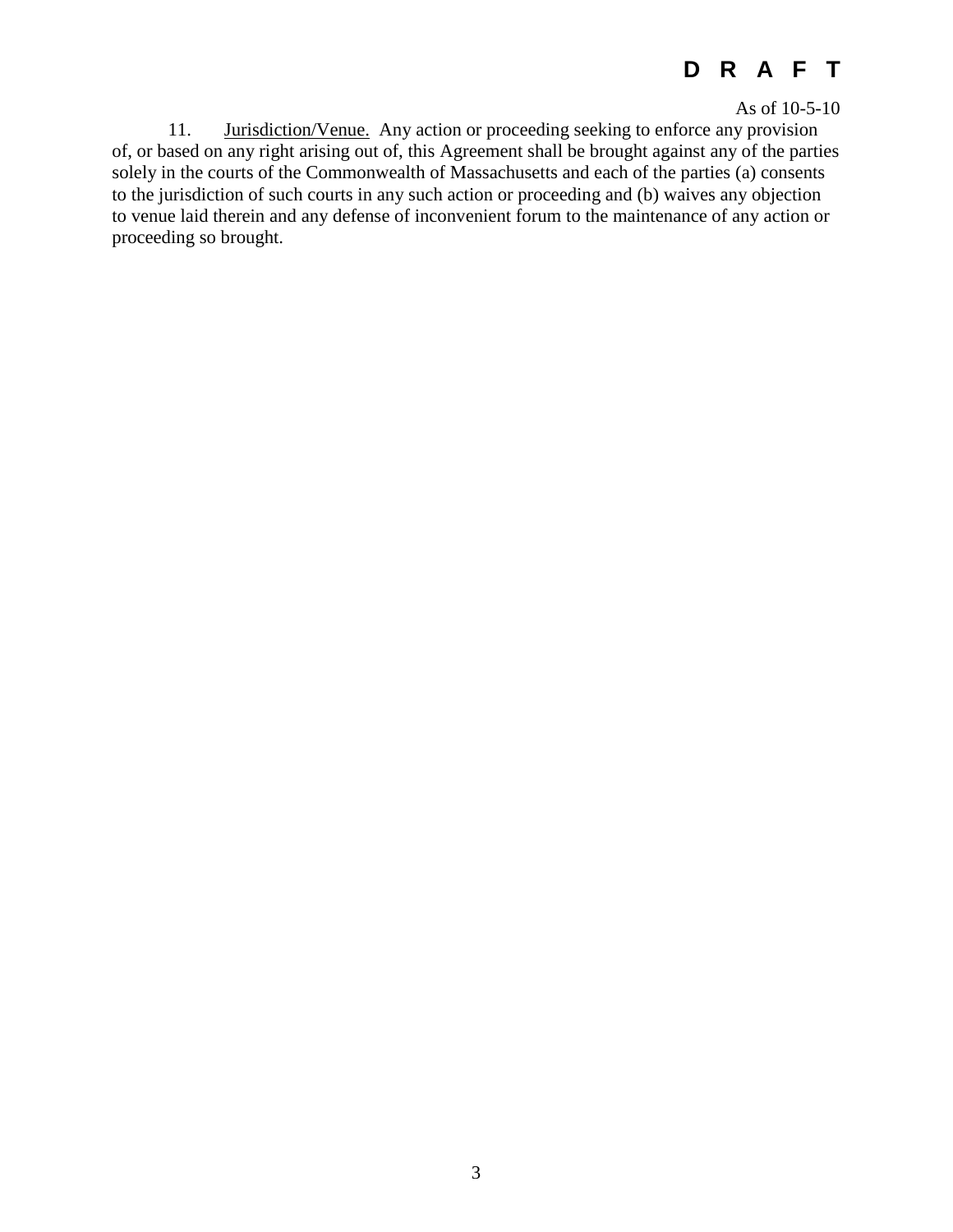**D R A F T**

As of 10-5-10

11. Jurisdiction/Venue. Any action or proceeding seeking to enforce any provision of, or based on any right arising out of, this Agreement shall be brought against any of the parties solely in the courts of the Commonwealth of Massachusetts and each of the parties (a) consents to the jurisdiction of such courts in any such action or proceeding and (b) waives any objection to venue laid therein and any defense of inconvenient forum to the maintenance of any action or proceeding so brought.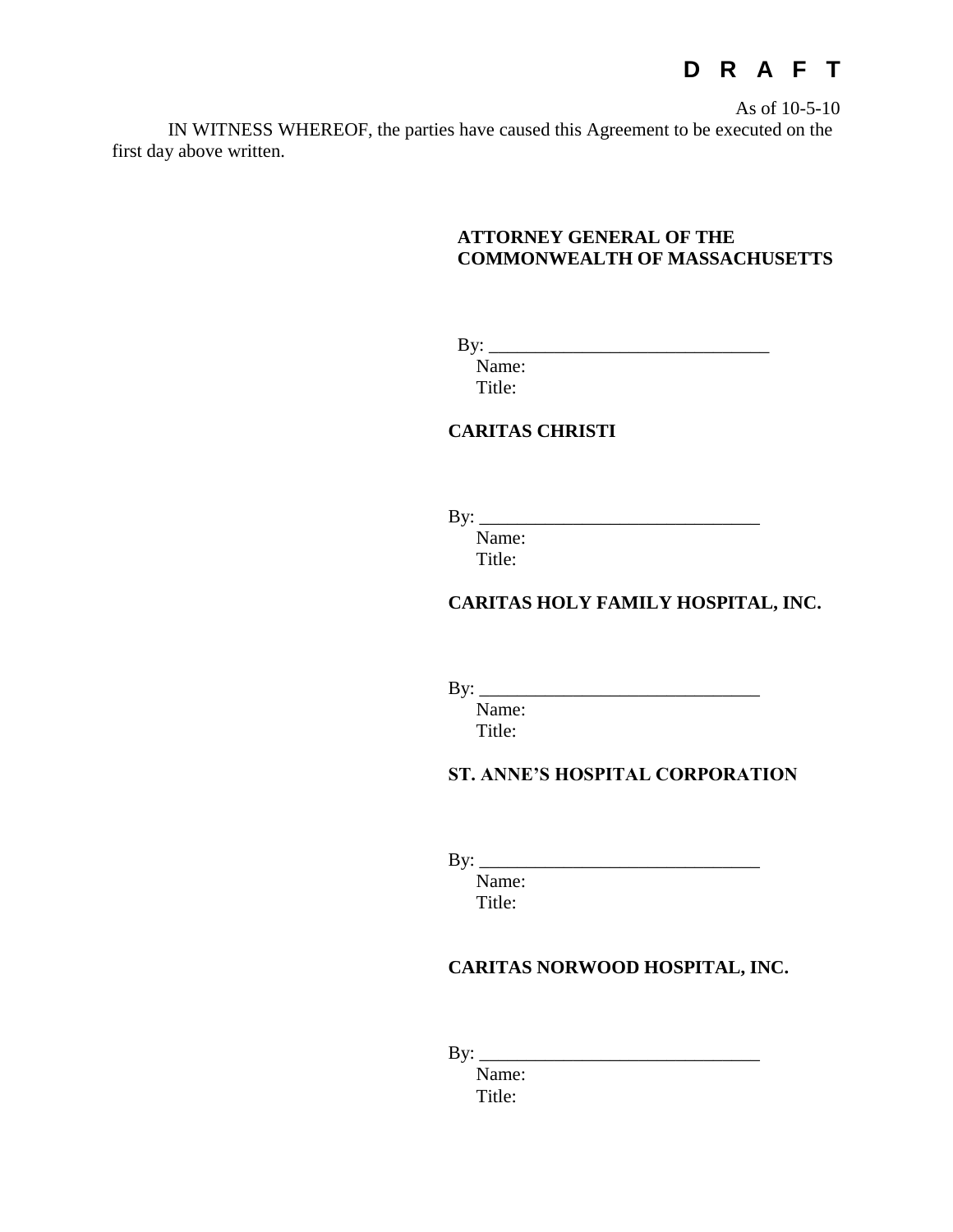**D R A F T**

As of 10-5-10

IN WITNESS WHEREOF, the parties have caused this Agreement to be executed on the first day above written.

**ATTORNEY GENERAL OF THE COMMONWEALTH OF MASSACHUSETTS**

By: ______________________________
Name:
Title:

**CARITAS CHRISTI**

By: ______________________________
Name:
Title:

**CARITAS HOLY FAMILY HOSPITAL, INC.**

By: ______________________________
Name:
Title:

**ST. ANNE'S HOSPITAL CORPORATION**

By: ______________________________
Name:
Title:

**CARITAS NORWOOD HOSPITAL, INC.**

By: ______________________________
Name:
Title: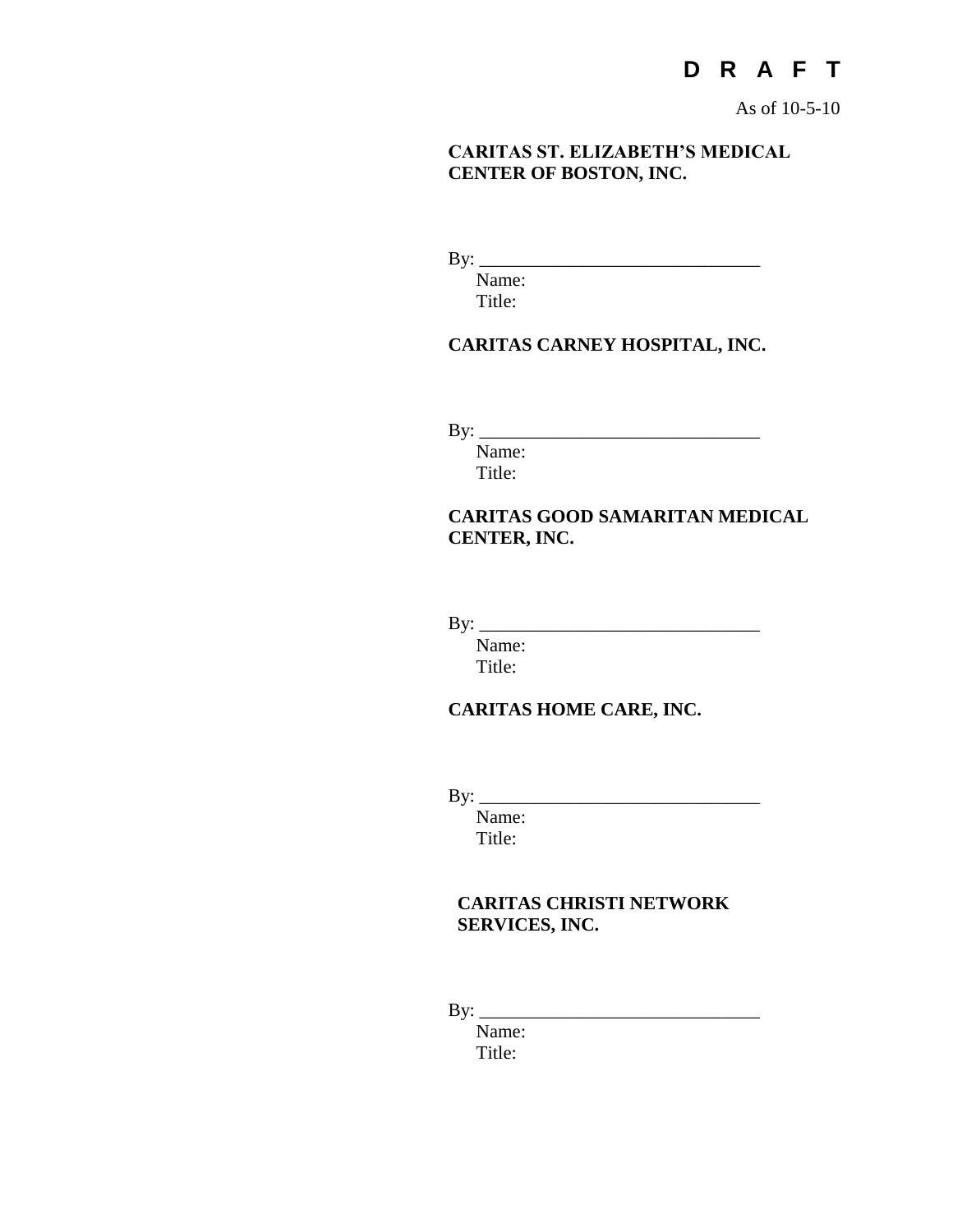**D R A F T**

As of 10-5-10

**CARITAS ST. ELIZABETH'S MEDICAL CENTER OF BOSTON, INC.**

By: ______________________________
Name:
Title:

**CARITAS CARNEY HOSPITAL, INC.**

By: ______________________________
Name:
Title:

**CARITAS GOOD SAMARITAN MEDICAL CENTER, INC.**

By: ______________________________
Name:
Title:

**CARITAS HOME CARE, INC.**

By: ______________________________
Name:
Title:

**CARITAS CHRISTI NETWORK SERVICES, INC.**

By: ______________________________
Name:
Title: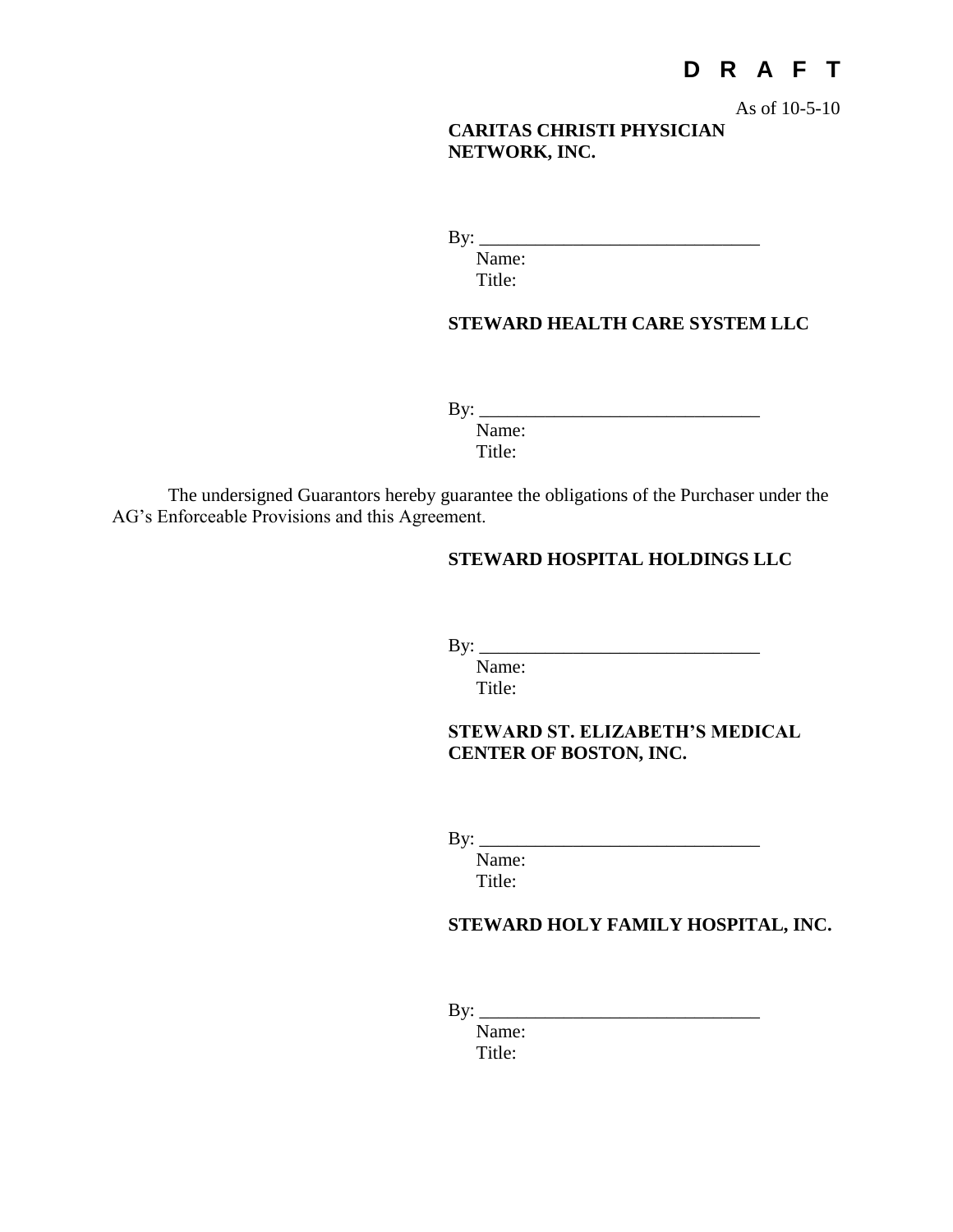**D R A F T**

As of 10-5-10

**CARITAS CHRISTI PHYSICIAN NETWORK, INC.**

By: ______________________________
Name:
Title:

**STEWARD HEALTH CARE SYSTEM LLC**

By: ______________________________
Name:
Title:

The undersigned Guarantors hereby guarantee the obligations of the Purchaser under the AG's Enforceable Provisions and this Agreement.

**STEWARD HOSPITAL HOLDINGS LLC**

By: ______________________________
Name:
Title:

**STEWARD ST. ELIZABETH'S MEDICAL CENTER OF BOSTON, INC.**

By: ______________________________
Name:
Title:

**STEWARD HOLY FAMILY HOSPITAL, INC.**

By: ______________________________
Name:
Title: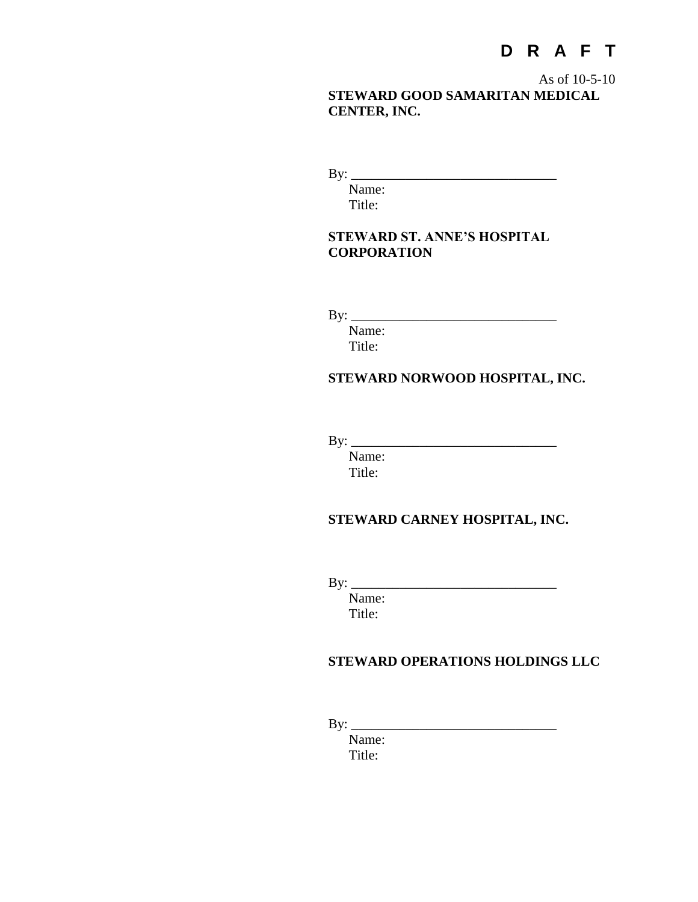**D R A F T**

As of 10-5-10

**STEWARD GOOD SAMARITAN MEDICAL CENTER, INC.**

By: ______________________________
Name:
Title:

**STEWARD ST. ANNE'S HOSPITAL CORPORATION**

By: ______________________________
Name:
Title:

**STEWARD NORWOOD HOSPITAL, INC.**

By: ______________________________
Name:
Title:

**STEWARD CARNEY HOSPITAL, INC.**

By: ______________________________
Name:
Title:

**STEWARD OPERATIONS HOLDINGS LLC**

By: ______________________________
Name:
Title: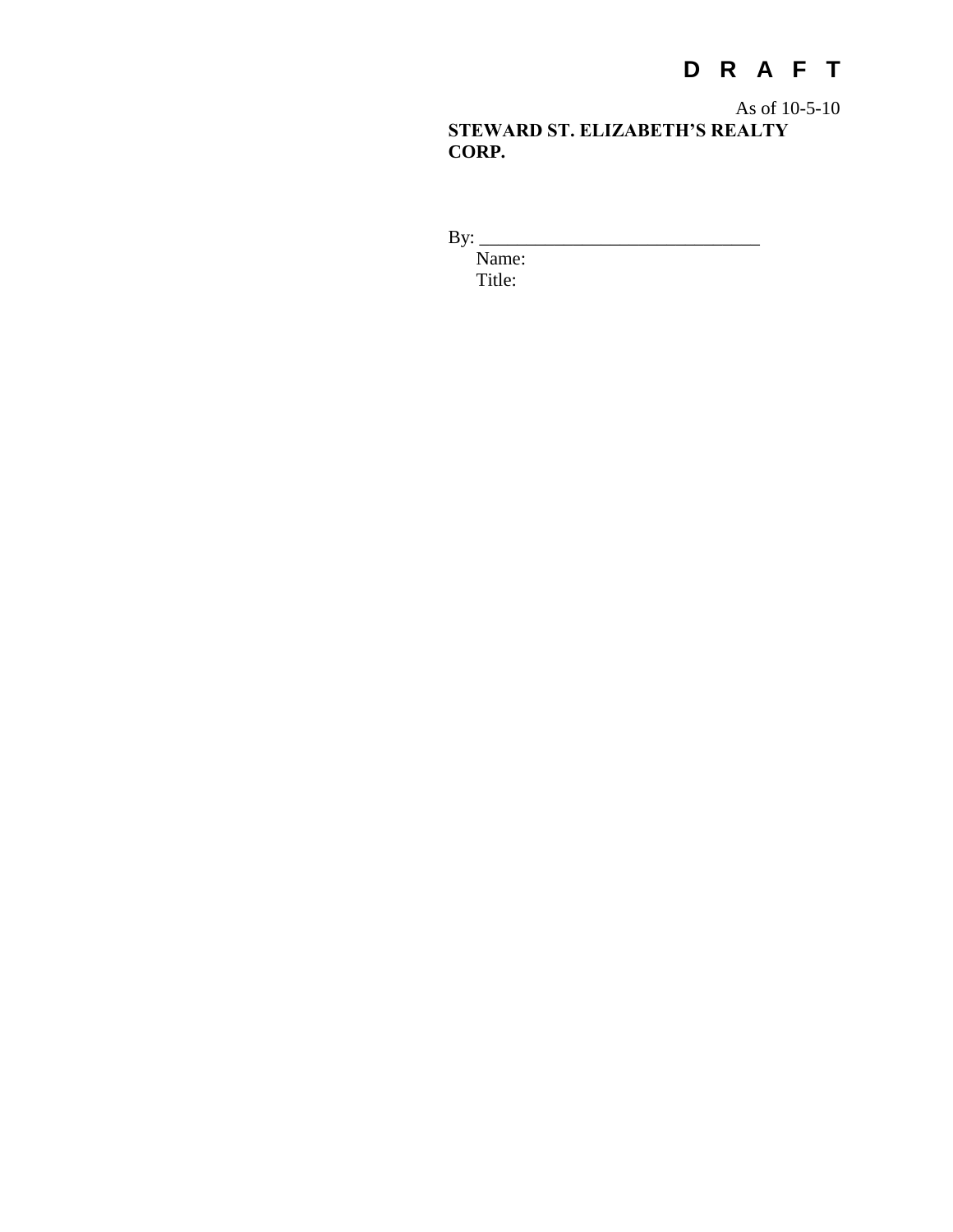**D R A F T**

As of 10-5-10

**STEWARD ST. ELIZABETH'S REALTY CORP.**

By: ______________________________

Name:

Title: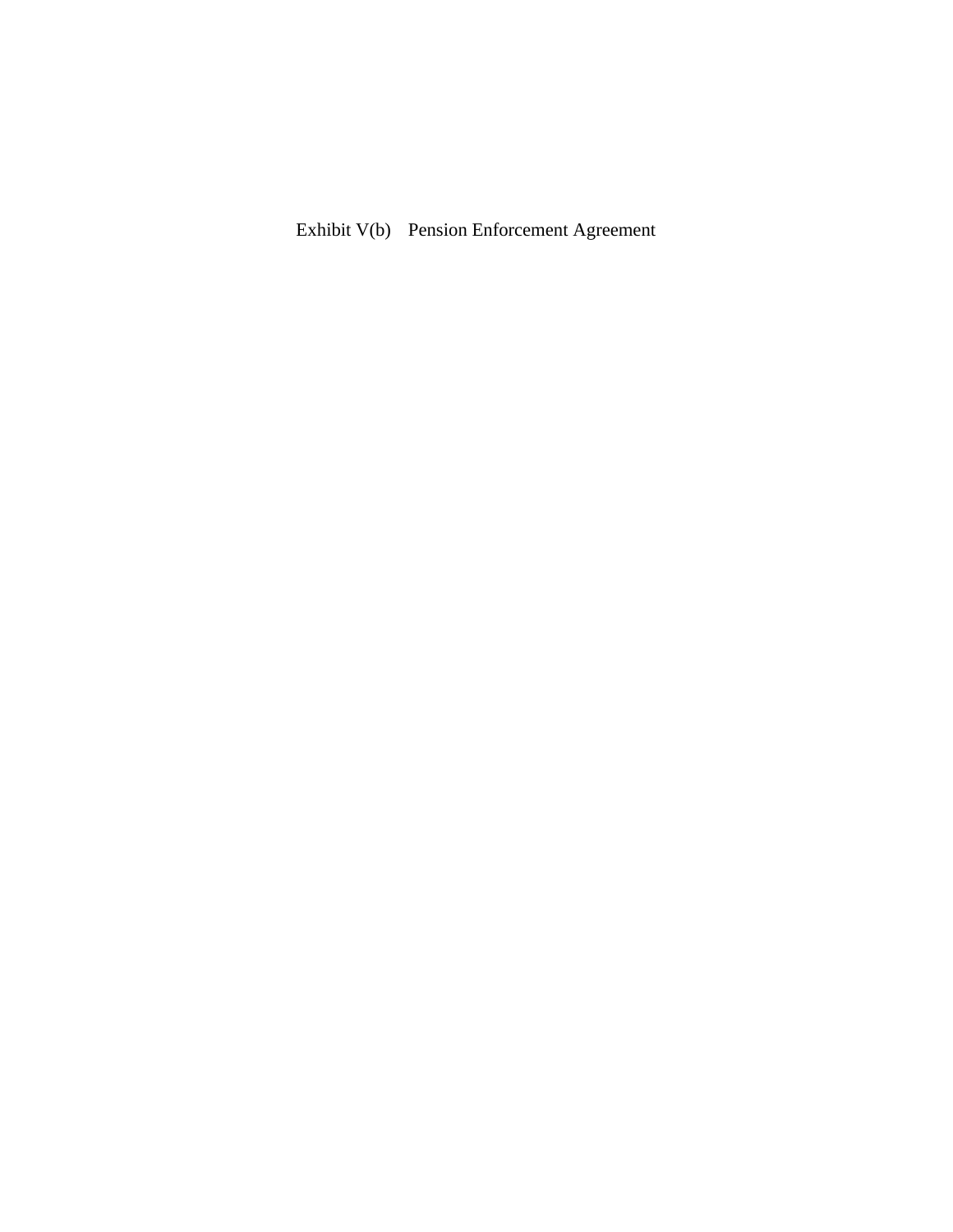Exhibit V(b) Pension Enforcement Agreement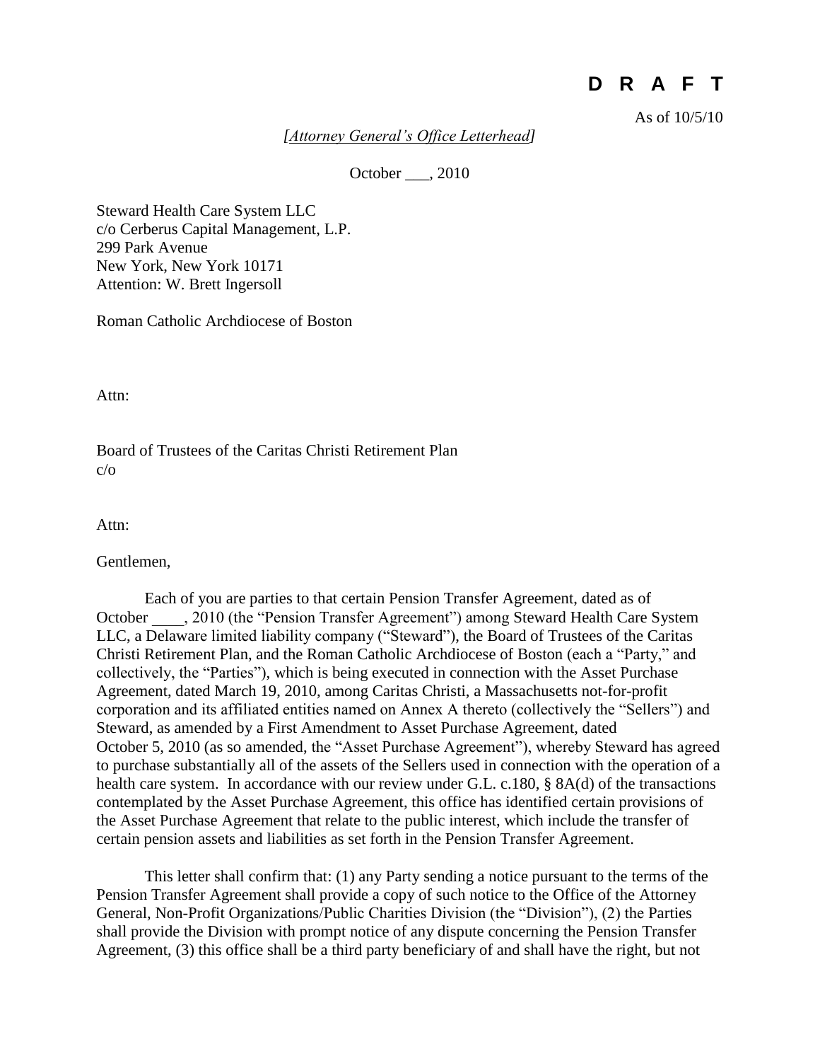**D R A F T**

As of 10/5/10

*[Attorney General's Office Letterhead]*

October ___, 2010

Steward Health Care System LLC
c/o Cerberus Capital Management, L.P.
299 Park Avenue
New York, New York 10171
Attention: W. Brett Ingersoll

Roman Catholic Archdiocese of Boston

Attn:

Board of Trustees of the Caritas Christi Retirement Plan
c/o

Attn:

Gentlemen,

Each of you are parties to that certain Pension Transfer Agreement, dated as of October ____, 2010 (the "Pension Transfer Agreement") among Steward Health Care System LLC, a Delaware limited liability company ("Steward"), the Board of Trustees of the Caritas Christi Retirement Plan, and the Roman Catholic Archdiocese of Boston (each a "Party," and collectively, the "Parties"), which is being executed in connection with the Asset Purchase Agreement, dated March 19, 2010, among Caritas Christi, a Massachusetts not-for-profit corporation and its affiliated entities named on Annex A thereto (collectively the "Sellers") and Steward, as amended by a First Amendment to Asset Purchase Agreement, dated October 5, 2010 (as so amended, the "Asset Purchase Agreement"), whereby Steward has agreed to purchase substantially all of the assets of the Sellers used in connection with the operation of a health care system. In accordance with our review under G.L. c.180, § 8A(d) of the transactions contemplated by the Asset Purchase Agreement, this office has identified certain provisions of the Asset Purchase Agreement that relate to the public interest, which include the transfer of certain pension assets and liabilities as set forth in the Pension Transfer Agreement.

This letter shall confirm that: (1) any Party sending a notice pursuant to the terms of the Pension Transfer Agreement shall provide a copy of such notice to the Office of the Attorney General, Non-Profit Organizations/Public Charities Division (the "Division"), (2) the Parties shall provide the Division with prompt notice of any dispute concerning the Pension Transfer Agreement, (3) this office shall be a third party beneficiary of and shall have the right, but not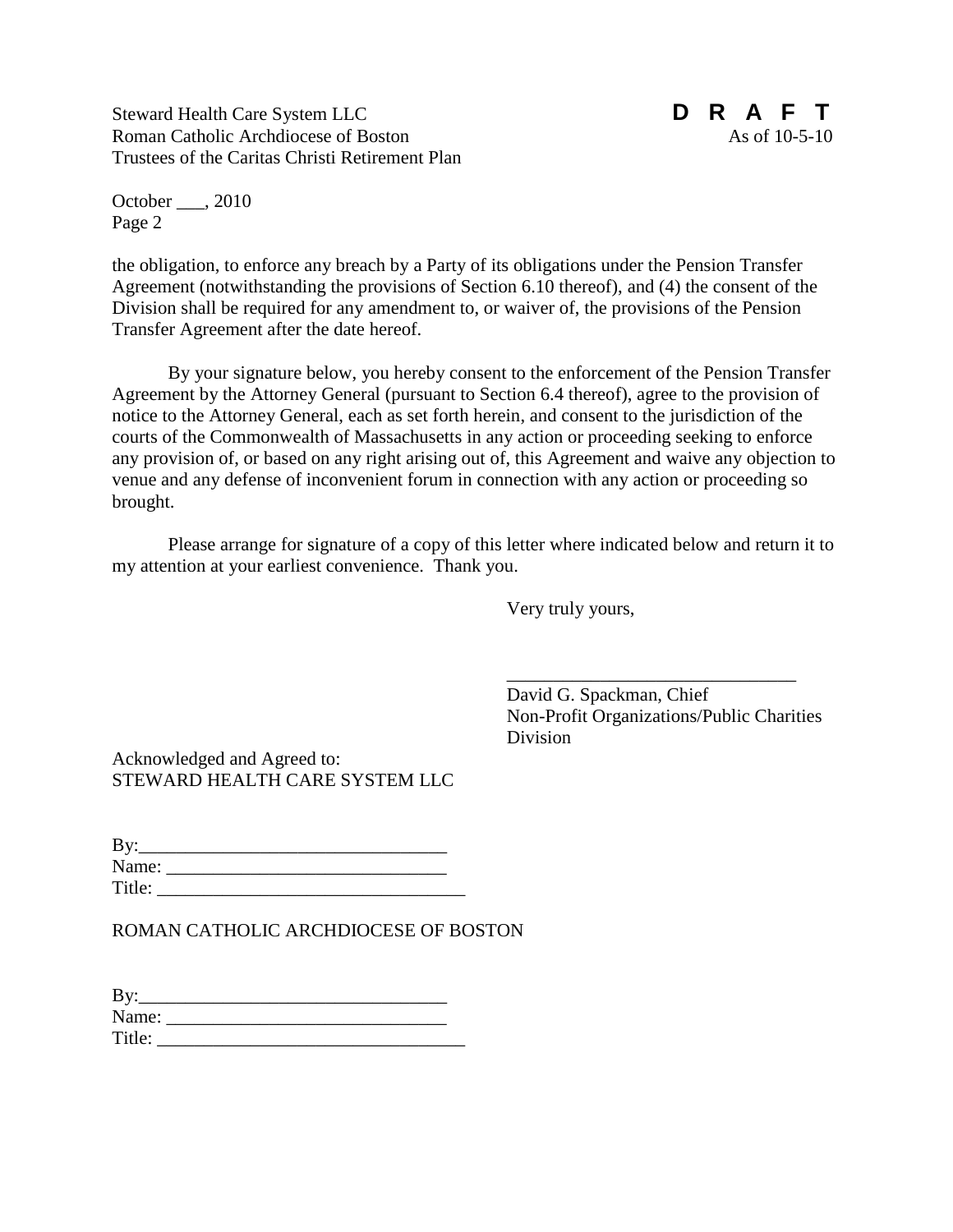the obligation, to enforce any breach by a Party of its obligations under the Pension Transfer Agreement (notwithstanding the provisions of Section 6.10 thereof), and (4) the consent of the Division shall be required for any amendment to, or waiver of, the provisions of the Pension Transfer Agreement after the date hereof.

By your signature below, you hereby consent to the enforcement of the Pension Transfer Agreement by the Attorney General (pursuant to Section 6.4 thereof), agree to the provision of notice to the Attorney General, each as set forth herein, and consent to the jurisdiction of the courts of the Commonwealth of Massachusetts in any action or proceeding seeking to enforce any provision of, or based on any right arising out of, this Agreement and waive any objection to venue and any defense of inconvenient forum in connection with any action or proceeding so brought.

Please arrange for signature of a copy of this letter where indicated below and return it to my attention at your earliest convenience. Thank you.

Very truly yours,

\_\_\_\_\_\_\_\_\_\_\_\_\_\_\_\_\_\_\_\_\_\_\_\_\_\_\_\_\_\_\_\_
David G. Spackman, Chief
Non-Profit Organizations/Public Charities Division

Acknowledged and Agreed to:
STEWARD HEALTH CARE SYSTEM LLC

By:\_\_\_\_\_\_\_\_\_\_\_\_\_\_\_\_\_\_\_\_\_\_\_\_\_\_\_\_\_\_\_\_
Name: \_\_\_\_\_\_\_\_\_\_\_\_\_\_\_\_\_\_\_\_\_\_\_\_\_\_\_\_\_\_
Title: \_\_\_\_\_\_\_\_\_\_\_\_\_\_\_\_\_\_\_\_\_\_\_\_\_\_\_\_\_\_\_\_\_

ROMAN CATHOLIC ARCHDIOCESE OF BOSTON

By:\_\_\_\_\_\_\_\_\_\_\_\_\_\_\_\_\_\_\_\_\_\_\_\_\_\_\_\_\_\_\_\_
Name: \_\_\_\_\_\_\_\_\_\_\_\_\_\_\_\_\_\_\_\_\_\_\_\_\_\_\_\_\_\_
Title: \_\_\_\_\_\_\_\_\_\_\_\_\_\_\_\_\_\_\_\_\_\_\_\_\_\_\_\_\_\_\_\_\_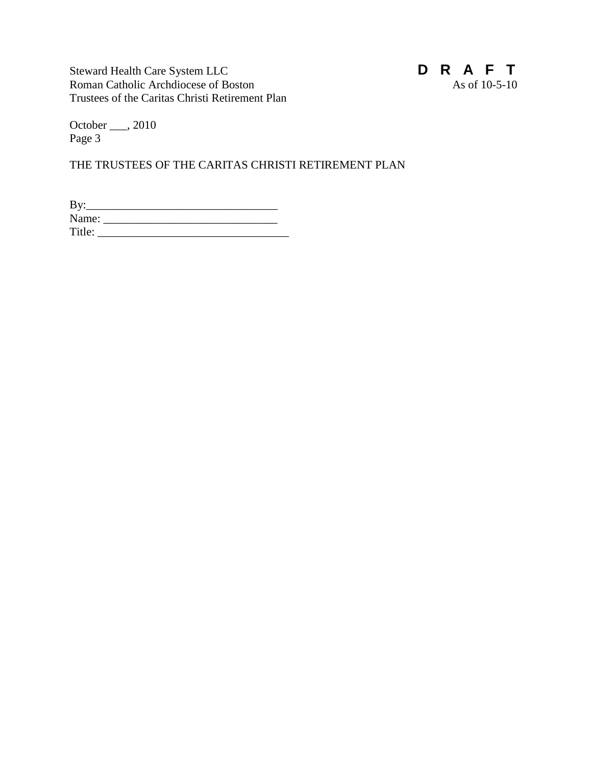THE TRUSTEES OF THE CARITAS CHRISTI RETIREMENT PLAN

By:_________________________________
Name: ______________________________
Title: _________________________________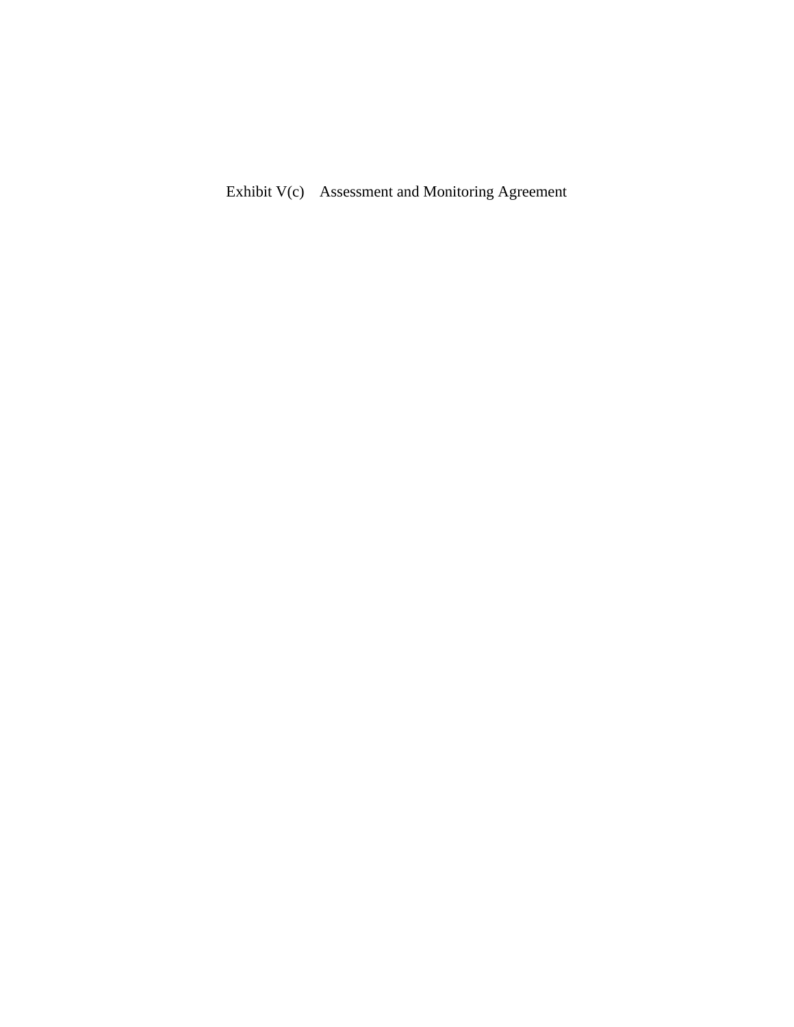# Exhibit V(c) Assessment and Monitoring Agreement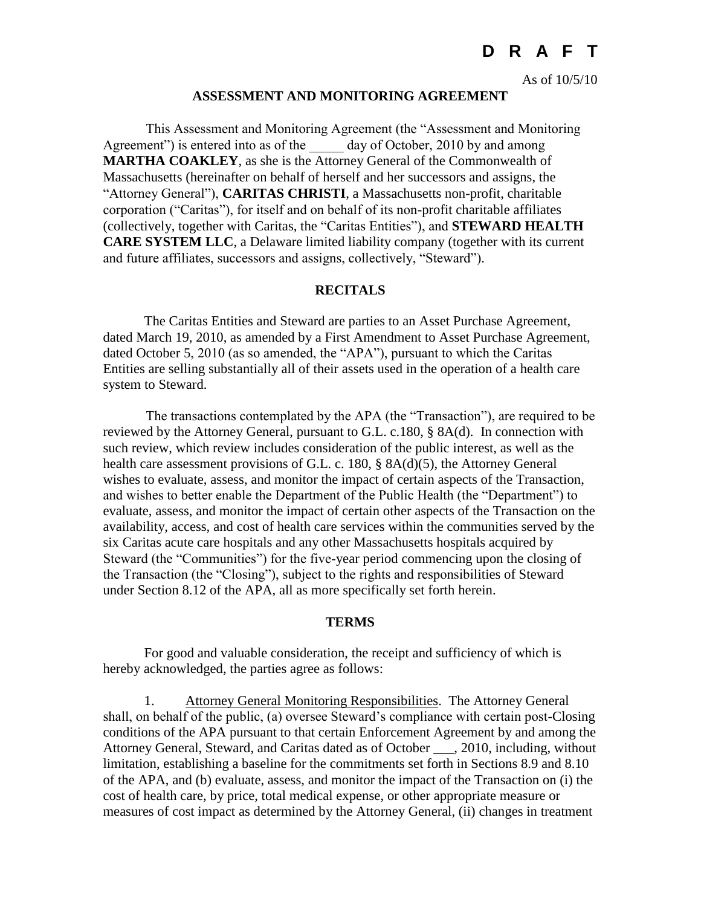**D R A F T**

As of 10/5/10

## ASSESSMENT AND MONITORING AGREEMENT

This Assessment and Monitoring Agreement (the "Assessment and Monitoring Agreement") is entered into as of the _____ day of October, 2010 by and among **MARTHA COAKLEY**, as she is the Attorney General of the Commonwealth of Massachusetts (hereinafter on behalf of herself and her successors and assigns, the "Attorney General"), **CARITAS CHRISTI**, a Massachusetts non-profit, charitable corporation ("Caritas"), for itself and on behalf of its non-profit charitable affiliates (collectively, together with Caritas, the "Caritas Entities"), and **STEWARD HEALTH CARE SYSTEM LLC**, a Delaware limited liability company (together with its current and future affiliates, successors and assigns, collectively, "Steward").

### RECITALS

The Caritas Entities and Steward are parties to an Asset Purchase Agreement, dated March 19, 2010, as amended by a First Amendment to Asset Purchase Agreement, dated October 5, 2010 (as so amended, the "APA"), pursuant to which the Caritas Entities are selling substantially all of their assets used in the operation of a health care system to Steward.

The transactions contemplated by the APA (the "Transaction"), are required to be reviewed by the Attorney General, pursuant to G.L. c.180, § 8A(d). In connection with such review, which review includes consideration of the public interest, as well as the health care assessment provisions of G.L. c. 180, § 8A(d)(5), the Attorney General wishes to evaluate, assess, and monitor the impact of certain aspects of the Transaction, and wishes to better enable the Department of the Public Health (the "Department") to evaluate, assess, and monitor the impact of certain other aspects of the Transaction on the availability, access, and cost of health care services within the communities served by the six Caritas acute care hospitals and any other Massachusetts hospitals acquired by Steward (the "Communities") for the five-year period commencing upon the closing of the Transaction (the "Closing"), subject to the rights and responsibilities of Steward under Section 8.12 of the APA, all as more specifically set forth herein.

### TERMS

For good and valuable consideration, the receipt and sufficiency of which is hereby acknowledged, the parties agree as follows:

1. Attorney General Monitoring Responsibilities. The Attorney General shall, on behalf of the public, (a) oversee Steward's compliance with certain post-Closing conditions of the APA pursuant to that certain Enforcement Agreement by and among the Attorney General, Steward, and Caritas dated as of October ___, 2010, including, without limitation, establishing a baseline for the commitments set forth in Sections 8.9 and 8.10 of the APA, and (b) evaluate, assess, and monitor the impact of the Transaction on (i) the cost of health care, by price, total medical expense, or other appropriate measure or measures of cost impact as determined by the Attorney General, (ii) changes in treatment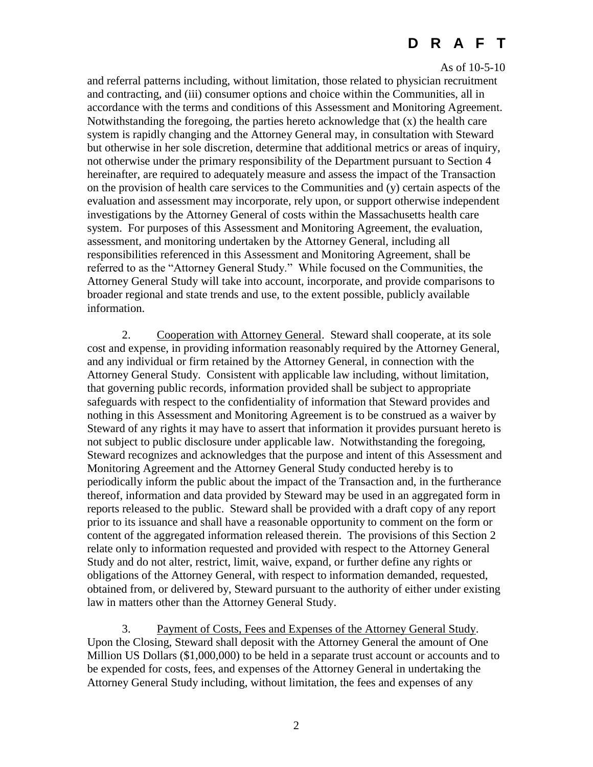and referral patterns including, without limitation, those related to physician recruitment and contracting, and (iii) consumer options and choice within the Communities, all in accordance with the terms and conditions of this Assessment and Monitoring Agreement. Notwithstanding the foregoing, the parties hereto acknowledge that (x) the health care system is rapidly changing and the Attorney General may, in consultation with Steward but otherwise in her sole discretion, determine that additional metrics or areas of inquiry, not otherwise under the primary responsibility of the Department pursuant to Section 4 hereinafter, are required to adequately measure and assess the impact of the Transaction on the provision of health care services to the Communities and (y) certain aspects of the evaluation and assessment may incorporate, rely upon, or support otherwise independent investigations by the Attorney General of costs within the Massachusetts health care system. For purposes of this Assessment and Monitoring Agreement, the evaluation, assessment, and monitoring undertaken by the Attorney General, including all responsibilities referenced in this Assessment and Monitoring Agreement, shall be referred to as the "Attorney General Study." While focused on the Communities, the Attorney General Study will take into account, incorporate, and provide comparisons to broader regional and state trends and use, to the extent possible, publicly available information.

2. Cooperation with Attorney General. Steward shall cooperate, at its sole cost and expense, in providing information reasonably required by the Attorney General, and any individual or firm retained by the Attorney General, in connection with the Attorney General Study. Consistent with applicable law including, without limitation, that governing public records, information provided shall be subject to appropriate safeguards with respect to the confidentiality of information that Steward provides and nothing in this Assessment and Monitoring Agreement is to be construed as a waiver by Steward of any rights it may have to assert that information it provides pursuant hereto is not subject to public disclosure under applicable law. Notwithstanding the foregoing, Steward recognizes and acknowledges that the purpose and intent of this Assessment and Monitoring Agreement and the Attorney General Study conducted hereby is to periodically inform the public about the impact of the Transaction and, in the furtherance thereof, information and data provided by Steward may be used in an aggregated form in reports released to the public. Steward shall be provided with a draft copy of any report prior to its issuance and shall have a reasonable opportunity to comment on the form or content of the aggregated information released therein. The provisions of this Section 2 relate only to information requested and provided with respect to the Attorney General Study and do not alter, restrict, limit, waive, expand, or further define any rights or obligations of the Attorney General, with respect to information demanded, requested, obtained from, or delivered by, Steward pursuant to the authority of either under existing law in matters other than the Attorney General Study.

3. Payment of Costs, Fees and Expenses of the Attorney General Study. Upon the Closing, Steward shall deposit with the Attorney General the amount of One Million US Dollars ($1,000,000) to be held in a separate trust account or accounts and to be expended for costs, fees, and expenses of the Attorney General in undertaking the Attorney General Study including, without limitation, the fees and expenses of any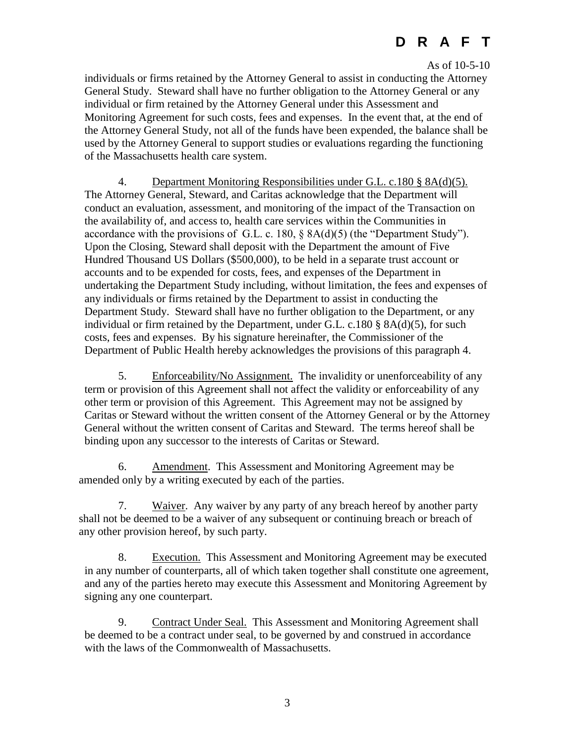**D R A F T**

As of 10-5-10

individuals or firms retained by the Attorney General to assist in conducting the Attorney General Study. Steward shall have no further obligation to the Attorney General or any individual or firm retained by the Attorney General under this Assessment and Monitoring Agreement for such costs, fees and expenses. In the event that, at the end of the Attorney General Study, not all of the funds have been expended, the balance shall be used by the Attorney General to support studies or evaluations regarding the functioning of the Massachusetts health care system.

4. Department Monitoring Responsibilities under G.L. c.180 § 8A(d)(5). The Attorney General, Steward, and Caritas acknowledge that the Department will conduct an evaluation, assessment, and monitoring of the impact of the Transaction on the availability of, and access to, health care services within the Communities in accordance with the provisions of G.L. c. 180, § 8A(d)(5) (the "Department Study"). Upon the Closing, Steward shall deposit with the Department the amount of Five Hundred Thousand US Dollars ($500,000), to be held in a separate trust account or accounts and to be expended for costs, fees, and expenses of the Department in undertaking the Department Study including, without limitation, the fees and expenses of any individuals or firms retained by the Department to assist in conducting the Department Study. Steward shall have no further obligation to the Department, or any individual or firm retained by the Department, under G.L. c.180 § 8A(d)(5), for such costs, fees and expenses. By his signature hereinafter, the Commissioner of the Department of Public Health hereby acknowledges the provisions of this paragraph 4.

5. Enforceability/No Assignment. The invalidity or unenforceability of any term or provision of this Agreement shall not affect the validity or enforceability of any other term or provision of this Agreement. This Agreement may not be assigned by Caritas or Steward without the written consent of the Attorney General or by the Attorney General without the written consent of Caritas and Steward. The terms hereof shall be binding upon any successor to the interests of Caritas or Steward.

6. Amendment. This Assessment and Monitoring Agreement may be amended only by a writing executed by each of the parties.

7. Waiver. Any waiver by any party of any breach hereof by another party shall not be deemed to be a waiver of any subsequent or continuing breach or breach of any other provision hereof, by such party.

8. Execution. This Assessment and Monitoring Agreement may be executed in any number of counterparts, all of which taken together shall constitute one agreement, and any of the parties hereto may execute this Assessment and Monitoring Agreement by signing any one counterpart.

9. Contract Under Seal. This Assessment and Monitoring Agreement shall be deemed to be a contract under seal, to be governed by and construed in accordance with the laws of the Commonwealth of Massachusetts.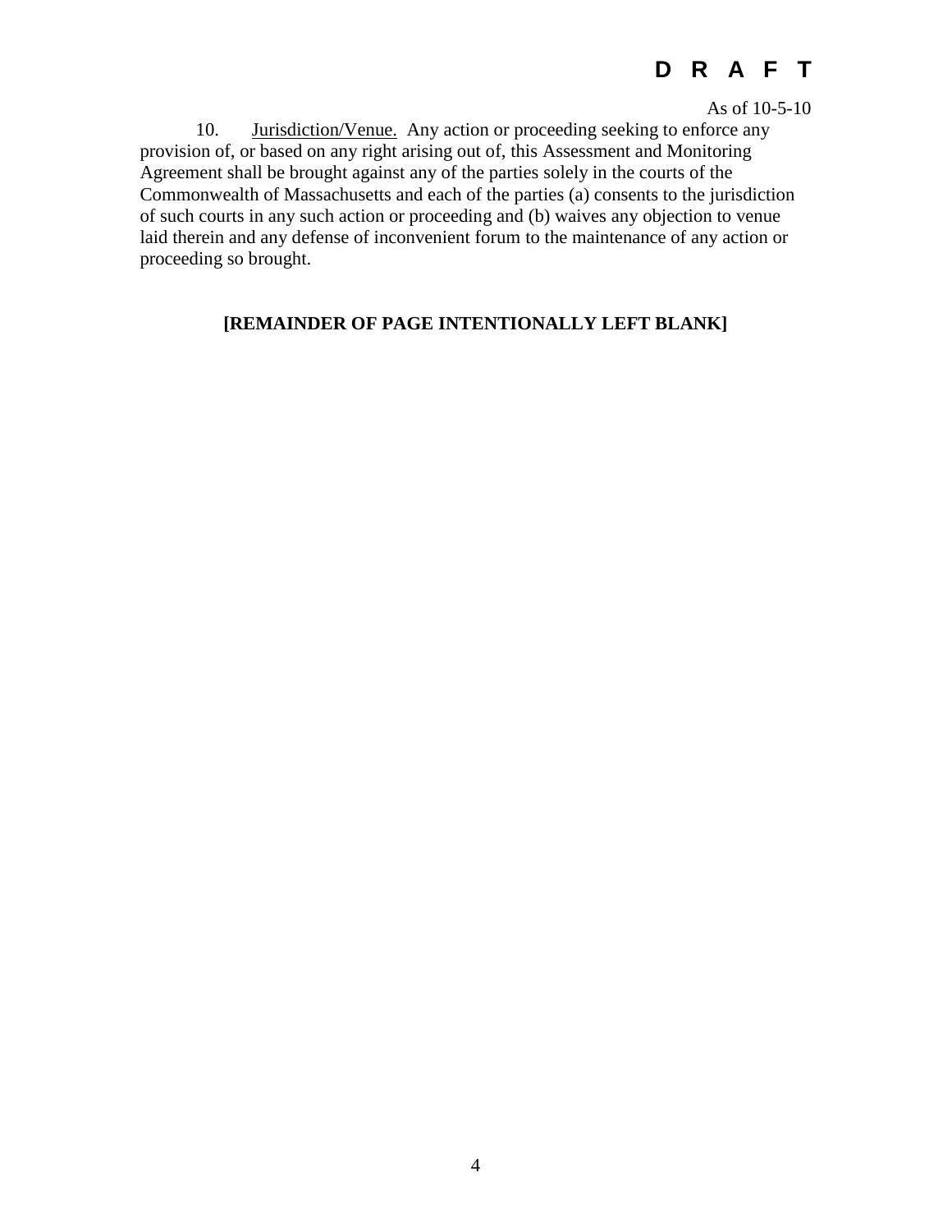**D R A F T**

As of 10-5-10

10. <u>Jurisdiction/Venue.</u> Any action or proceeding seeking to enforce any provision of, or based on any right arising out of, this Assessment and Monitoring Agreement shall be brought against any of the parties solely in the courts of the Commonwealth of Massachusetts and each of the parties (a) consents to the jurisdiction of such courts in any such action or proceeding and (b) waives any objection to venue laid therein and any defense of inconvenient forum to the maintenance of any action or proceeding so brought.

**[REMAINDER OF PAGE INTENTIONALLY LEFT BLANK]**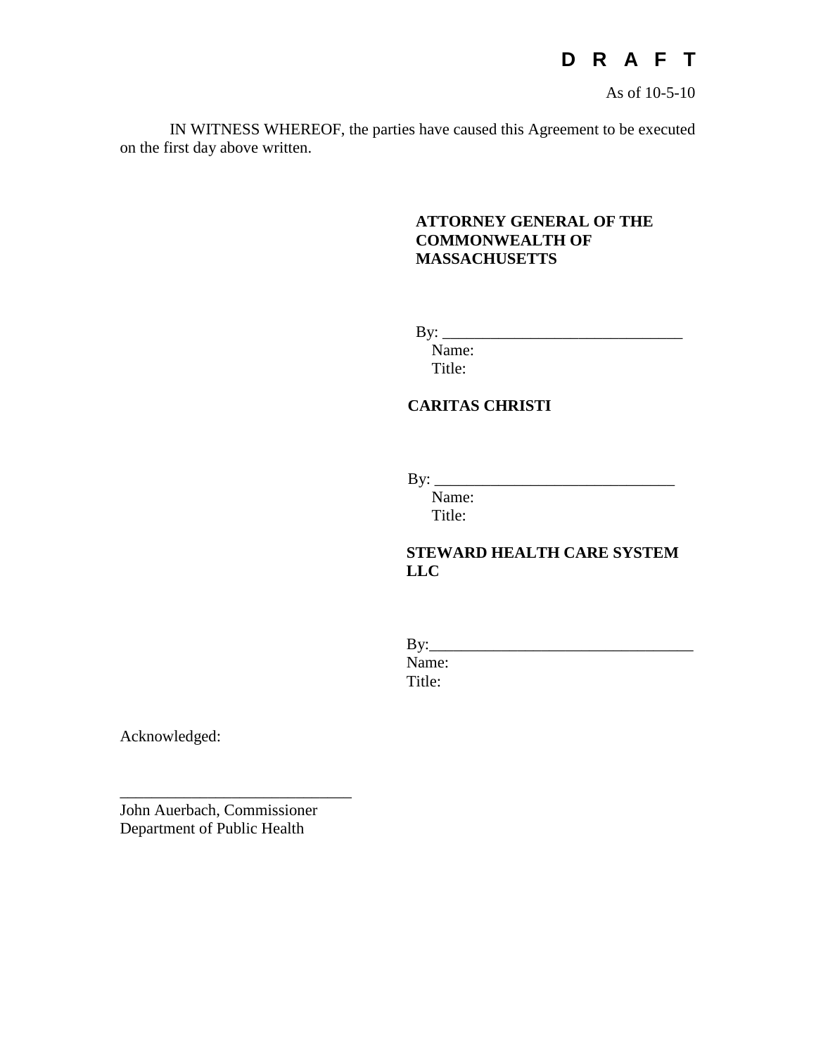**D R A F T**

As of 10-5-10

IN WITNESS WHEREOF, the parties have caused this Agreement to be executed on the first day above written.

**ATTORNEY GENERAL OF THE COMMONWEALTH OF MASSACHUSETTS**

By: _______________________________
Name:
Title:

**CARITAS CHRISTI**

By: _______________________________
Name:
Title:

**STEWARD HEALTH CARE SYSTEM LLC**

By:_________________________________
Name:
Title:

Acknowledged:

_____________________________
John Auerbach, Commissioner
Department of Public Health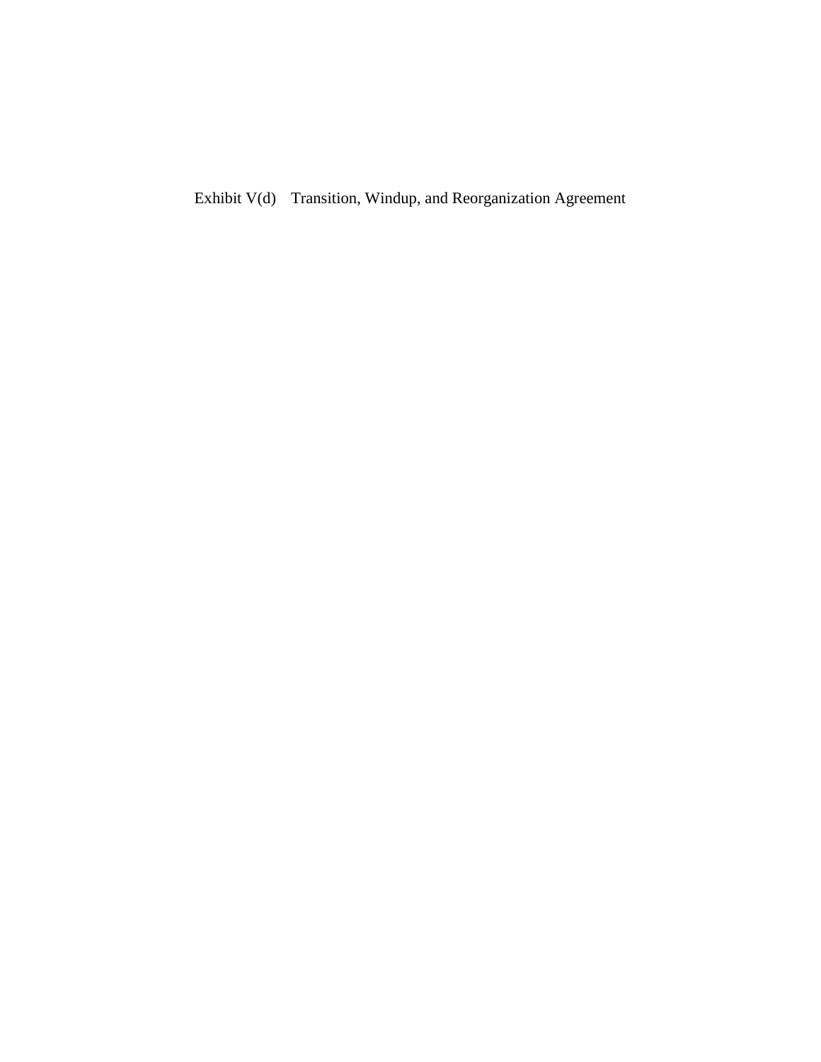# Exhibit V(d) Transition, Windup, and Reorganization Agreement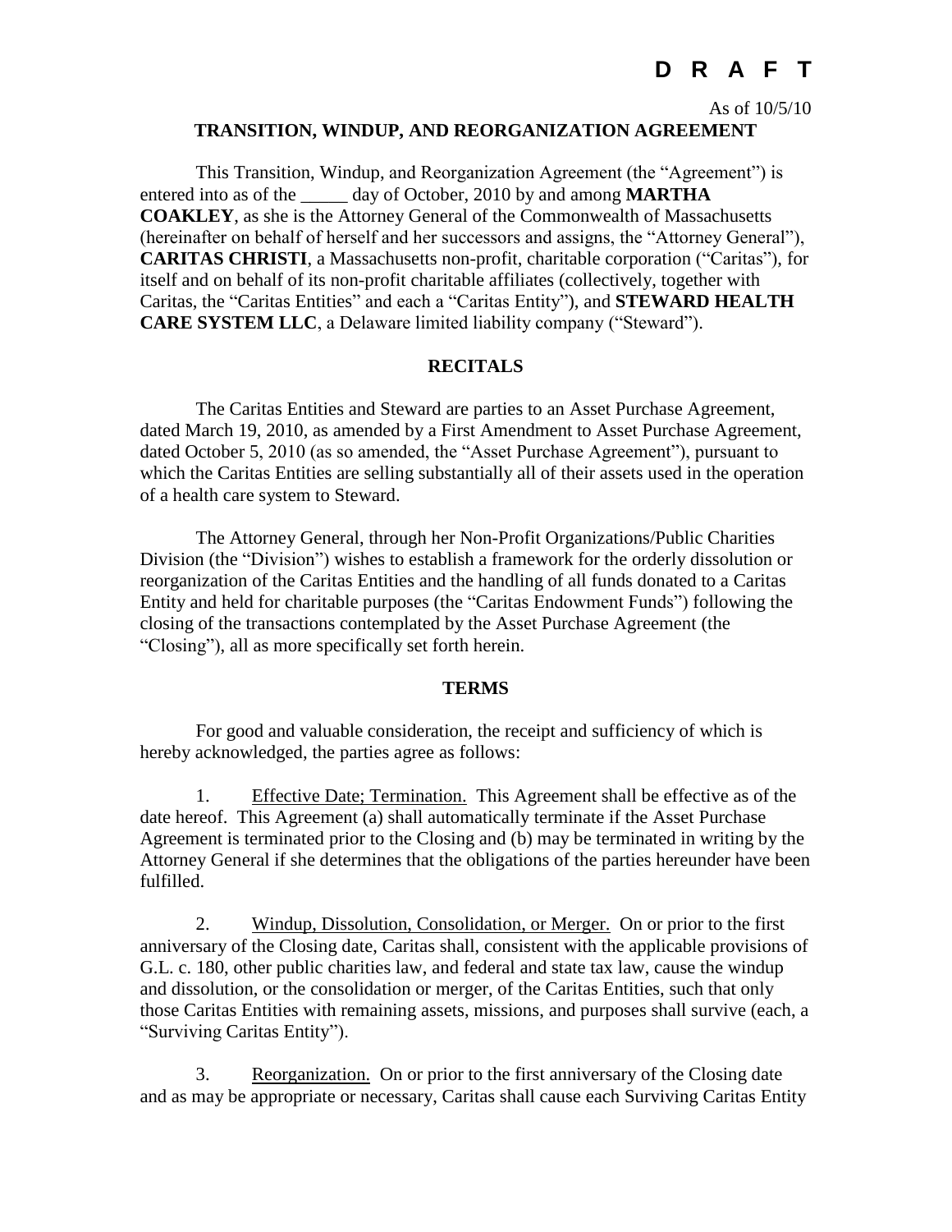**D R A F T**

As of 10/5/10

## TRANSITION, WINDUP, AND REORGANIZATION AGREEMENT

This Transition, Windup, and Reorganization Agreement (the "Agreement") is entered into as of the _____ day of October, 2010 by and among **MARTHA COAKLEY**, as she is the Attorney General of the Commonwealth of Massachusetts (hereinafter on behalf of herself and her successors and assigns, the "Attorney General"), **CARITAS CHRISTI**, a Massachusetts non-profit, charitable corporation ("Caritas"), for itself and on behalf of its non-profit charitable affiliates (collectively, together with Caritas, the "Caritas Entities" and each a "Caritas Entity"), and **STEWARD HEALTH CARE SYSTEM LLC**, a Delaware limited liability company ("Steward").

### RECITALS

The Caritas Entities and Steward are parties to an Asset Purchase Agreement, dated March 19, 2010, as amended by a First Amendment to Asset Purchase Agreement, dated October 5, 2010 (as so amended, the "Asset Purchase Agreement"), pursuant to which the Caritas Entities are selling substantially all of their assets used in the operation of a health care system to Steward.

The Attorney General, through her Non-Profit Organizations/Public Charities Division (the "Division") wishes to establish a framework for the orderly dissolution or reorganization of the Caritas Entities and the handling of all funds donated to a Caritas Entity and held for charitable purposes (the "Caritas Endowment Funds") following the closing of the transactions contemplated by the Asset Purchase Agreement (the "Closing"), all as more specifically set forth herein.

### TERMS

For good and valuable consideration, the receipt and sufficiency of which is hereby acknowledged, the parties agree as follows:

1. Effective Date; Termination. This Agreement shall be effective as of the date hereof. This Agreement (a) shall automatically terminate if the Asset Purchase Agreement is terminated prior to the Closing and (b) may be terminated in writing by the Attorney General if she determines that the obligations of the parties hereunder have been fulfilled.

2. Windup, Dissolution, Consolidation, or Merger. On or prior to the first anniversary of the Closing date, Caritas shall, consistent with the applicable provisions of G.L. c. 180, other public charities law, and federal and state tax law, cause the windup and dissolution, or the consolidation or merger, of the Caritas Entities, such that only those Caritas Entities with remaining assets, missions, and purposes shall survive (each, a "Surviving Caritas Entity").

3. Reorganization. On or prior to the first anniversary of the Closing date and as may be appropriate or necessary, Caritas shall cause each Surviving Caritas Entity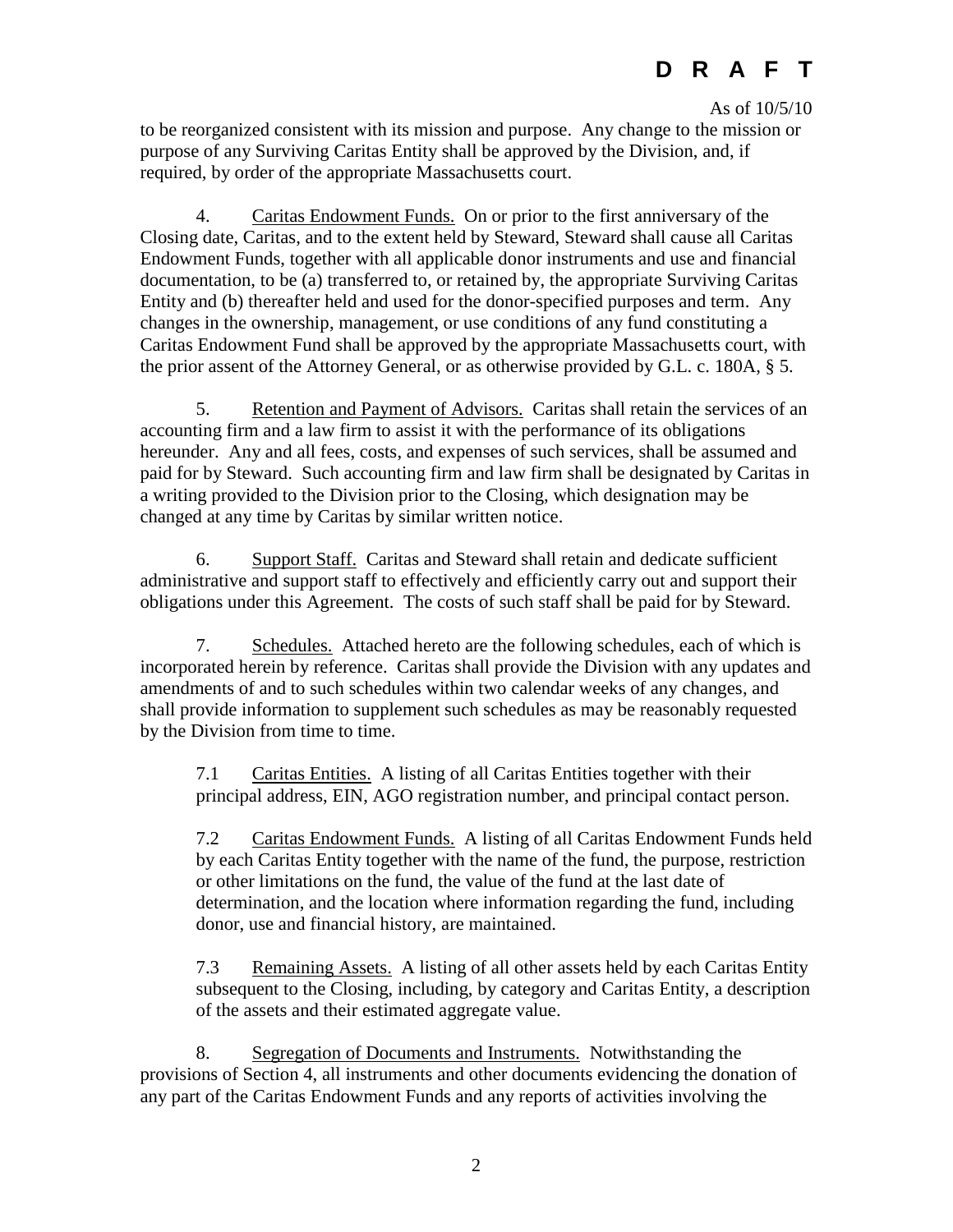to be reorganized consistent with its mission and purpose. Any change to the mission or purpose of any Surviving Caritas Entity shall be approved by the Division, and, if required, by order of the appropriate Massachusetts court.

4. Caritas Endowment Funds. On or prior to the first anniversary of the Closing date, Caritas, and to the extent held by Steward, Steward shall cause all Caritas Endowment Funds, together with all applicable donor instruments and use and financial documentation, to be (a) transferred to, or retained by, the appropriate Surviving Caritas Entity and (b) thereafter held and used for the donor-specified purposes and term. Any changes in the ownership, management, or use conditions of any fund constituting a Caritas Endowment Fund shall be approved by the appropriate Massachusetts court, with the prior assent of the Attorney General, or as otherwise provided by G.L. c. 180A, § 5.

5. Retention and Payment of Advisors. Caritas shall retain the services of an accounting firm and a law firm to assist it with the performance of its obligations hereunder. Any and all fees, costs, and expenses of such services, shall be assumed and paid for by Steward. Such accounting firm and law firm shall be designated by Caritas in a writing provided to the Division prior to the Closing, which designation may be changed at any time by Caritas by similar written notice.

6. Support Staff. Caritas and Steward shall retain and dedicate sufficient administrative and support staff to effectively and efficiently carry out and support their obligations under this Agreement. The costs of such staff shall be paid for by Steward.

7. Schedules. Attached hereto are the following schedules, each of which is incorporated herein by reference. Caritas shall provide the Division with any updates and amendments of and to such schedules within two calendar weeks of any changes, and shall provide information to supplement such schedules as may be reasonably requested by the Division from time to time.

7.1 Caritas Entities. A listing of all Caritas Entities together with their principal address, EIN, AGO registration number, and principal contact person.

7.2 Caritas Endowment Funds. A listing of all Caritas Endowment Funds held by each Caritas Entity together with the name of the fund, the purpose, restriction or other limitations on the fund, the value of the fund at the last date of determination, and the location where information regarding the fund, including donor, use and financial history, are maintained.

7.3 Remaining Assets. A listing of all other assets held by each Caritas Entity subsequent to the Closing, including, by category and Caritas Entity, a description of the assets and their estimated aggregate value.

8. Segregation of Documents and Instruments. Notwithstanding the provisions of Section 4, all instruments and other documents evidencing the donation of any part of the Caritas Endowment Funds and any reports of activities involving the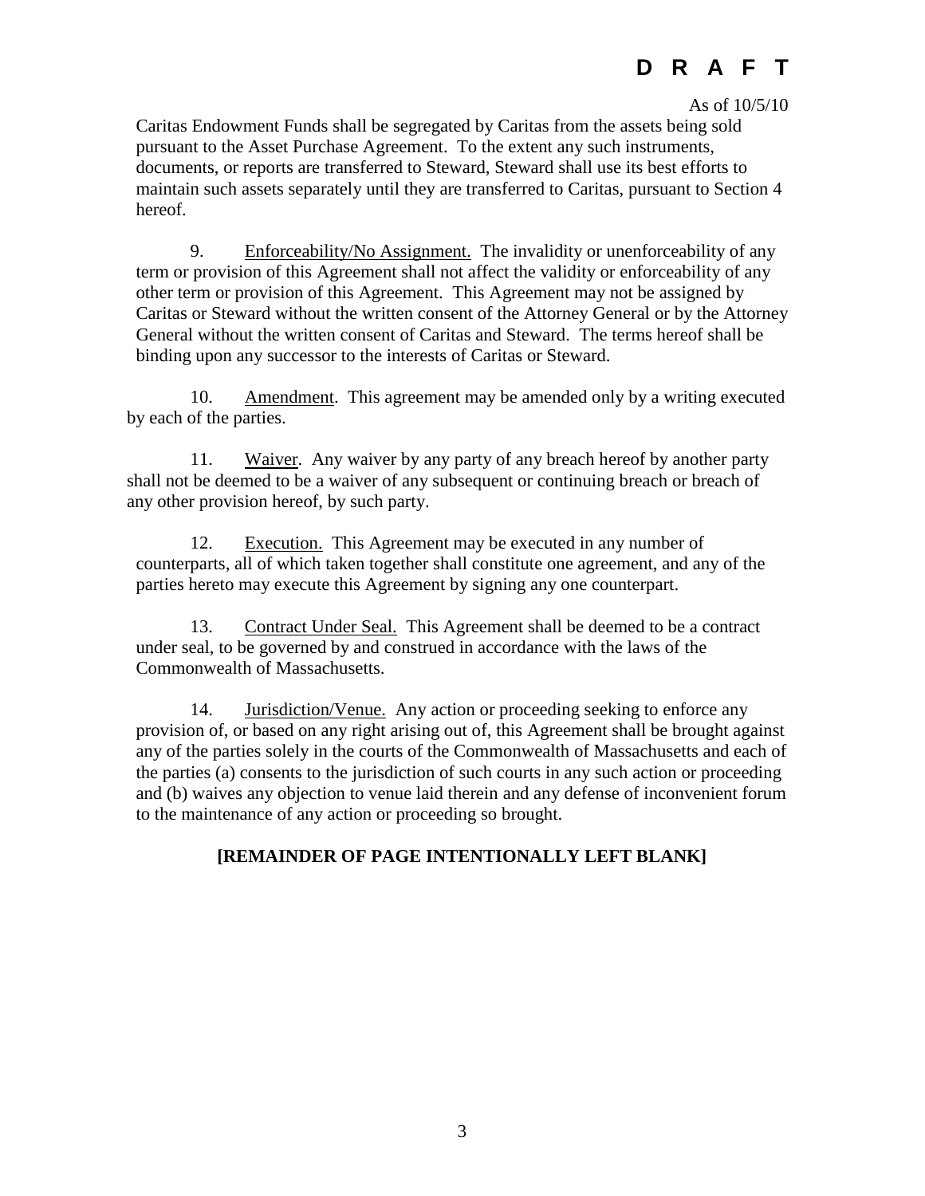**D R A F T**

As of 10/5/10

Caritas Endowment Funds shall be segregated by Caritas from the assets being sold pursuant to the Asset Purchase Agreement. To the extent any such instruments, documents, or reports are transferred to Steward, Steward shall use its best efforts to maintain such assets separately until they are transferred to Caritas, pursuant to Section 4 hereof.

9. Enforceability/No Assignment. The invalidity or unenforceability of any term or provision of this Agreement shall not affect the validity or enforceability of any other term or provision of this Agreement. This Agreement may not be assigned by Caritas or Steward without the written consent of the Attorney General or by the Attorney General without the written consent of Caritas and Steward. The terms hereof shall be binding upon any successor to the interests of Caritas or Steward.

10. Amendment. This agreement may be amended only by a writing executed by each of the parties.

11. Waiver. Any waiver by any party of any breach hereof by another party shall not be deemed to be a waiver of any subsequent or continuing breach or breach of any other provision hereof, by such party.

12. Execution. This Agreement may be executed in any number of counterparts, all of which taken together shall constitute one agreement, and any of the parties hereto may execute this Agreement by signing any one counterpart.

13. Contract Under Seal. This Agreement shall be deemed to be a contract under seal, to be governed by and construed in accordance with the laws of the Commonwealth of Massachusetts.

14. Jurisdiction/Venue. Any action or proceeding seeking to enforce any provision of, or based on any right arising out of, this Agreement shall be brought against any of the parties solely in the courts of the Commonwealth of Massachusetts and each of the parties (a) consents to the jurisdiction of such courts in any such action or proceeding and (b) waives any objection to venue laid therein and any defense of inconvenient forum to the maintenance of any action or proceeding so brought.

**[REMAINDER OF PAGE INTENTIONALLY LEFT BLANK]**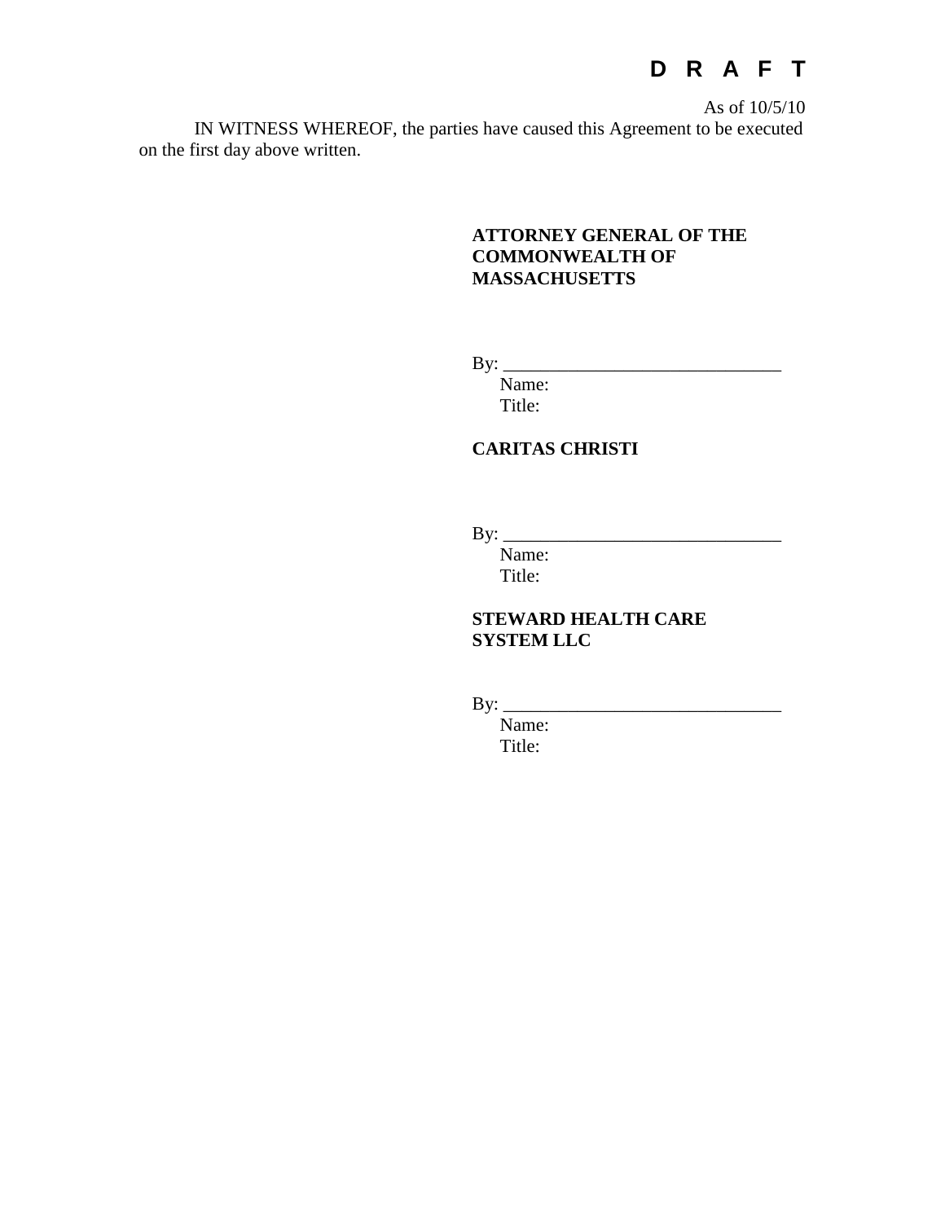**D R A F T**

As of 10/5/10

IN WITNESS WHEREOF, the parties have caused this Agreement to be executed on the first day above written.

**ATTORNEY GENERAL OF THE COMMONWEALTH OF MASSACHUSETTS**

By: ______________________________
Name:
Title:

**CARITAS CHRISTI**

By: ______________________________
Name:
Title:

**STEWARD HEALTH CARE SYSTEM LLC**

By: ______________________________
Name:
Title: